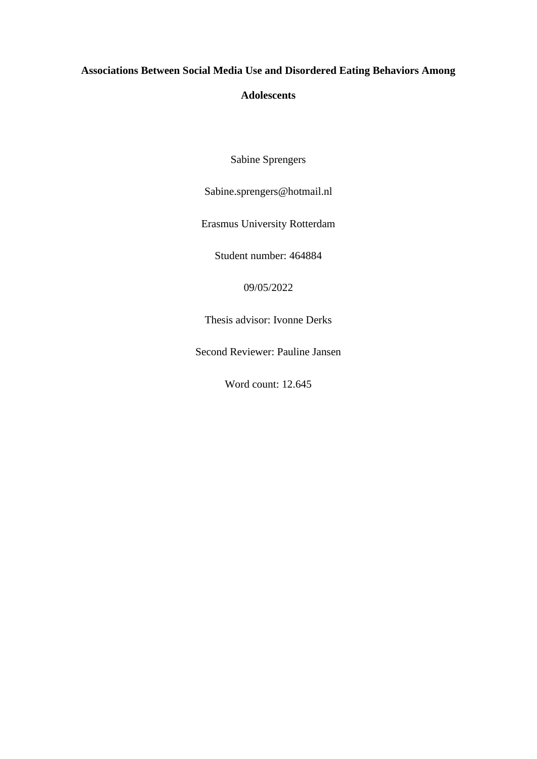# Associations Between Social Media Use and Disordered Eating Behaviors Among Adolescents

Sabine Sprengers

Sabine.sprengers@hotmail.nl

Erasmus University Rotterdam

Student number: 464884

09/05/2022

Thesis advisor: Ivonne Derks

Second Reviewer: Pauline Jansen

Word count: 12.645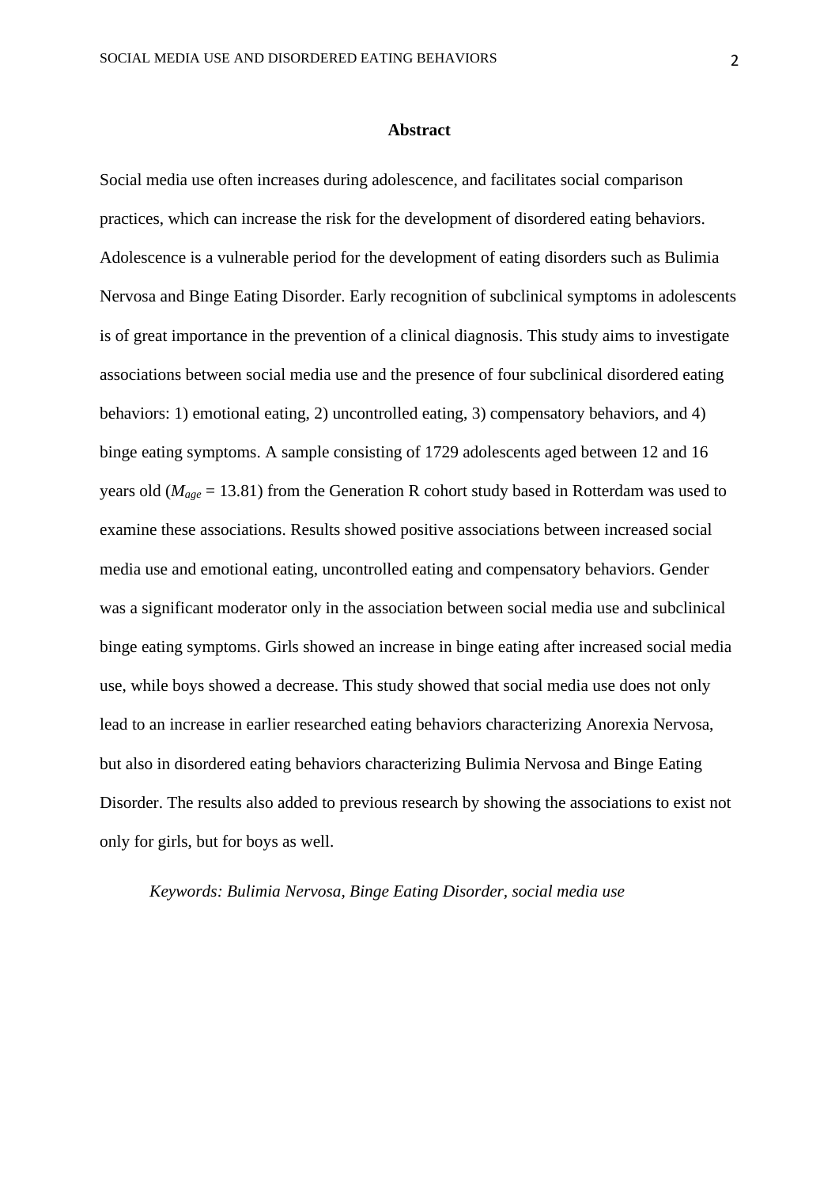## Abstract

Social media use often increases during adolescence, and facilitates social comparison practices, which can increase the risk for the development of disordered eating behaviors. Adolescence is a vulnerable period for the development of eating disorders such as Bulimia Nervosa and Binge Eating Disorder. Early recognition of subclinical symptoms in adolescents is of great importance in the prevention of a clinical diagnosis. This study aims to investigate associations between social media use and the presence of four subclinical disordered eating behaviors: 1) emotional eating, 2) uncontrolled eating, 3) compensatory behaviors, and 4) binge eating symptoms. A sample consisting of 1729 adolescents aged between 12 and 16 years old ($M_{age}$ = 13.81) from the Generation R cohort study based in Rotterdam was used to examine these associations. Results showed positive associations between increased social media use and emotional eating, uncontrolled eating and compensatory behaviors. Gender was a significant moderator only in the association between social media use and subclinical binge eating symptoms. Girls showed an increase in binge eating after increased social media use, while boys showed a decrease. This study showed that social media use does not only lead to an increase in earlier researched eating behaviors characterizing Anorexia Nervosa, but also in disordered eating behaviors characterizing Bulimia Nervosa and Binge Eating Disorder. The results also added to previous research by showing the associations to exist not only for girls, but for boys as well.

*Keywords: Bulimia Nervosa, Binge Eating Disorder, social media use*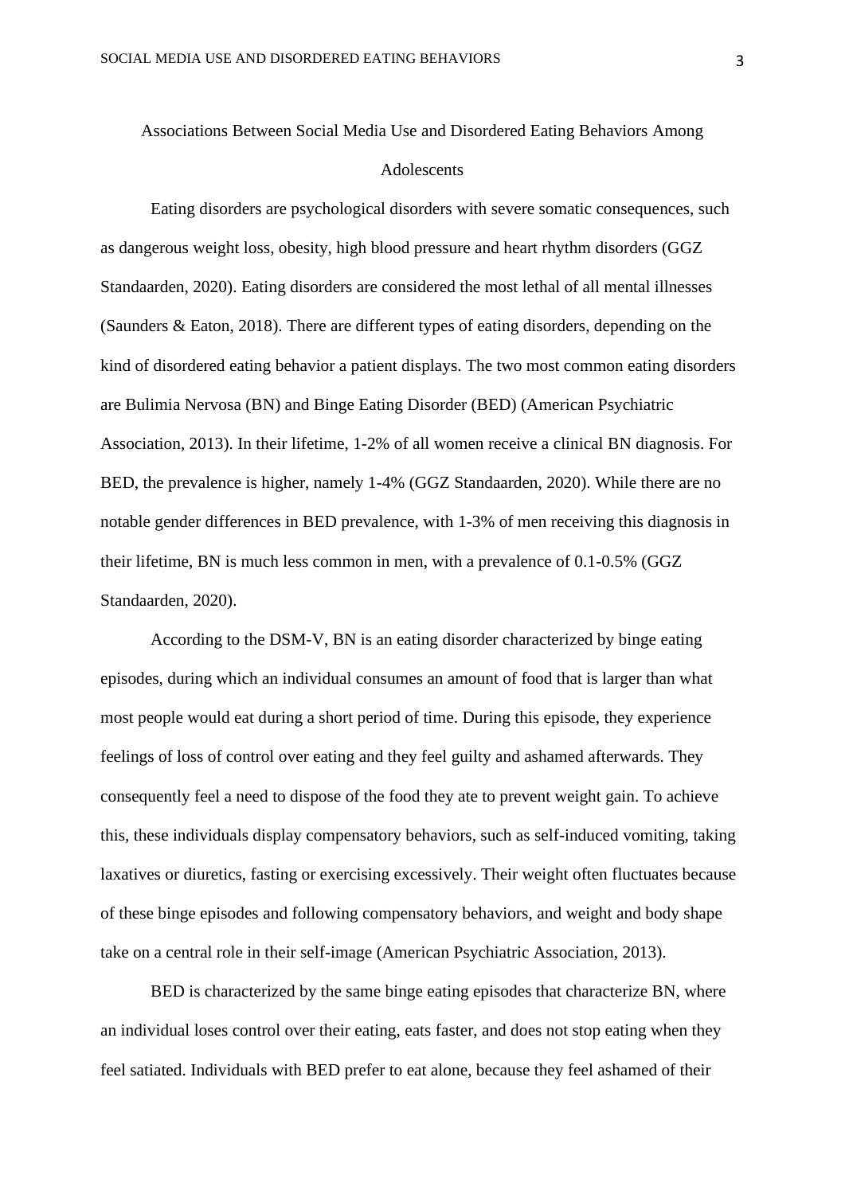# Associations Between Social Media Use and Disordered Eating Behaviors Among Adolescents

Eating disorders are psychological disorders with severe somatic consequences, such as dangerous weight loss, obesity, high blood pressure and heart rhythm disorders (GGZ Standaarden, 2020). Eating disorders are considered the most lethal of all mental illnesses (Saunders & Eaton, 2018). There are different types of eating disorders, depending on the kind of disordered eating behavior a patient displays. The two most common eating disorders are Bulimia Nervosa (BN) and Binge Eating Disorder (BED) (American Psychiatric Association, 2013). In their lifetime, 1-2% of all women receive a clinical BN diagnosis. For BED, the prevalence is higher, namely 1-4% (GGZ Standaarden, 2020). While there are no notable gender differences in BED prevalence, with 1-3% of men receiving this diagnosis in their lifetime, BN is much less common in men, with a prevalence of 0.1-0.5% (GGZ Standaarden, 2020).

According to the DSM-V, BN is an eating disorder characterized by binge eating episodes, during which an individual consumes an amount of food that is larger than what most people would eat during a short period of time. During this episode, they experience feelings of loss of control over eating and they feel guilty and ashamed afterwards. They consequently feel a need to dispose of the food they ate to prevent weight gain. To achieve this, these individuals display compensatory behaviors, such as self-induced vomiting, taking laxatives or diuretics, fasting or exercising excessively. Their weight often fluctuates because of these binge episodes and following compensatory behaviors, and weight and body shape take on a central role in their self-image (American Psychiatric Association, 2013).

BED is characterized by the same binge eating episodes that characterize BN, where an individual loses control over their eating, eats faster, and does not stop eating when they feel satiated. Individuals with BED prefer to eat alone, because they feel ashamed of their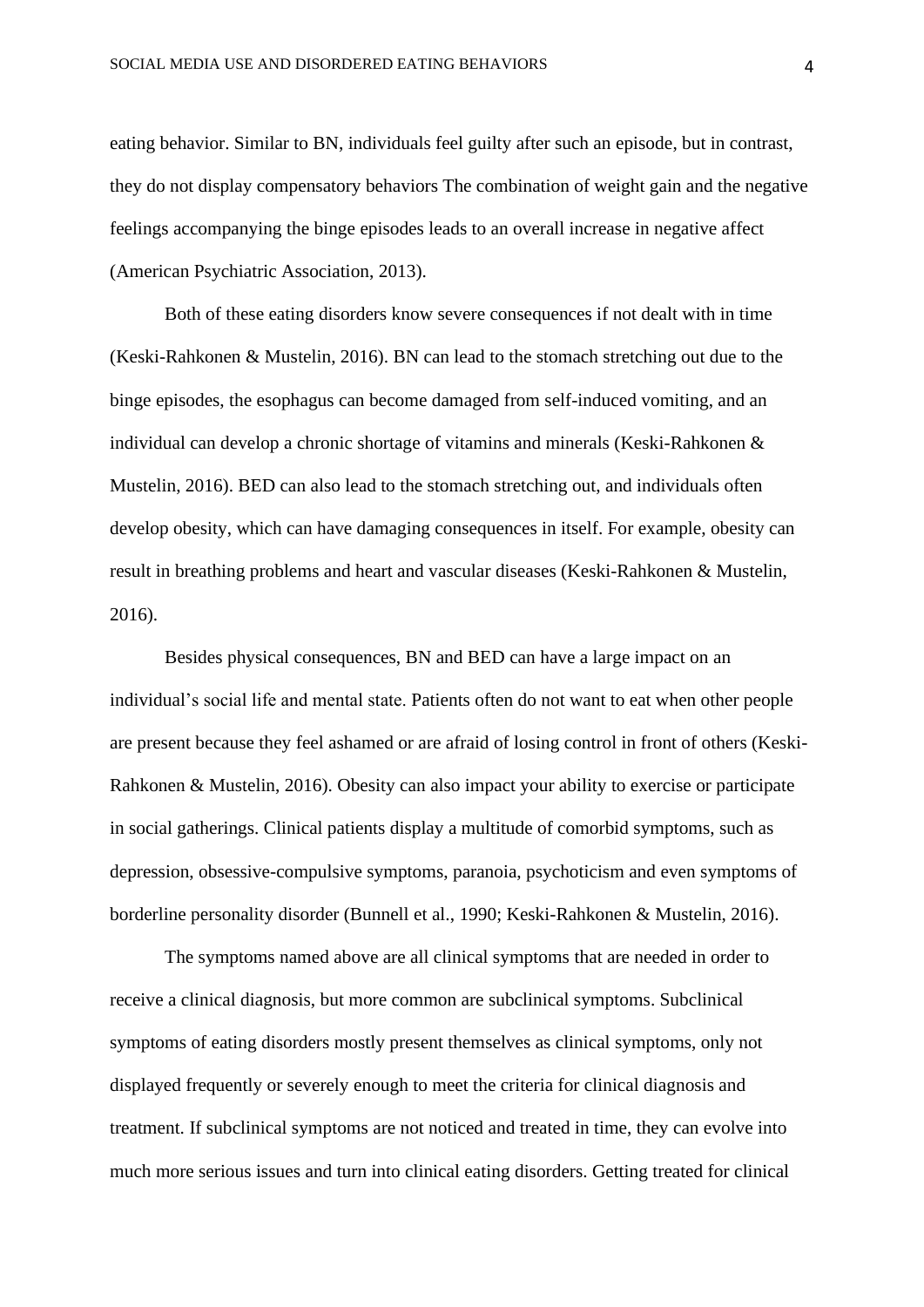eating behavior. Similar to BN, individuals feel guilty after such an episode, but in contrast, they do not display compensatory behaviors The combination of weight gain and the negative feelings accompanying the binge episodes leads to an overall increase in negative affect (American Psychiatric Association, 2013).

Both of these eating disorders know severe consequences if not dealt with in time (Keski-Rahkonen & Mustelin, 2016). BN can lead to the stomach stretching out due to the binge episodes, the esophagus can become damaged from self-induced vomiting, and an individual can develop a chronic shortage of vitamins and minerals (Keski-Rahkonen & Mustelin, 2016). BED can also lead to the stomach stretching out, and individuals often develop obesity, which can have damaging consequences in itself. For example, obesity can result in breathing problems and heart and vascular diseases (Keski-Rahkonen & Mustelin, 2016).

Besides physical consequences, BN and BED can have a large impact on an individual's social life and mental state. Patients often do not want to eat when other people are present because they feel ashamed or are afraid of losing control in front of others (Keski-Rahkonen & Mustelin, 2016). Obesity can also impact your ability to exercise or participate in social gatherings. Clinical patients display a multitude of comorbid symptoms, such as depression, obsessive-compulsive symptoms, paranoia, psychoticism and even symptoms of borderline personality disorder (Bunnell et al., 1990; Keski-Rahkonen & Mustelin, 2016).

The symptoms named above are all clinical symptoms that are needed in order to receive a clinical diagnosis, but more common are subclinical symptoms. Subclinical symptoms of eating disorders mostly present themselves as clinical symptoms, only not displayed frequently or severely enough to meet the criteria for clinical diagnosis and treatment. If subclinical symptoms are not noticed and treated in time, they can evolve into much more serious issues and turn into clinical eating disorders. Getting treated for clinical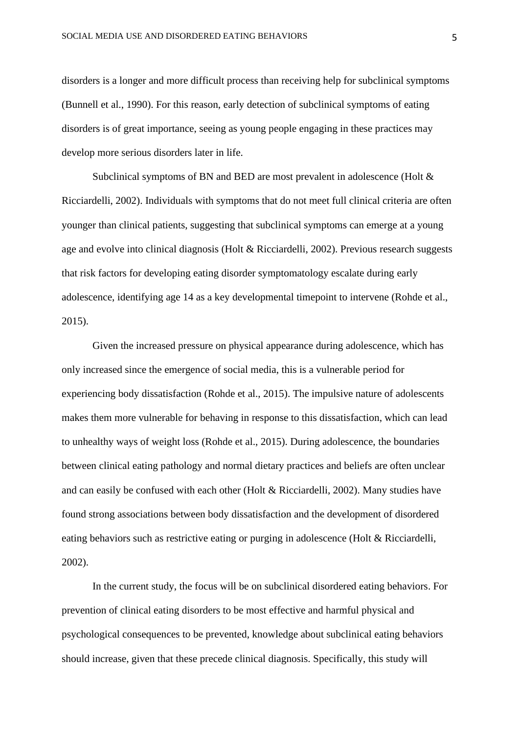disorders is a longer and more difficult process than receiving help for subclinical symptoms (Bunnell et al., 1990). For this reason, early detection of subclinical symptoms of eating disorders is of great importance, seeing as young people engaging in these practices may develop more serious disorders later in life.

Subclinical symptoms of BN and BED are most prevalent in adolescence (Holt & Ricciardelli, 2002). Individuals with symptoms that do not meet full clinical criteria are often younger than clinical patients, suggesting that subclinical symptoms can emerge at a young age and evolve into clinical diagnosis (Holt & Ricciardelli, 2002). Previous research suggests that risk factors for developing eating disorder symptomatology escalate during early adolescence, identifying age 14 as a key developmental timepoint to intervene (Rohde et al., 2015).

Given the increased pressure on physical appearance during adolescence, which has only increased since the emergence of social media, this is a vulnerable period for experiencing body dissatisfaction (Rohde et al., 2015). The impulsive nature of adolescents makes them more vulnerable for behaving in response to this dissatisfaction, which can lead to unhealthy ways of weight loss (Rohde et al., 2015). During adolescence, the boundaries between clinical eating pathology and normal dietary practices and beliefs are often unclear and can easily be confused with each other (Holt & Ricciardelli, 2002). Many studies have found strong associations between body dissatisfaction and the development of disordered eating behaviors such as restrictive eating or purging in adolescence (Holt & Ricciardelli, 2002).

In the current study, the focus will be on subclinical disordered eating behaviors. For prevention of clinical eating disorders to be most effective and harmful physical and psychological consequences to be prevented, knowledge about subclinical eating behaviors should increase, given that these precede clinical diagnosis. Specifically, this study will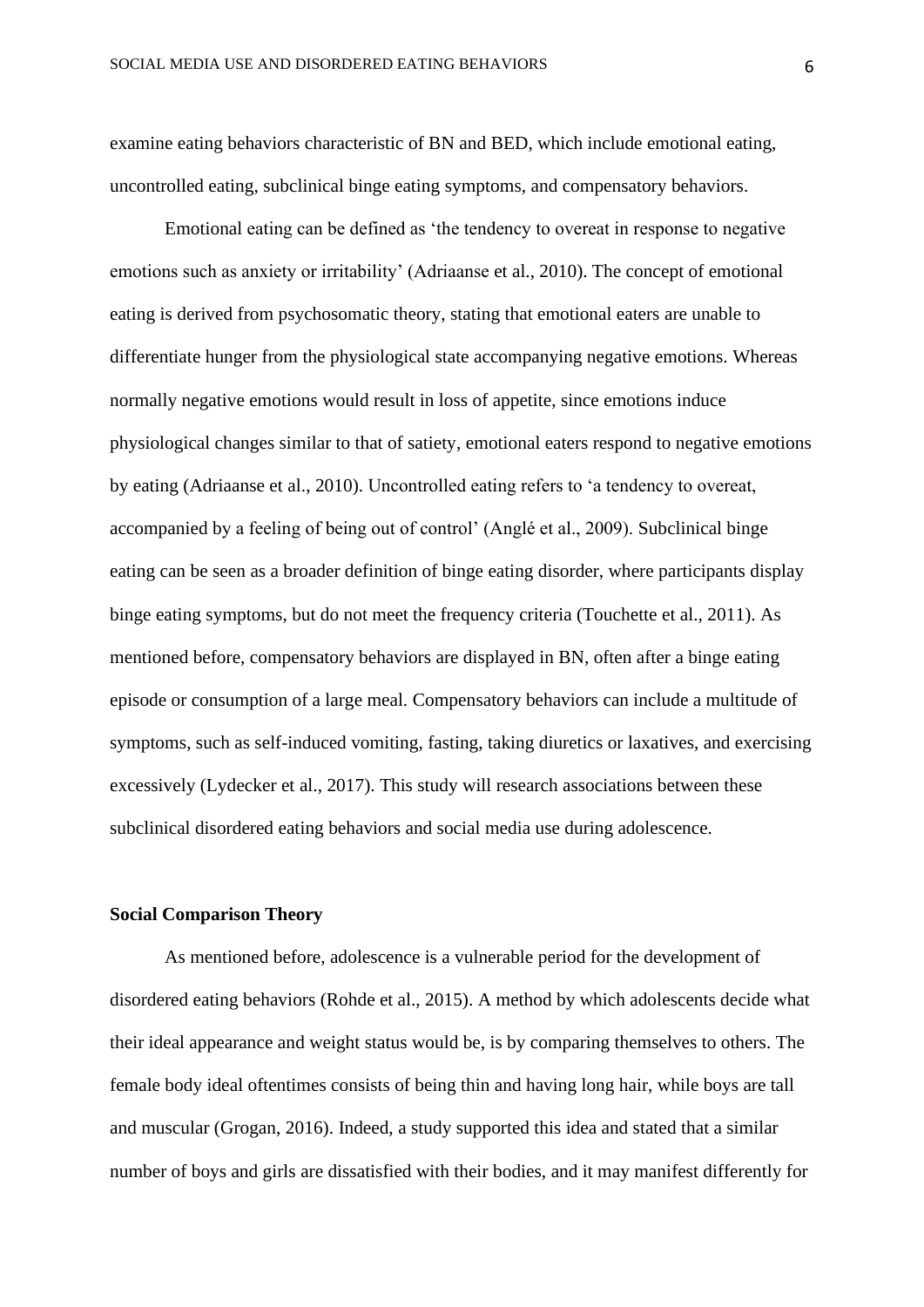examine eating behaviors characteristic of BN and BED, which include emotional eating, uncontrolled eating, subclinical binge eating symptoms, and compensatory behaviors.

Emotional eating can be defined as 'the tendency to overeat in response to negative emotions such as anxiety or irritability' (Adriaanse et al., 2010). The concept of emotional eating is derived from psychosomatic theory, stating that emotional eaters are unable to differentiate hunger from the physiological state accompanying negative emotions. Whereas normally negative emotions would result in loss of appetite, since emotions induce physiological changes similar to that of satiety, emotional eaters respond to negative emotions by eating (Adriaanse et al., 2010). Uncontrolled eating refers to 'a tendency to overeat, accompanied by a feeling of being out of control' (Anglé et al., 2009). Subclinical binge eating can be seen as a broader definition of binge eating disorder, where participants display binge eating symptoms, but do not meet the frequency criteria (Touchette et al., 2011). As mentioned before, compensatory behaviors are displayed in BN, often after a binge eating episode or consumption of a large meal. Compensatory behaviors can include a multitude of symptoms, such as self-induced vomiting, fasting, taking diuretics or laxatives, and exercising excessively (Lydecker et al., 2017). This study will research associations between these subclinical disordered eating behaviors and social media use during adolescence.

## Social Comparison Theory

As mentioned before, adolescence is a vulnerable period for the development of disordered eating behaviors (Rohde et al., 2015). A method by which adolescents decide what their ideal appearance and weight status would be, is by comparing themselves to others. The female body ideal oftentimes consists of being thin and having long hair, while boys are tall and muscular (Grogan, 2016). Indeed, a study supported this idea and stated that a similar number of boys and girls are dissatisfied with their bodies, and it may manifest differently for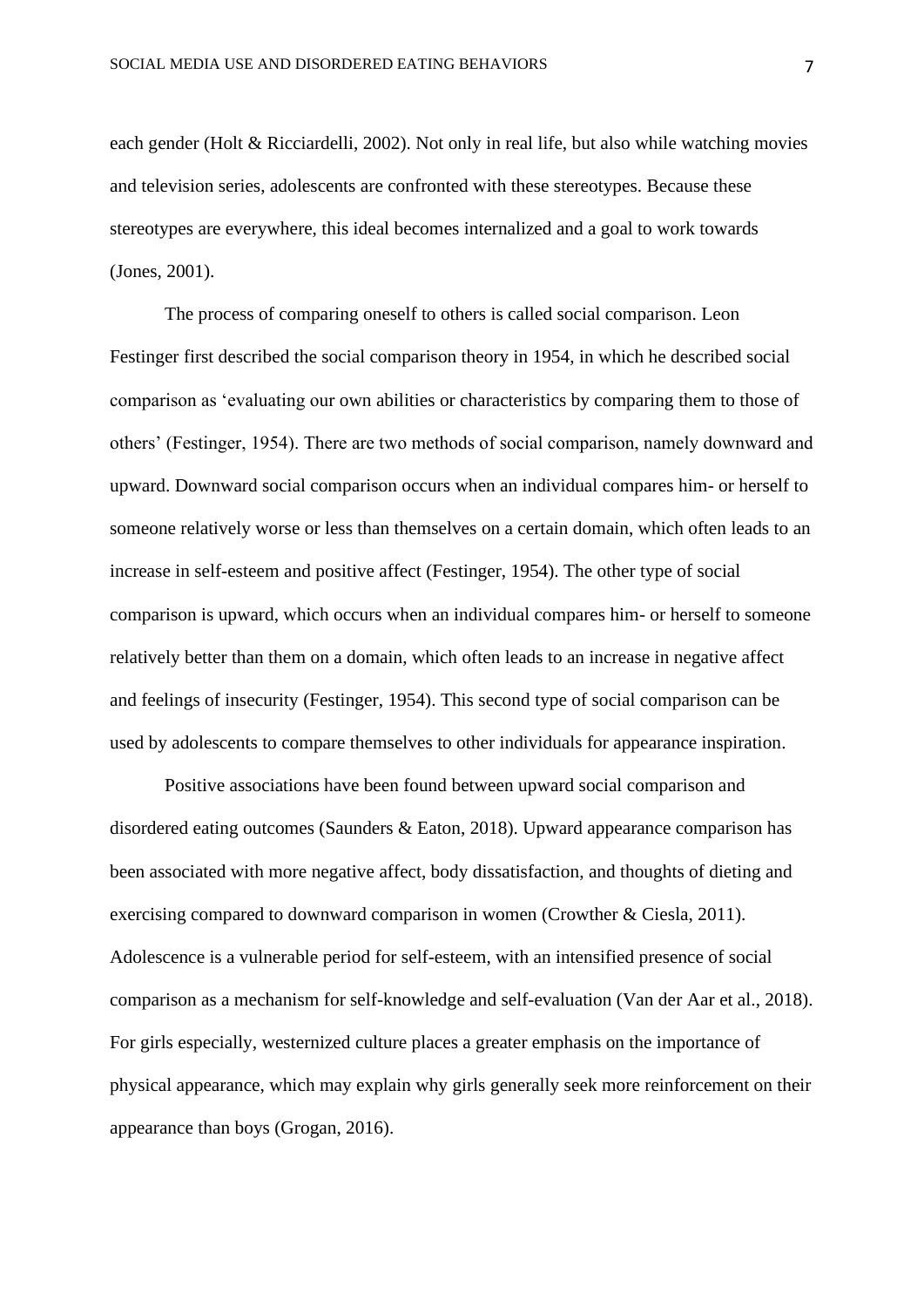each gender (Holt & Ricciardelli, 2002). Not only in real life, but also while watching movies and television series, adolescents are confronted with these stereotypes. Because these stereotypes are everywhere, this ideal becomes internalized and a goal to work towards (Jones, 2001).

The process of comparing oneself to others is called social comparison. Leon Festinger first described the social comparison theory in 1954, in which he described social comparison as 'evaluating our own abilities or characteristics by comparing them to those of others' (Festinger, 1954). There are two methods of social comparison, namely downward and upward. Downward social comparison occurs when an individual compares him- or herself to someone relatively worse or less than themselves on a certain domain, which often leads to an increase in self-esteem and positive affect (Festinger, 1954). The other type of social comparison is upward, which occurs when an individual compares him- or herself to someone relatively better than them on a domain, which often leads to an increase in negative affect and feelings of insecurity (Festinger, 1954). This second type of social comparison can be used by adolescents to compare themselves to other individuals for appearance inspiration.

Positive associations have been found between upward social comparison and disordered eating outcomes (Saunders & Eaton, 2018). Upward appearance comparison has been associated with more negative affect, body dissatisfaction, and thoughts of dieting and exercising compared to downward comparison in women (Crowther & Ciesla, 2011). Adolescence is a vulnerable period for self-esteem, with an intensified presence of social comparison as a mechanism for self-knowledge and self-evaluation (Van der Aar et al., 2018). For girls especially, westernized culture places a greater emphasis on the importance of physical appearance, which may explain why girls generally seek more reinforcement on their appearance than boys (Grogan, 2016).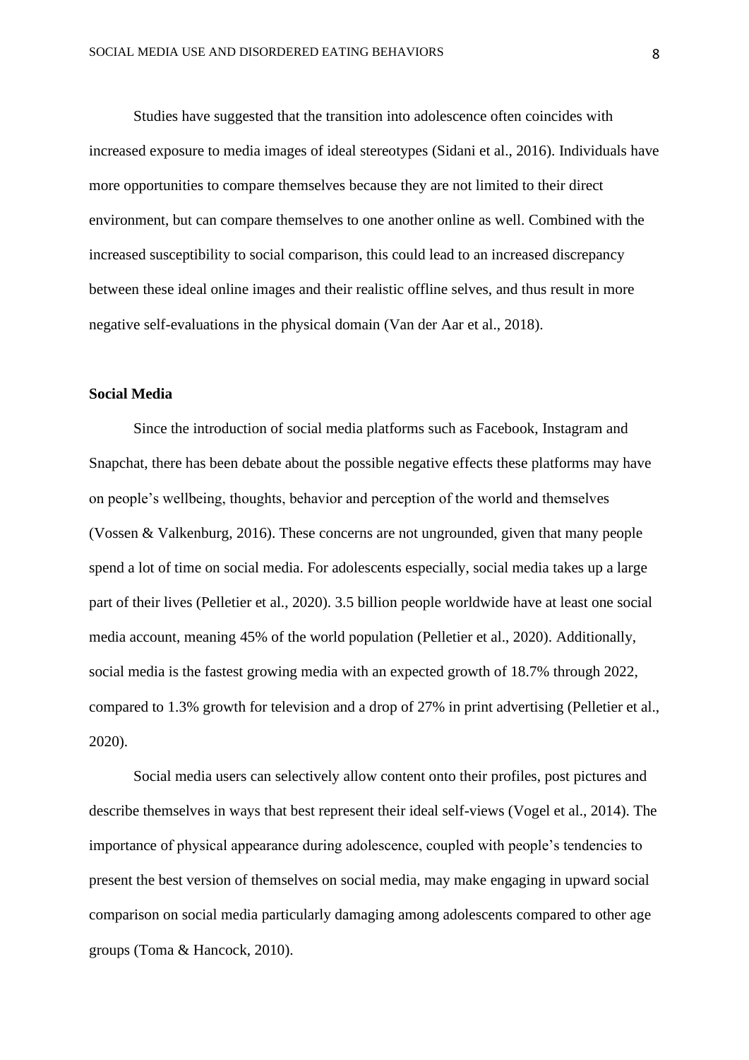Studies have suggested that the transition into adolescence often coincides with increased exposure to media images of ideal stereotypes (Sidani et al., 2016). Individuals have more opportunities to compare themselves because they are not limited to their direct environment, but can compare themselves to one another online as well. Combined with the increased susceptibility to social comparison, this could lead to an increased discrepancy between these ideal online images and their realistic offline selves, and thus result in more negative self-evaluations in the physical domain (Van der Aar et al., 2018).

**Social Media**

Since the introduction of social media platforms such as Facebook, Instagram and Snapchat, there has been debate about the possible negative effects these platforms may have on people's wellbeing, thoughts, behavior and perception of the world and themselves (Vossen & Valkenburg, 2016). These concerns are not ungrounded, given that many people spend a lot of time on social media. For adolescents especially, social media takes up a large part of their lives (Pelletier et al., 2020). 3.5 billion people worldwide have at least one social media account, meaning 45% of the world population (Pelletier et al., 2020). Additionally, social media is the fastest growing media with an expected growth of 18.7% through 2022, compared to 1.3% growth for television and a drop of 27% in print advertising (Pelletier et al., 2020).

Social media users can selectively allow content onto their profiles, post pictures and describe themselves in ways that best represent their ideal self-views (Vogel et al., 2014). The importance of physical appearance during adolescence, coupled with people's tendencies to present the best version of themselves on social media, may make engaging in upward social comparison on social media particularly damaging among adolescents compared to other age groups (Toma & Hancock, 2010).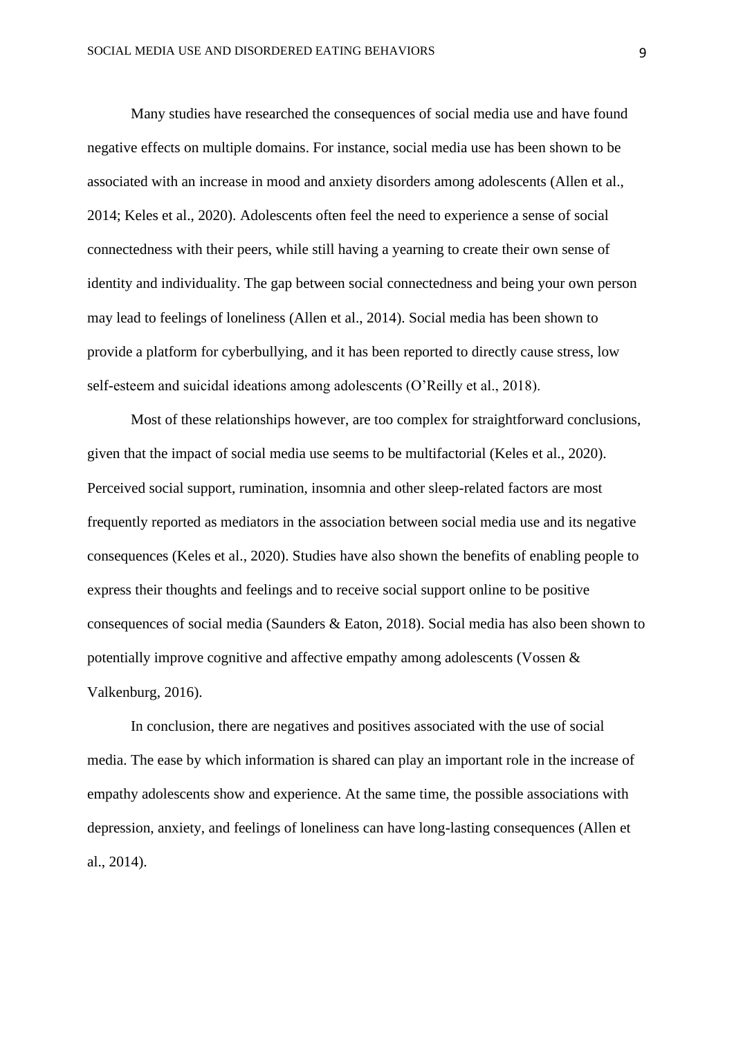Many studies have researched the consequences of social media use and have found negative effects on multiple domains. For instance, social media use has been shown to be associated with an increase in mood and anxiety disorders among adolescents (Allen et al., 2014; Keles et al., 2020). Adolescents often feel the need to experience a sense of social connectedness with their peers, while still having a yearning to create their own sense of identity and individuality. The gap between social connectedness and being your own person may lead to feelings of loneliness (Allen et al., 2014). Social media has been shown to provide a platform for cyberbullying, and it has been reported to directly cause stress, low self-esteem and suicidal ideations among adolescents (O'Reilly et al., 2018).

Most of these relationships however, are too complex for straightforward conclusions, given that the impact of social media use seems to be multifactorial (Keles et al., 2020). Perceived social support, rumination, insomnia and other sleep-related factors are most frequently reported as mediators in the association between social media use and its negative consequences (Keles et al., 2020). Studies have also shown the benefits of enabling people to express their thoughts and feelings and to receive social support online to be positive consequences of social media (Saunders & Eaton, 2018). Social media has also been shown to potentially improve cognitive and affective empathy among adolescents (Vossen & Valkenburg, 2016).

In conclusion, there are negatives and positives associated with the use of social media. The ease by which information is shared can play an important role in the increase of empathy adolescents show and experience. At the same time, the possible associations with depression, anxiety, and feelings of loneliness can have long-lasting consequences (Allen et al., 2014).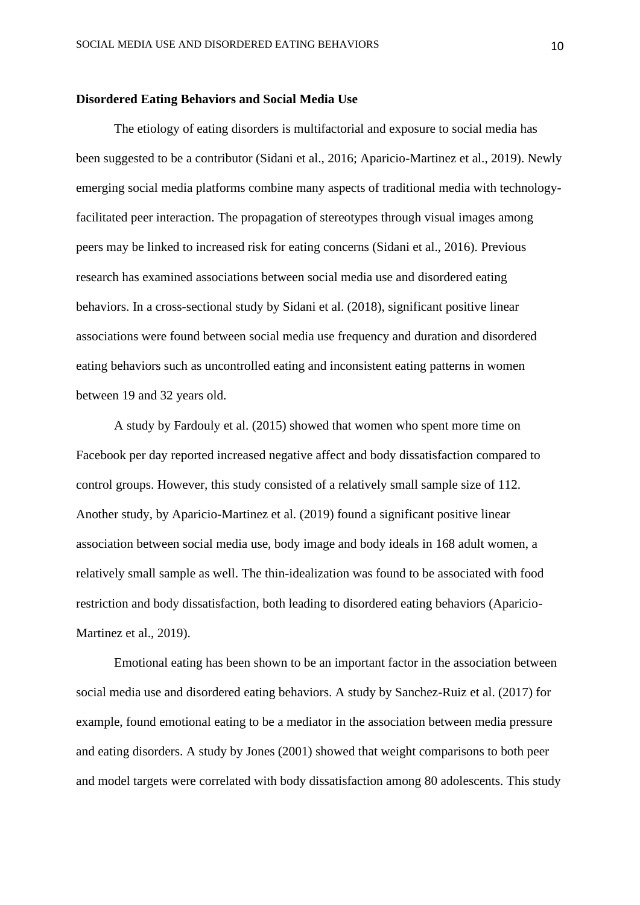**Disordered Eating Behaviors and Social Media Use**

The etiology of eating disorders is multifactorial and exposure to social media has been suggested to be a contributor (Sidani et al., 2016; Aparicio-Martinez et al., 2019). Newly emerging social media platforms combine many aspects of traditional media with technology-facilitated peer interaction. The propagation of stereotypes through visual images among peers may be linked to increased risk for eating concerns (Sidani et al., 2016). Previous research has examined associations between social media use and disordered eating behaviors. In a cross-sectional study by Sidani et al. (2018), significant positive linear associations were found between social media use frequency and duration and disordered eating behaviors such as uncontrolled eating and inconsistent eating patterns in women between 19 and 32 years old.

A study by Fardouly et al. (2015) showed that women who spent more time on Facebook per day reported increased negative affect and body dissatisfaction compared to control groups. However, this study consisted of a relatively small sample size of 112. Another study, by Aparicio-Martinez et al. (2019) found a significant positive linear association between social media use, body image and body ideals in 168 adult women, a relatively small sample as well. The thin-idealization was found to be associated with food restriction and body dissatisfaction, both leading to disordered eating behaviors (Aparicio-Martinez et al., 2019).

Emotional eating has been shown to be an important factor in the association between social media use and disordered eating behaviors. A study by Sanchez-Ruiz et al. (2017) for example, found emotional eating to be a mediator in the association between media pressure and eating disorders. A study by Jones (2001) showed that weight comparisons to both peer and model targets were correlated with body dissatisfaction among 80 adolescents. This study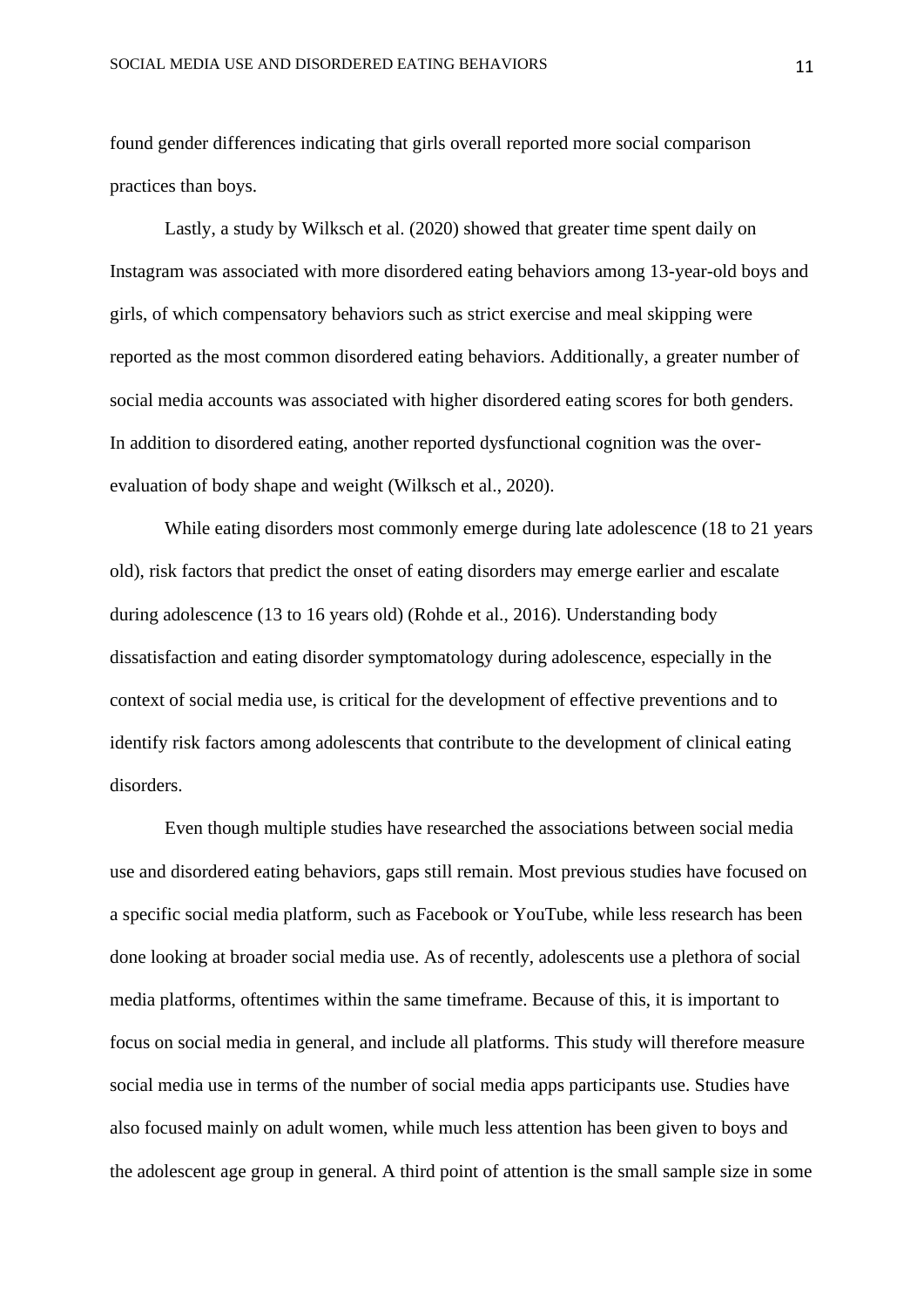found gender differences indicating that girls overall reported more social comparison practices than boys.

Lastly, a study by Wilksch et al. (2020) showed that greater time spent daily on Instagram was associated with more disordered eating behaviors among 13-year-old boys and girls, of which compensatory behaviors such as strict exercise and meal skipping were reported as the most common disordered eating behaviors. Additionally, a greater number of social media accounts was associated with higher disordered eating scores for both genders. In addition to disordered eating, another reported dysfunctional cognition was the over-evaluation of body shape and weight (Wilksch et al., 2020).

While eating disorders most commonly emerge during late adolescence (18 to 21 years old), risk factors that predict the onset of eating disorders may emerge earlier and escalate during adolescence (13 to 16 years old) (Rohde et al., 2016). Understanding body dissatisfaction and eating disorder symptomatology during adolescence, especially in the context of social media use, is critical for the development of effective preventions and to identify risk factors among adolescents that contribute to the development of clinical eating disorders.

Even though multiple studies have researched the associations between social media use and disordered eating behaviors, gaps still remain. Most previous studies have focused on a specific social media platform, such as Facebook or YouTube, while less research has been done looking at broader social media use. As of recently, adolescents use a plethora of social media platforms, oftentimes within the same timeframe. Because of this, it is important to focus on social media in general, and include all platforms. This study will therefore measure social media use in terms of the number of social media apps participants use. Studies have also focused mainly on adult women, while much less attention has been given to boys and the adolescent age group in general. A third point of attention is the small sample size in some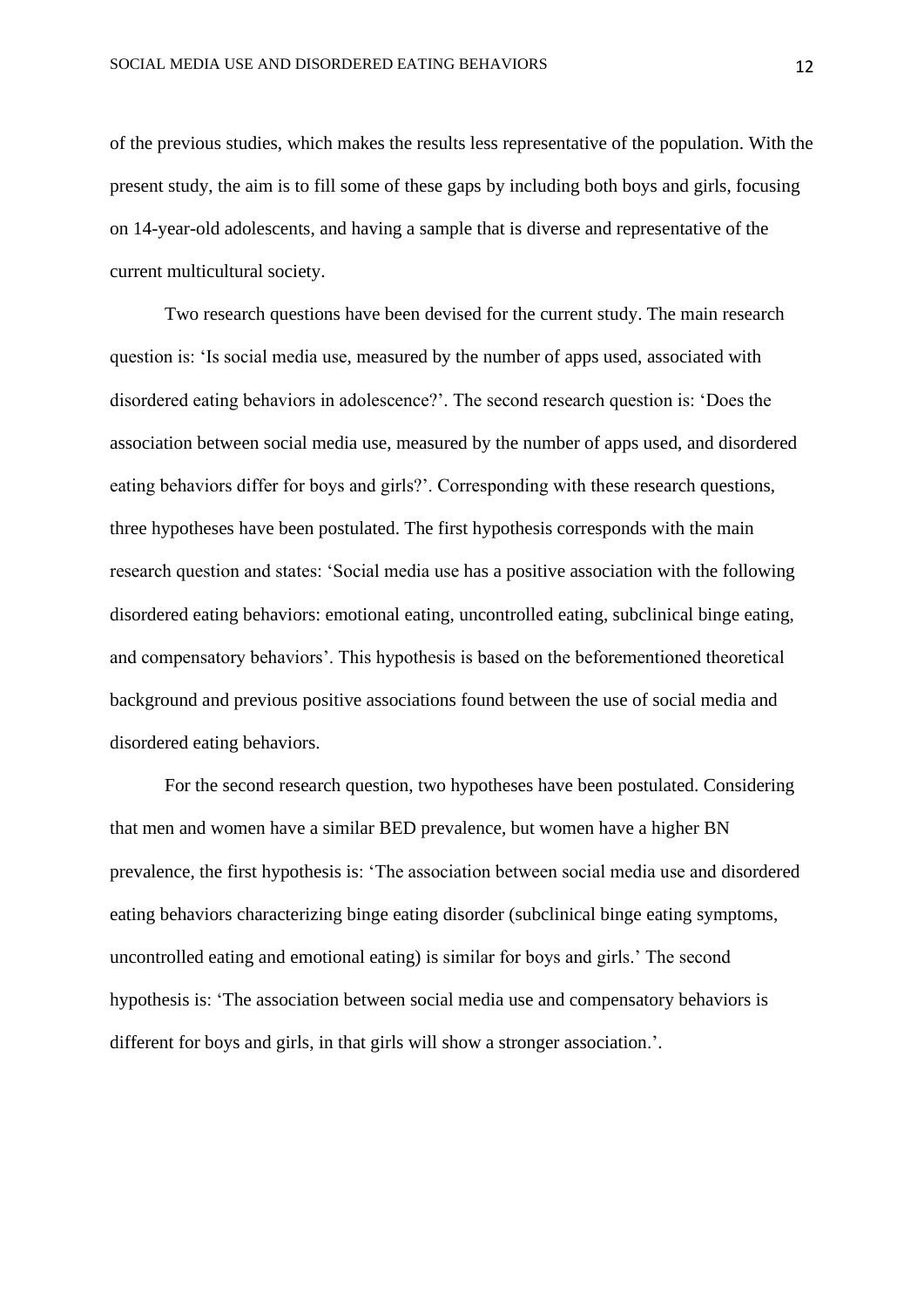of the previous studies, which makes the results less representative of the population. With the present study, the aim is to fill some of these gaps by including both boys and girls, focusing on 14-year-old adolescents, and having a sample that is diverse and representative of the current multicultural society.

Two research questions have been devised for the current study. The main research question is: ‘Is social media use, measured by the number of apps used, associated with disordered eating behaviors in adolescence?’. The second research question is: ‘Does the association between social media use, measured by the number of apps used, and disordered eating behaviors differ for boys and girls?’. Corresponding with these research questions, three hypotheses have been postulated. The first hypothesis corresponds with the main research question and states: ‘Social media use has a positive association with the following disordered eating behaviors: emotional eating, uncontrolled eating, subclinical binge eating, and compensatory behaviors’. This hypothesis is based on the beforementioned theoretical background and previous positive associations found between the use of social media and disordered eating behaviors.

For the second research question, two hypotheses have been postulated. Considering that men and women have a similar BED prevalence, but women have a higher BN prevalence, the first hypothesis is: ‘The association between social media use and disordered eating behaviors characterizing binge eating disorder (subclinical binge eating symptoms, uncontrolled eating and emotional eating) is similar for boys and girls.’ The second hypothesis is: ‘The association between social media use and compensatory behaviors is different for boys and girls, in that girls will show a stronger association.’.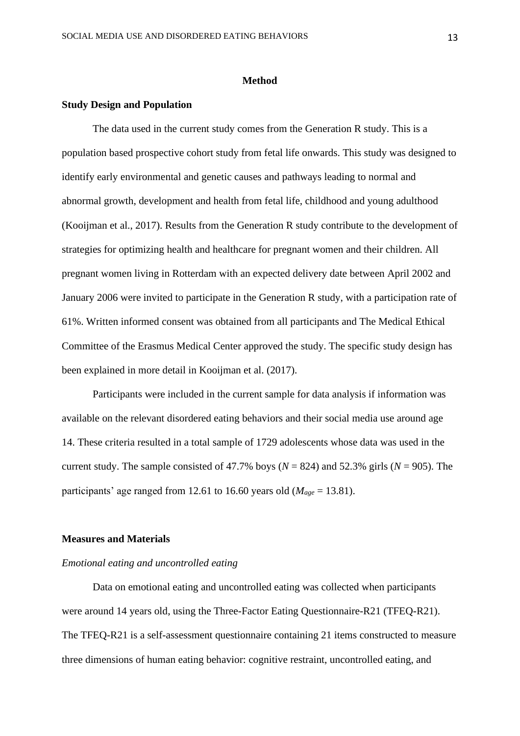## Method

### Study Design and Population

The data used in the current study comes from the Generation R study. This is a population based prospective cohort study from fetal life onwards. This study was designed to identify early environmental and genetic causes and pathways leading to normal and abnormal growth, development and health from fetal life, childhood and young adulthood (Kooijman et al., 2017). Results from the Generation R study contribute to the development of strategies for optimizing health and healthcare for pregnant women and their children. All pregnant women living in Rotterdam with an expected delivery date between April 2002 and January 2006 were invited to participate in the Generation R study, with a participation rate of 61%. Written informed consent was obtained from all participants and The Medical Ethical Committee of the Erasmus Medical Center approved the study. The specific study design has been explained in more detail in Kooijman et al. (2017).

Participants were included in the current sample for data analysis if information was available on the relevant disordered eating behaviors and their social media use around age 14. These criteria resulted in a total sample of 1729 adolescents whose data was used in the current study. The sample consisted of 47.7% boys ($N$ = 824) and 52.3% girls ($N$ = 905). The participants' age ranged from 12.61 to 16.60 years old ($M_{age}$ = 13.81).

### Measures and Materials

*Emotional eating and uncontrolled eating*

Data on emotional eating and uncontrolled eating was collected when participants were around 14 years old, using the Three-Factor Eating Questionnaire-R21 (TFEQ-R21). The TFEQ-R21 is a self-assessment questionnaire containing 21 items constructed to measure three dimensions of human eating behavior: cognitive restraint, uncontrolled eating, and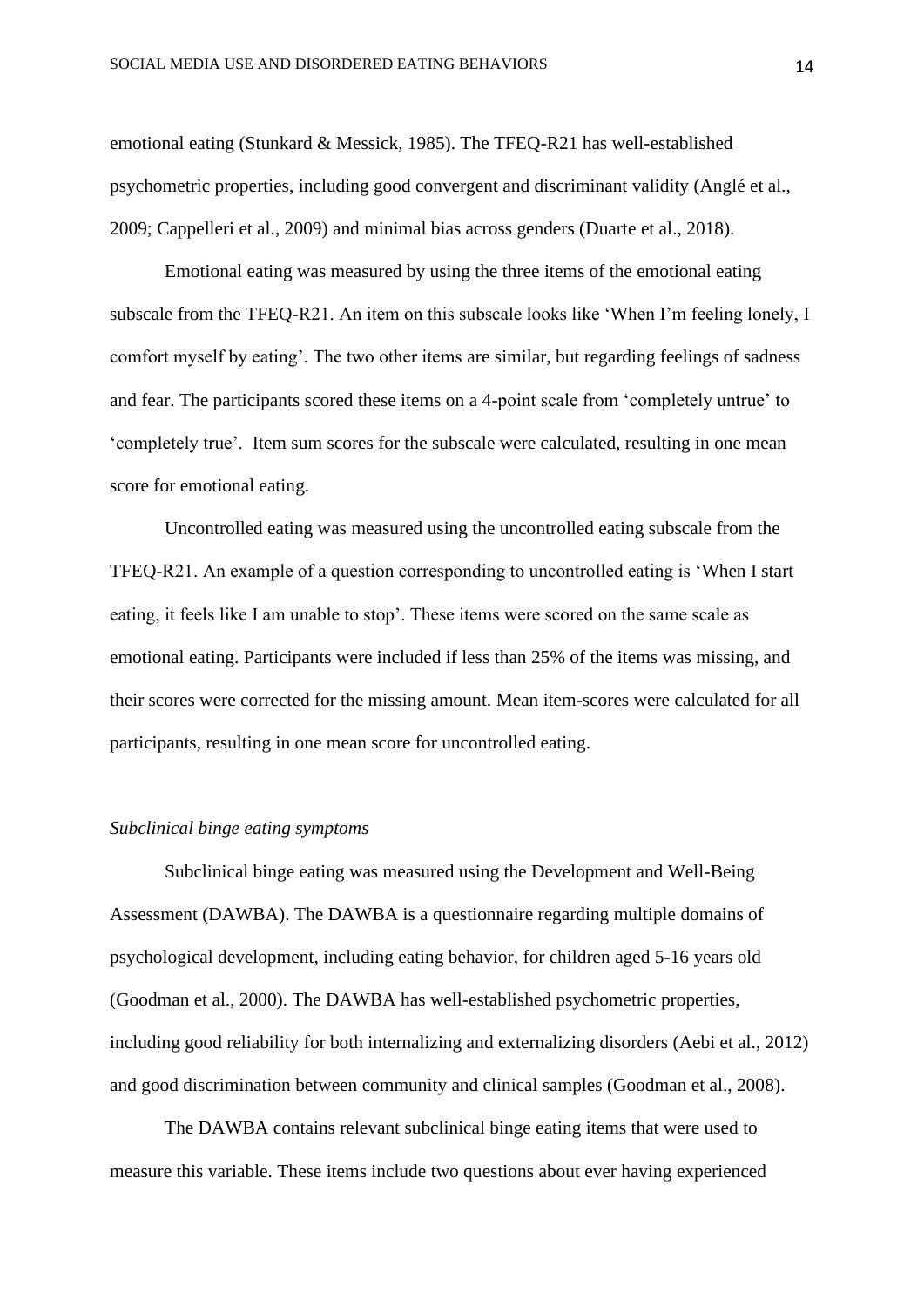emotional eating (Stunkard & Messick, 1985). The TFEQ-R21 has well-established psychometric properties, including good convergent and discriminant validity (Anglé et al., 2009; Cappelleri et al., 2009) and minimal bias across genders (Duarte et al., 2018).

Emotional eating was measured by using the three items of the emotional eating subscale from the TFEQ-R21. An item on this subscale looks like 'When I'm feeling lonely, I comfort myself by eating'. The two other items are similar, but regarding feelings of sadness and fear. The participants scored these items on a 4-point scale from 'completely untrue' to 'completely true'.  Item sum scores for the subscale were calculated, resulting in one mean score for emotional eating.

Uncontrolled eating was measured using the uncontrolled eating subscale from the TFEQ-R21. An example of a question corresponding to uncontrolled eating is 'When I start eating, it feels like I am unable to stop'. These items were scored on the same scale as emotional eating. Participants were included if less than 25% of the items was missing, and their scores were corrected for the missing amount. Mean item-scores were calculated for all participants, resulting in one mean score for uncontrolled eating.

*Subclinical binge eating symptoms*

Subclinical binge eating was measured using the Development and Well-Being Assessment (DAWBA). The DAWBA is a questionnaire regarding multiple domains of psychological development, including eating behavior, for children aged 5-16 years old (Goodman et al., 2000). The DAWBA has well-established psychometric properties, including good reliability for both internalizing and externalizing disorders (Aebi et al., 2012) and good discrimination between community and clinical samples (Goodman et al., 2008).

The DAWBA contains relevant subclinical binge eating items that were used to measure this variable. These items include two questions about ever having experienced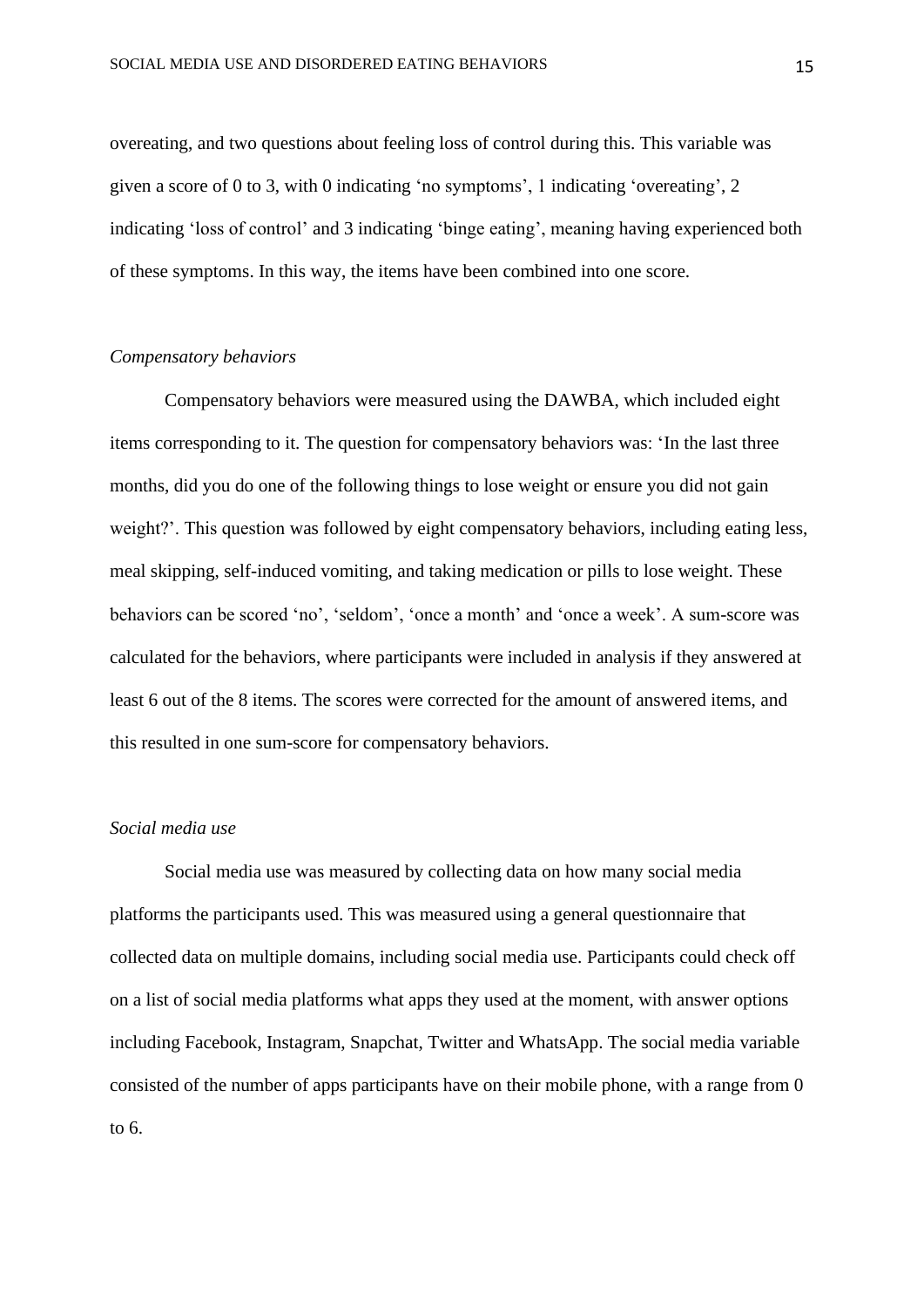overeating, and two questions about feeling loss of control during this. This variable was given a score of 0 to 3, with 0 indicating 'no symptoms', 1 indicating 'overeating', 2 indicating 'loss of control' and 3 indicating 'binge eating', meaning having experienced both of these symptoms. In this way, the items have been combined into one score.

### *Compensatory behaviors*

Compensatory behaviors were measured using the DAWBA, which included eight items corresponding to it. The question for compensatory behaviors was: 'In the last three months, did you do one of the following things to lose weight or ensure you did not gain weight?'. This question was followed by eight compensatory behaviors, including eating less, meal skipping, self-induced vomiting, and taking medication or pills to lose weight. These behaviors can be scored 'no', 'seldom', 'once a month' and 'once a week'. A sum-score was calculated for the behaviors, where participants were included in analysis if they answered at least 6 out of the 8 items. The scores were corrected for the amount of answered items, and this resulted in one sum-score for compensatory behaviors.

### *Social media use*

Social media use was measured by collecting data on how many social media platforms the participants used. This was measured using a general questionnaire that collected data on multiple domains, including social media use. Participants could check off on a list of social media platforms what apps they used at the moment, with answer options including Facebook, Instagram, Snapchat, Twitter and WhatsApp. The social media variable consisted of the number of apps participants have on their mobile phone, with a range from 0 to 6.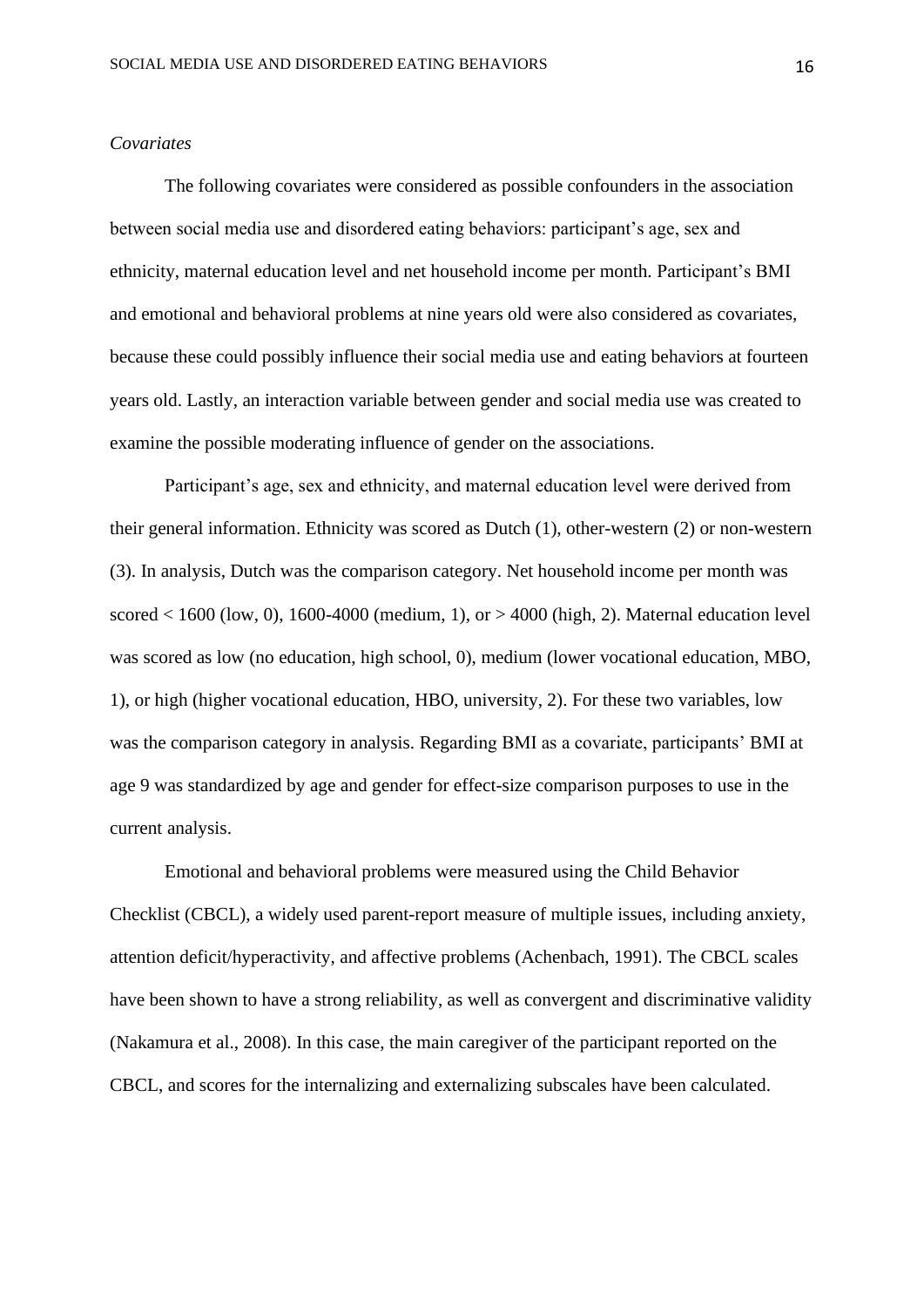*Covariates*

The following covariates were considered as possible confounders in the association between social media use and disordered eating behaviors: participant's age, sex and ethnicity, maternal education level and net household income per month. Participant's BMI and emotional and behavioral problems at nine years old were also considered as covariates, because these could possibly influence their social media use and eating behaviors at fourteen years old. Lastly, an interaction variable between gender and social media use was created to examine the possible moderating influence of gender on the associations.

Participant's age, sex and ethnicity, and maternal education level were derived from their general information. Ethnicity was scored as Dutch (1), other-western (2) or non-western (3). In analysis, Dutch was the comparison category. Net household income per month was scored < 1600 (low, 0), 1600-4000 (medium, 1), or > 4000 (high, 2). Maternal education level was scored as low (no education, high school, 0), medium (lower vocational education, MBO, 1), or high (higher vocational education, HBO, university, 2). For these two variables, low was the comparison category in analysis. Regarding BMI as a covariate, participants' BMI at age 9 was standardized by age and gender for effect-size comparison purposes to use in the current analysis.

Emotional and behavioral problems were measured using the Child Behavior Checklist (CBCL), a widely used parent-report measure of multiple issues, including anxiety, attention deficit/hyperactivity, and affective problems (Achenbach, 1991). The CBCL scales have been shown to have a strong reliability, as well as convergent and discriminative validity (Nakamura et al., 2008). In this case, the main caregiver of the participant reported on the CBCL, and scores for the internalizing and externalizing subscales have been calculated.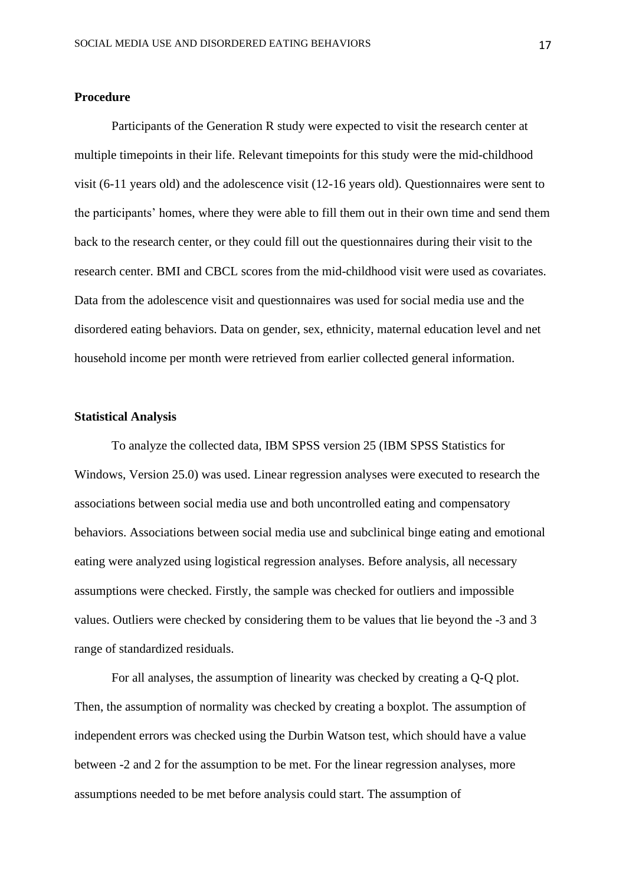**Procedure**

Participants of the Generation R study were expected to visit the research center at multiple timepoints in their life. Relevant timepoints for this study were the mid-childhood visit (6-11 years old) and the adolescence visit (12-16 years old). Questionnaires were sent to the participants' homes, where they were able to fill them out in their own time and send them back to the research center, or they could fill out the questionnaires during their visit to the research center. BMI and CBCL scores from the mid-childhood visit were used as covariates. Data from the adolescence visit and questionnaires was used for social media use and the disordered eating behaviors. Data on gender, sex, ethnicity, maternal education level and net household income per month were retrieved from earlier collected general information.

**Statistical Analysis**

To analyze the collected data, IBM SPSS version 25 (IBM SPSS Statistics for Windows, Version 25.0) was used. Linear regression analyses were executed to research the associations between social media use and both uncontrolled eating and compensatory behaviors. Associations between social media use and subclinical binge eating and emotional eating were analyzed using logistical regression analyses. Before analysis, all necessary assumptions were checked. Firstly, the sample was checked for outliers and impossible values. Outliers were checked by considering them to be values that lie beyond the -3 and 3 range of standardized residuals.

For all analyses, the assumption of linearity was checked by creating a Q-Q plot. Then, the assumption of normality was checked by creating a boxplot. The assumption of independent errors was checked using the Durbin Watson test, which should have a value between -2 and 2 for the assumption to be met. For the linear regression analyses, more assumptions needed to be met before analysis could start. The assumption of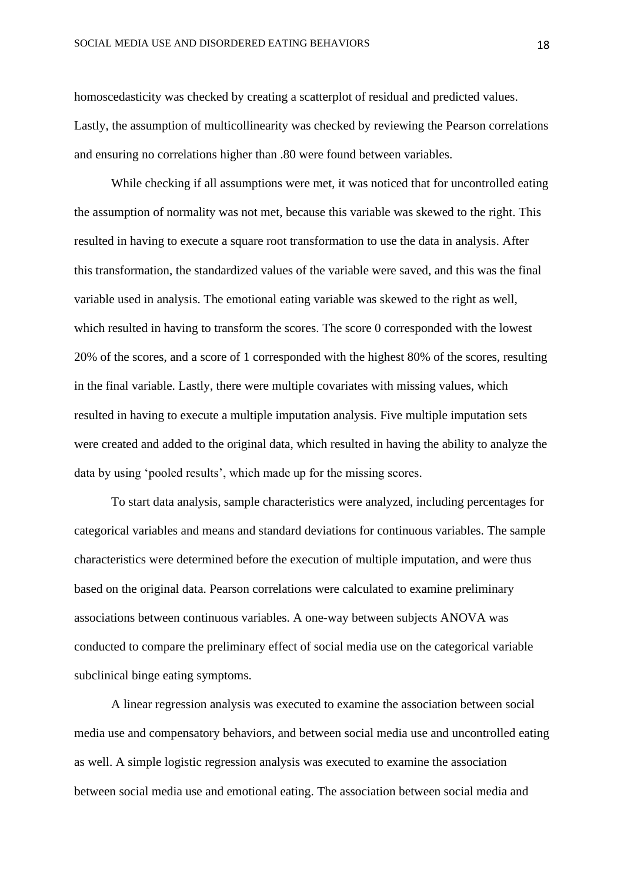homoscedasticity was checked by creating a scatterplot of residual and predicted values. Lastly, the assumption of multicollinearity was checked by reviewing the Pearson correlations and ensuring no correlations higher than .80 were found between variables.

While checking if all assumptions were met, it was noticed that for uncontrolled eating the assumption of normality was not met, because this variable was skewed to the right. This resulted in having to execute a square root transformation to use the data in analysis. After this transformation, the standardized values of the variable were saved, and this was the final variable used in analysis. The emotional eating variable was skewed to the right as well, which resulted in having to transform the scores. The score 0 corresponded with the lowest 20% of the scores, and a score of 1 corresponded with the highest 80% of the scores, resulting in the final variable. Lastly, there were multiple covariates with missing values, which resulted in having to execute a multiple imputation analysis. Five multiple imputation sets were created and added to the original data, which resulted in having the ability to analyze the data by using 'pooled results', which made up for the missing scores.

To start data analysis, sample characteristics were analyzed, including percentages for categorical variables and means and standard deviations for continuous variables. The sample characteristics were determined before the execution of multiple imputation, and were thus based on the original data. Pearson correlations were calculated to examine preliminary associations between continuous variables. A one-way between subjects ANOVA was conducted to compare the preliminary effect of social media use on the categorical variable subclinical binge eating symptoms.

A linear regression analysis was executed to examine the association between social media use and compensatory behaviors, and between social media use and uncontrolled eating as well. A simple logistic regression analysis was executed to examine the association between social media use and emotional eating. The association between social media and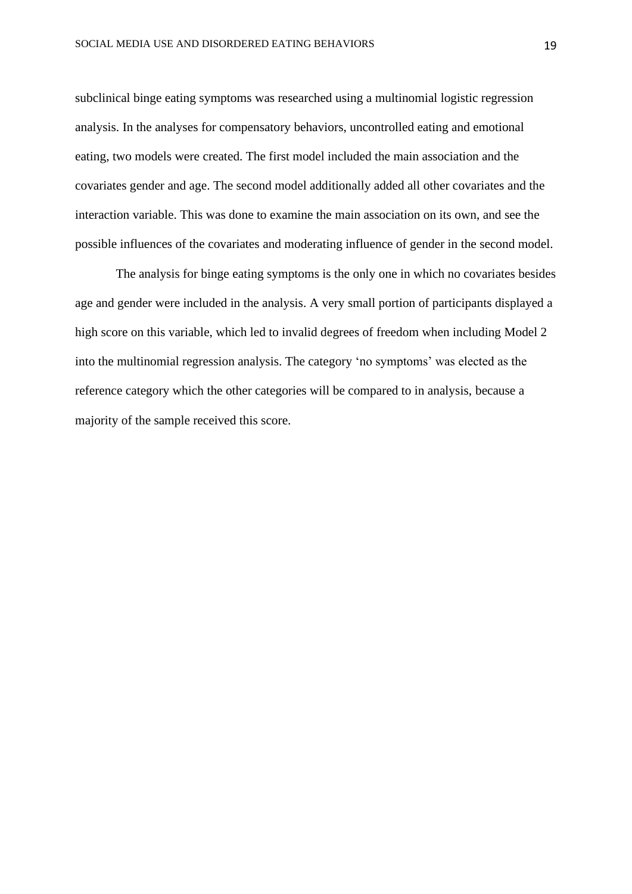subclinical binge eating symptoms was researched using a multinomial logistic regression analysis. In the analyses for compensatory behaviors, uncontrolled eating and emotional eating, two models were created. The first model included the main association and the covariates gender and age. The second model additionally added all other covariates and the interaction variable. This was done to examine the main association on its own, and see the possible influences of the covariates and moderating influence of gender in the second model.

The analysis for binge eating symptoms is the only one in which no covariates besides age and gender were included in the analysis. A very small portion of participants displayed a high score on this variable, which led to invalid degrees of freedom when including Model 2 into the multinomial regression analysis. The category 'no symptoms' was elected as the reference category which the other categories will be compared to in analysis, because a majority of the sample received this score.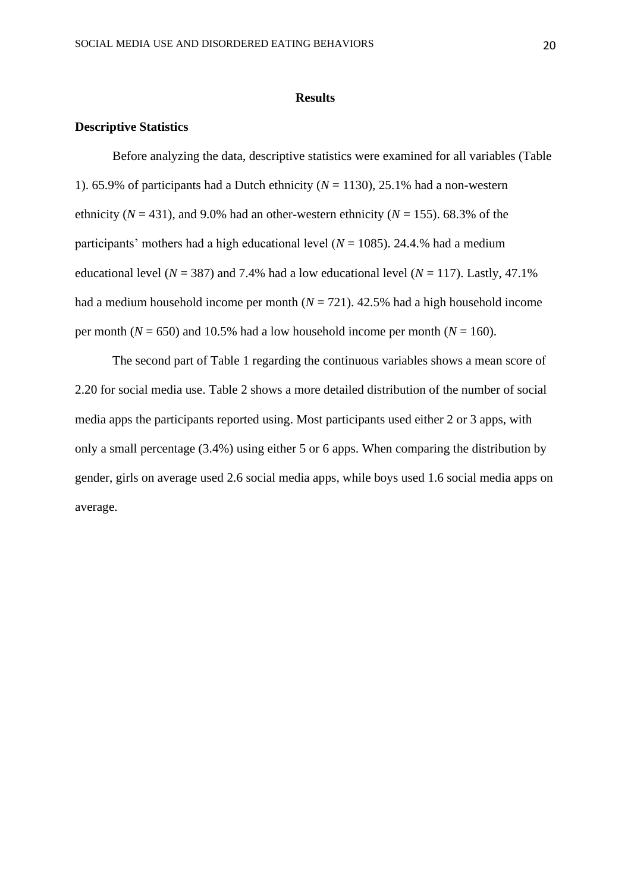## Results

### Descriptive Statistics

Before analyzing the data, descriptive statistics were examined for all variables (Table 1). 65.9% of participants had a Dutch ethnicity (*N* = 1130), 25.1% had a non-western ethnicity (*N* = 431), and 9.0% had an other-western ethnicity (*N* = 155). 68.3% of the participants' mothers had a high educational level (*N* = 1085). 24.4.% had a medium educational level (*N* = 387) and 7.4% had a low educational level (*N* = 117). Lastly, 47.1% had a medium household income per month (*N* = 721). 42.5% had a high household income per month (*N* = 650) and 10.5% had a low household income per month (*N* = 160).

The second part of Table 1 regarding the continuous variables shows a mean score of 2.20 for social media use. Table 2 shows a more detailed distribution of the number of social media apps the participants reported using. Most participants used either 2 or 3 apps, with only a small percentage (3.4%) using either 5 or 6 apps. When comparing the distribution by gender, girls on average used 2.6 social media apps, while boys used 1.6 social media apps on average.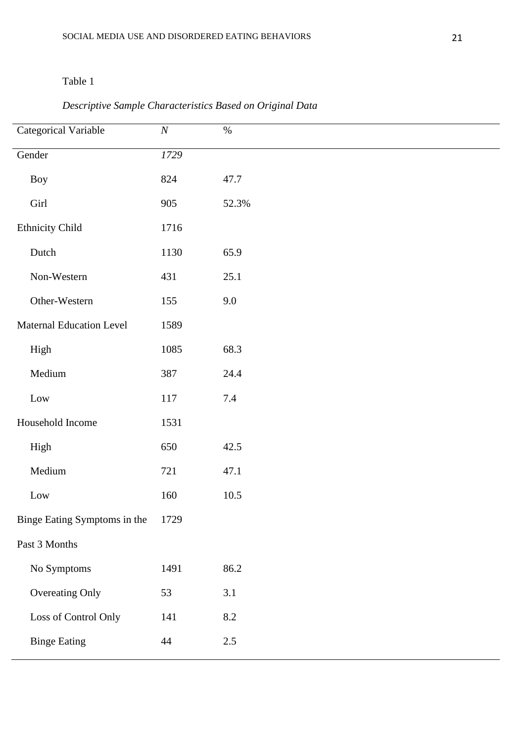Table 1

*Descriptive Sample Characteristics Based on Original Data*

| Categorical Variable | *N* | % |
|---|---|---|
| Gender | *1729* | |
| Boy | 824 | 47.7 |
| Girl | 905 | 52.3% |
| Ethnicity Child | 1716 | |
| Dutch | 1130 | 65.9 |
| Non-Western | 431 | 25.1 |
| Other-Western | 155 | 9.0 |
| Maternal Education Level | 1589 | |
| High | 1085 | 68.3 |
| Medium | 387 | 24.4 |
| Low | 117 | 7.4 |
| Household Income | 1531 | |
| High | 650 | 42.5 |
| Medium | 721 | 47.1 |
| Low | 160 | 10.5 |
| Binge Eating Symptoms in the Past 3 Months | 1729 | |
| No Symptoms | 1491 | 86.2 |
| Overeating Only | 53 | 3.1 |
| Loss of Control Only | 141 | 8.2 |
| Binge Eating | 44 | 2.5 |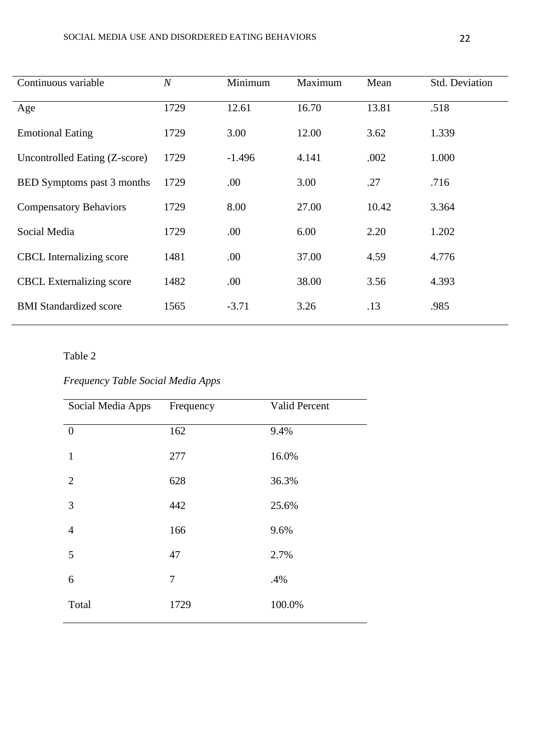| Continuous variable | *N* | Minimum | Maximum | Mean | Std. Deviation |
|---|---|---|---|---|---|
| Age | 1729 | 12.61 | 16.70 | 13.81 | .518 |
| Emotional Eating | 1729 | 3.00 | 12.00 | 3.62 | 1.339 |
| Uncontrolled Eating (Z-score) | 1729 | -1.496 | 4.141 | .002 | 1.000 |
| BED Symptoms past 3 months | 1729 | .00 | 3.00 | .27 | .716 |
| Compensatory Behaviors | 1729 | 8.00 | 27.00 | 10.42 | 3.364 |
| Social Media | 1729 | .00 | 6.00 | 2.20 | 1.202 |
| CBCL Internalizing score | 1481 | .00 | 37.00 | 4.59 | 4.776 |
| CBCL Externalizing score | 1482 | .00 | 38.00 | 3.56 | 4.393 |
| BMI Standardized score | 1565 | -3.71 | 3.26 | .13 | .985 |

Table 2

*Frequency Table Social Media Apps*

| Social Media Apps | Frequency | Valid Percent |
|---|---|---|
| 0 | 162 | 9.4% |
| 1 | 277 | 16.0% |
| 2 | 628 | 36.3% |
| 3 | 442 | 25.6% |
| 4 | 166 | 9.6% |
| 5 | 47 | 2.7% |
| 6 | 7 | .4% |
| Total | 1729 | 100.0% |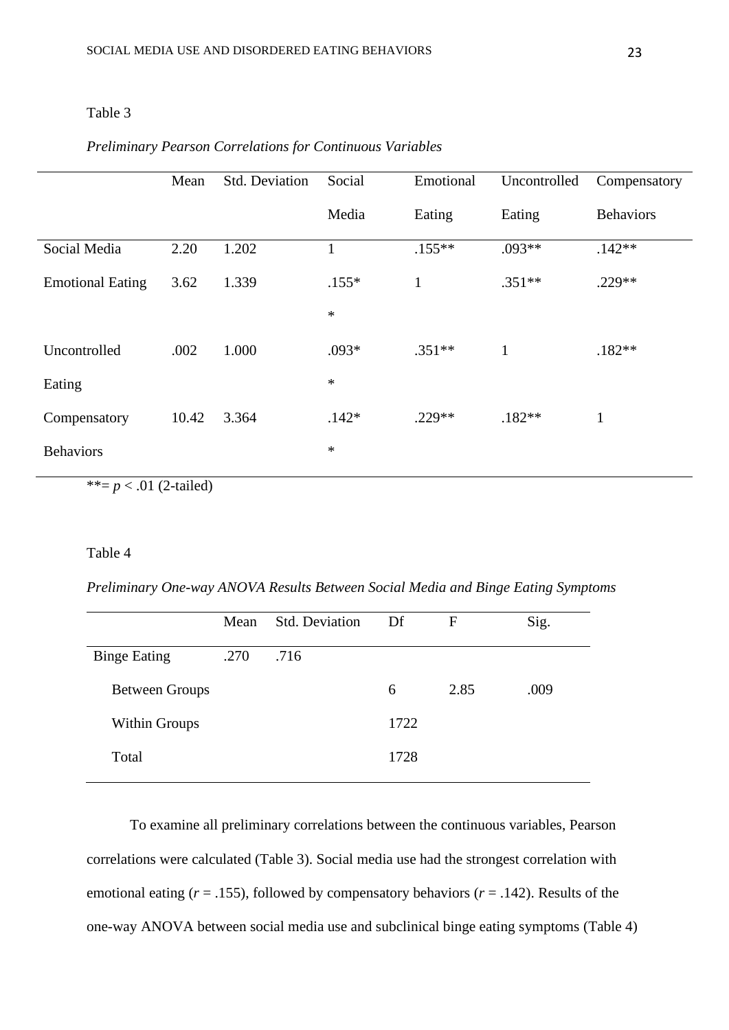Table 3

*Preliminary Pearson Correlations for Continuous Variables*

| | Mean | Std. Deviation | Social Media | Emotional Eating | Uncontrolled Eating | Compensatory Behaviors |
|---|---|---|---|---|---|---|
| Social Media | 2.20 | 1.202 | 1 | .155** | .093** | .142** |
| Emotional Eating | 3.62 | 1.339 | .155** | 1 | .351** | .229** |
| Uncontrolled Eating | .002 | 1.000 | .093** | .351** | 1 | .182** |
| Compensatory Behaviors | 10.42 | 3.364 | .142** | .229** | .182** | 1 |

**= $p < .01$ (2-tailed)

Table 4

*Preliminary One-way ANOVA Results Between Social Media and Binge Eating Symptoms*

| | Mean | Std. Deviation | Df | F | Sig. |
|---|---|---|---|---|---|
| Binge Eating | .270 | .716 | | | |
| Between Groups | | | 6 | 2.85 | .009 |
| Within Groups | | | 1722 | | |
| Total | | | 1728 | | |

To examine all preliminary correlations between the continuous variables, Pearson correlations were calculated (Table 3). Social media use had the strongest correlation with emotional eating ($r = .155$), followed by compensatory behaviors ($r = .142$). Results of the one-way ANOVA between social media use and subclinical binge eating symptoms (Table 4)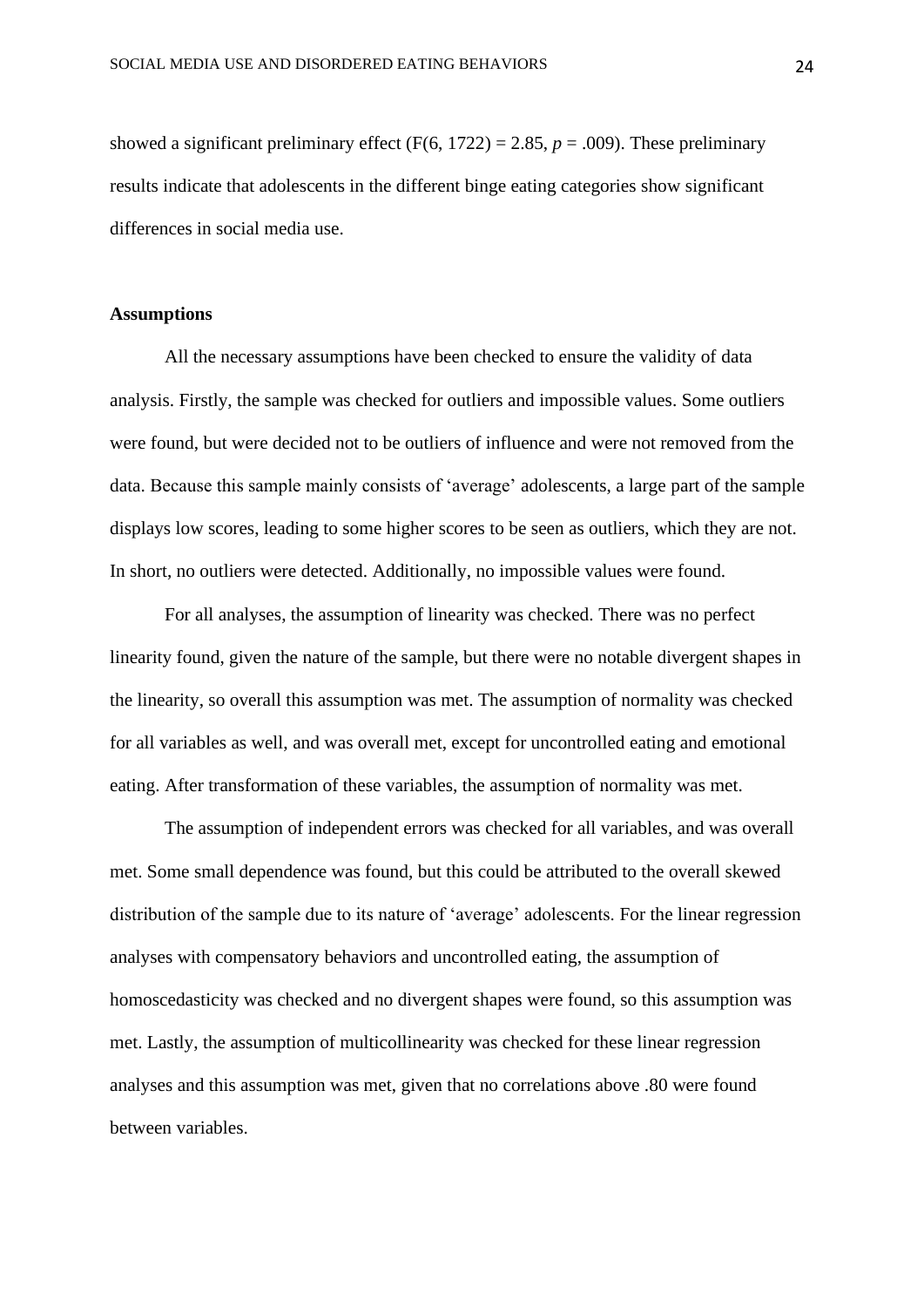showed a significant preliminary effect ($F(6, 1722) = 2.85$, $p = .009$). These preliminary results indicate that adolescents in the different binge eating categories show significant differences in social media use.

**Assumptions**

All the necessary assumptions have been checked to ensure the validity of data analysis. Firstly, the sample was checked for outliers and impossible values. Some outliers were found, but were decided not to be outliers of influence and were not removed from the data. Because this sample mainly consists of 'average' adolescents, a large part of the sample displays low scores, leading to some higher scores to be seen as outliers, which they are not. In short, no outliers were detected. Additionally, no impossible values were found.

For all analyses, the assumption of linearity was checked. There was no perfect linearity found, given the nature of the sample, but there were no notable divergent shapes in the linearity, so overall this assumption was met. The assumption of normality was checked for all variables as well, and was overall met, except for uncontrolled eating and emotional eating. After transformation of these variables, the assumption of normality was met.

The assumption of independent errors was checked for all variables, and was overall met. Some small dependence was found, but this could be attributed to the overall skewed distribution of the sample due to its nature of 'average' adolescents. For the linear regression analyses with compensatory behaviors and uncontrolled eating, the assumption of homoscedasticity was checked and no divergent shapes were found, so this assumption was met. Lastly, the assumption of multicollinearity was checked for these linear regression analyses and this assumption was met, given that no correlations above .80 were found between variables.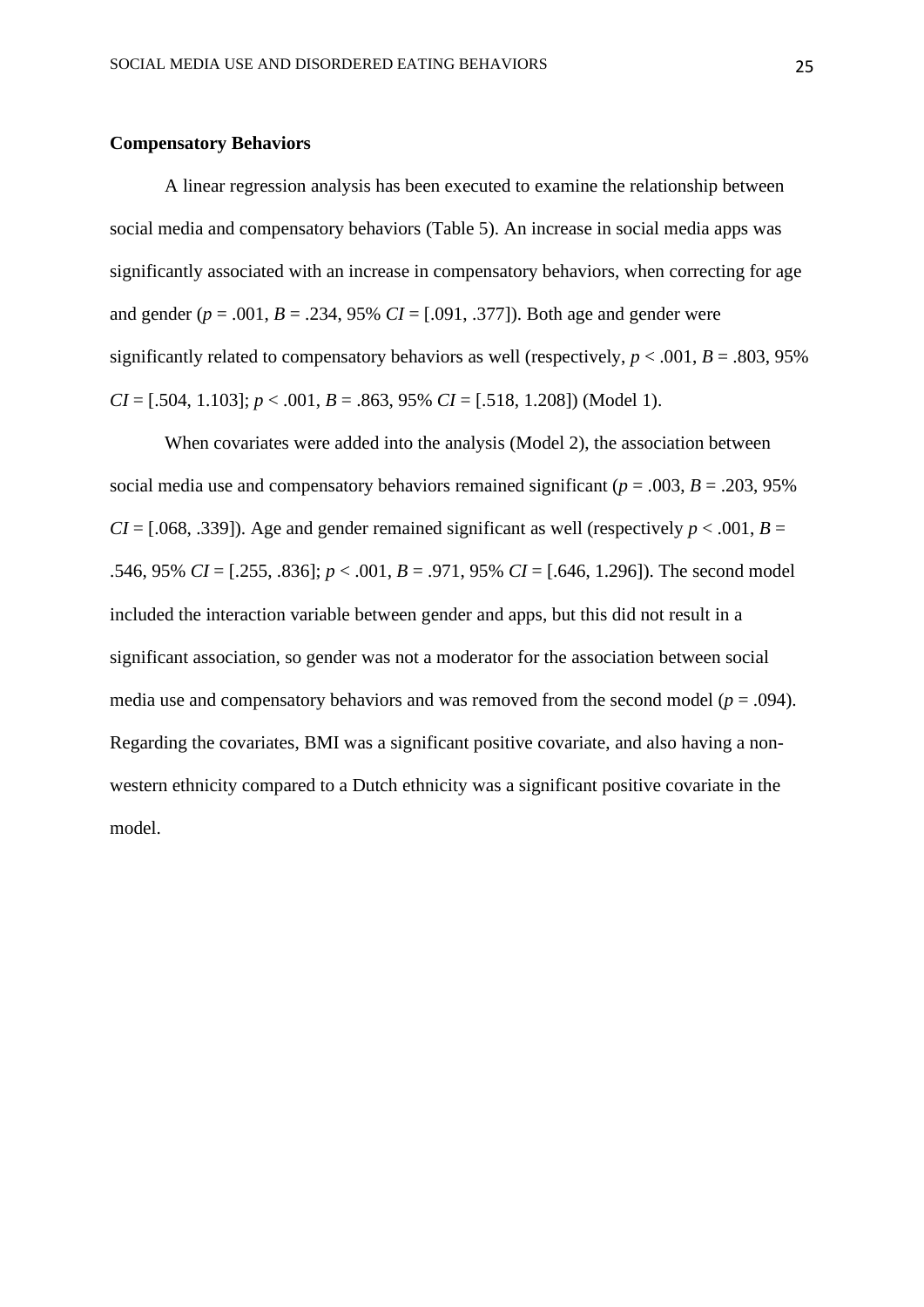**Compensatory Behaviors**

A linear regression analysis has been executed to examine the relationship between social media and compensatory behaviors (Table 5). An increase in social media apps was significantly associated with an increase in compensatory behaviors, when correcting for age and gender ($p$ = .001, $B$ = .234, 95% $CI$ = [.091, .377]). Both age and gender were significantly related to compensatory behaviors as well (respectively, $p$ < .001, $B$ = .803, 95% $CI$ = [.504, 1.103]; $p$ < .001, $B$ = .863, 95% $CI$ = [.518, 1.208]) (Model 1).

When covariates were added into the analysis (Model 2), the association between social media use and compensatory behaviors remained significant ($p$ = .003, $B$ = .203, 95% $CI$ = [.068, .339]). Age and gender remained significant as well (respectively $p$ < .001, $B$ = .546, 95% $CI$ = [.255, .836]; $p$ < .001, $B$ = .971, 95% $CI$ = [.646, 1.296]). The second model included the interaction variable between gender and apps, but this did not result in a significant association, so gender was not a moderator for the association between social media use and compensatory behaviors and was removed from the second model ($p$ = .094). Regarding the covariates, BMI was a significant positive covariate, and also having a non-western ethnicity compared to a Dutch ethnicity was a significant positive covariate in the model.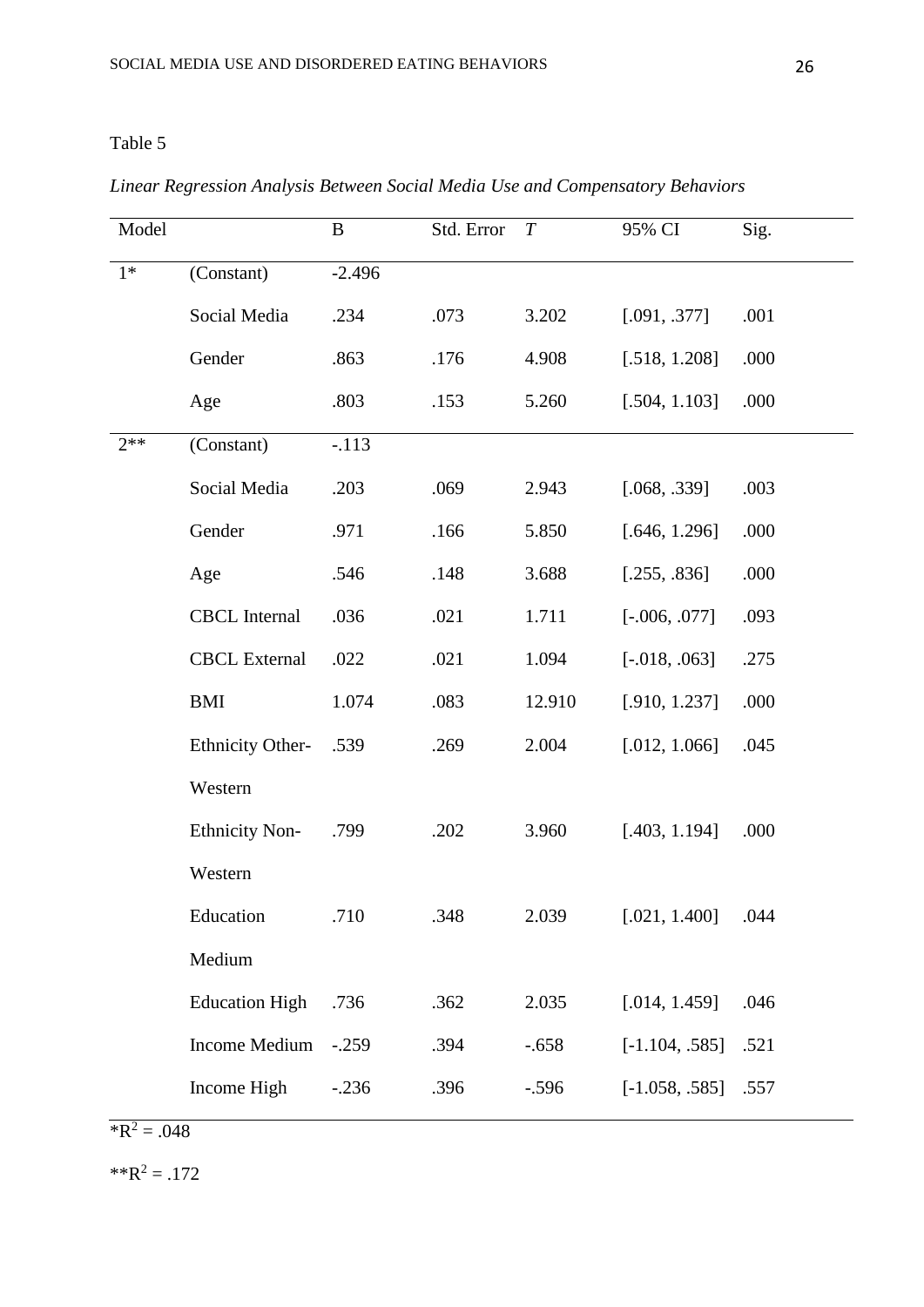Table 5

*Linear Regression Analysis Between Social Media Use and Compensatory Behaviors*

| Model | | B | Std. Error | *T* | 95% CI | Sig. |
|---|---|---|---|---|---|---|
| 1* | (Constant) | -2.496 | | | | |
| | Social Media | .234 | .073 | 3.202 | [.091, .377] | .001 |
| | Gender | .863 | .176 | 4.908 | [.518, 1.208] | .000 |
| | Age | .803 | .153 | 5.260 | [.504, 1.103] | .000 |
| 2** | (Constant) | -.113 | | | | |
| | Social Media | .203 | .069 | 2.943 | [.068, .339] | .003 |
| | Gender | .971 | .166 | 5.850 | [.646, 1.296] | .000 |
| | Age | .546 | .148 | 3.688 | [.255, .836] | .000 |
| | CBCL Internal | .036 | .021 | 1.711 | [-.006, .077] | .093 |
| | CBCL External | .022 | .021 | 1.094 | [-.018, .063] | .275 |
| | BMI | 1.074 | .083 | 12.910 | [.910, 1.237] | .000 |
| | Ethnicity Other-Western | .539 | .269 | 2.004 | [.012, 1.066] | .045 |
| | Ethnicity Non-Western | .799 | .202 | 3.960 | [.403, 1.194] | .000 |
| | Education Medium | .710 | .348 | 2.039 | [.021, 1.400] | .044 |
| | Education High | .736 | .362 | 2.035 | [.014, 1.459] | .046 |
| | Income Medium | -.259 | .394 | -.658 | [-1.104, .585] | .521 |
| | Income High | -.236 | .396 | -.596 | [-1.058, .585] | .557 |

*$R^2$ = .048

**$R^2$ = .172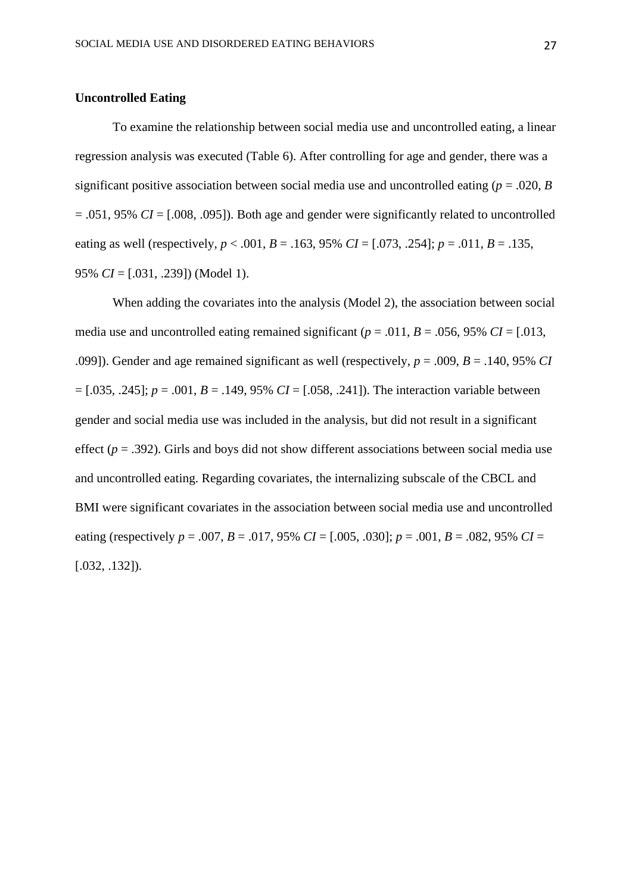**Uncontrolled Eating**

To examine the relationship between social media use and uncontrolled eating, a linear regression analysis was executed (Table 6). After controlling for age and gender, there was a significant positive association between social media use and uncontrolled eating ($p$ = .020, $B$ = .051, 95% $CI$ = [.008, .095]). Both age and gender were significantly related to uncontrolled eating as well (respectively, $p$ < .001, $B$ = .163, 95% $CI$ = [.073, .254]; $p$ = .011, $B$ = .135, 95% $CI$ = [.031, .239]) (Model 1).

When adding the covariates into the analysis (Model 2), the association between social media use and uncontrolled eating remained significant ($p$ = .011, $B$ = .056, 95% $CI$ = [.013, .099]). Gender and age remained significant as well (respectively, $p$ = .009, $B$ = .140, 95% $CI$ = [.035, .245]; $p$ = .001, $B$ = .149, 95% $CI$ = [.058, .241]). The interaction variable between gender and social media use was included in the analysis, but did not result in a significant effect ($p$ = .392). Girls and boys did not show different associations between social media use and uncontrolled eating. Regarding covariates, the internalizing subscale of the CBCL and BMI were significant covariates in the association between social media use and uncontrolled eating (respectively $p$ = .007, $B$ = .017, 95% $CI$ = [.005, .030]; $p$ = .001, $B$ = .082, 95% $CI$ = [.032, .132]).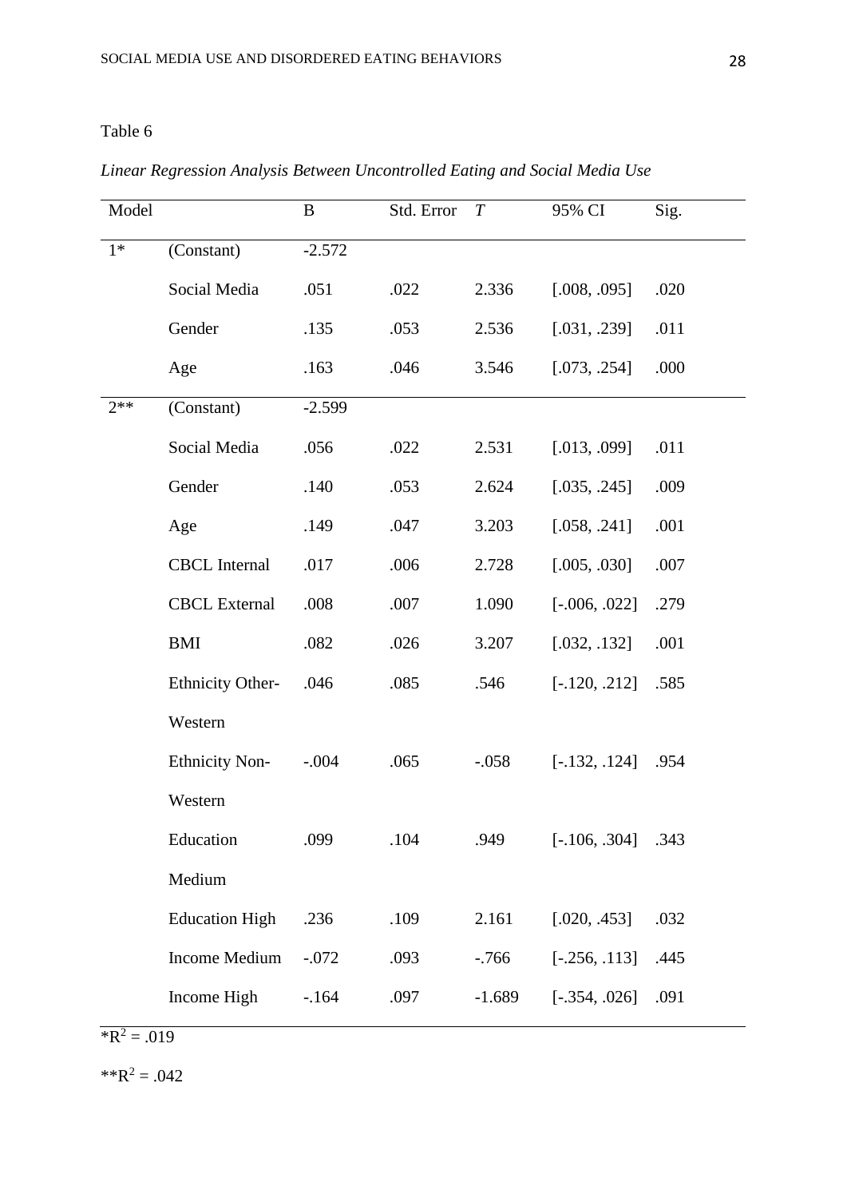Table 6

*Linear Regression Analysis Between Uncontrolled Eating and Social Media Use*

| Model | | B | Std. Error | *T* | 95% CI | Sig. |
|---|---|---|---|---|---|---|
| 1* | (Constant) | -2.572 | | | | |
| | Social Media | .051 | .022 | 2.336 | [.008, .095] | .020 |
| | Gender | .135 | .053 | 2.536 | [.031, .239] | .011 |
| | Age | .163 | .046 | 3.546 | [.073, .254] | .000 |
| 2** | (Constant) | -2.599 | | | | |
| | Social Media | .056 | .022 | 2.531 | [.013, .099] | .011 |
| | Gender | .140 | .053 | 2.624 | [.035, .245] | .009 |
| | Age | .149 | .047 | 3.203 | [.058, .241] | .001 |
| | CBCL Internal | .017 | .006 | 2.728 | [.005, .030] | .007 |
| | CBCL External | .008 | .007 | 1.090 | [-.006, .022] | .279 |
| | BMI | .082 | .026 | 3.207 | [.032, .132] | .001 |
| | Ethnicity Other-Western | .046 | .085 | .546 | [-.120, .212] | .585 |
| | Ethnicity Non-Western | -.004 | .065 | -.058 | [-.132, .124] | .954 |
| | Education Medium | .099 | .104 | .949 | [-.106, .304] | .343 |
| | Education High | .236 | .109 | 2.161 | [.020, .453] | .032 |
| | Income Medium | -.072 | .093 | -.766 | [-.256, .113] | .445 |
| | Income High | -.164 | .097 | -1.689 | [-.354, .026] | .091 |

*$R^2$ = .019

**$R^2$ = .042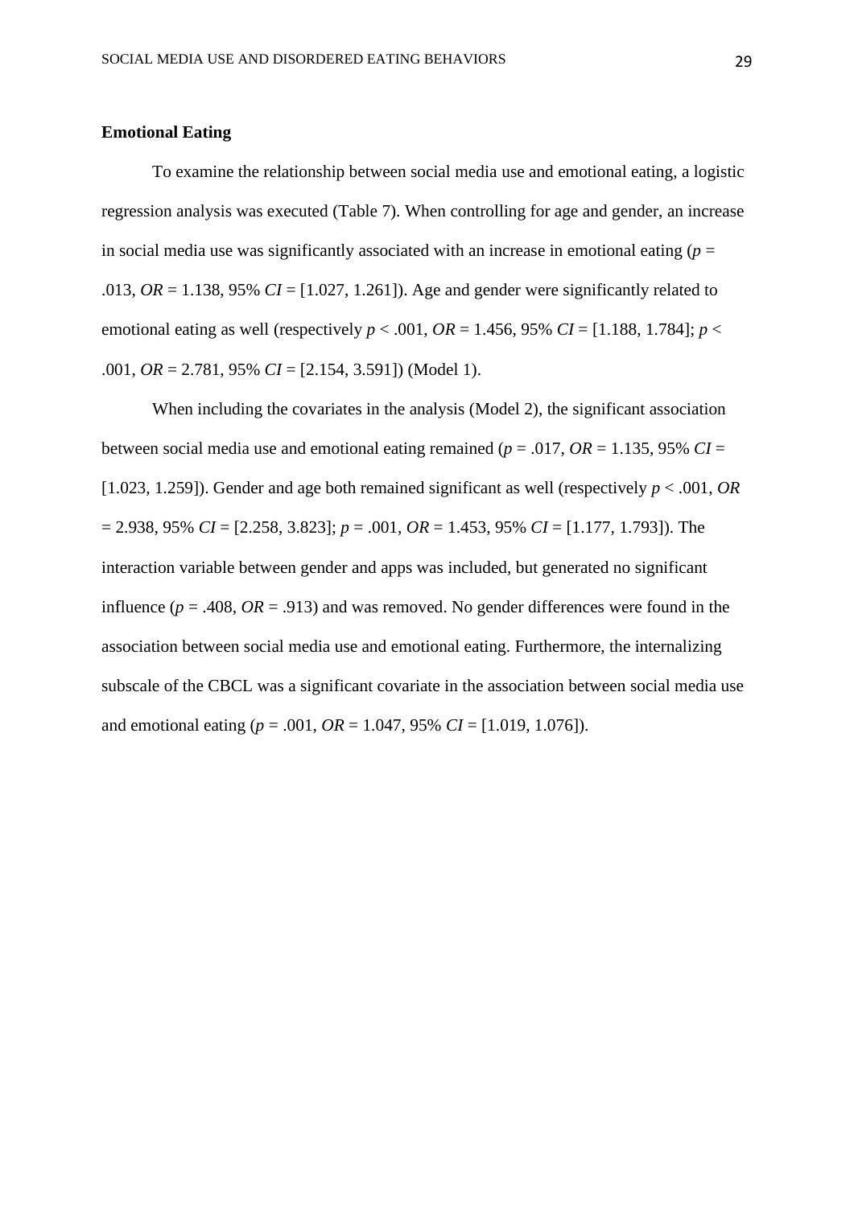**Emotional Eating**

To examine the relationship between social media use and emotional eating, a logistic regression analysis was executed (Table 7). When controlling for age and gender, an increase in social media use was significantly associated with an increase in emotional eating ($p$ = .013, $OR$ = 1.138, 95% $CI$ = [1.027, 1.261]). Age and gender were significantly related to emotional eating as well (respectively $p$ < .001, $OR$ = 1.456, 95% $CI$ = [1.188, 1.784]; $p$ < .001, $OR$ = 2.781, 95% $CI$ = [2.154, 3.591]) (Model 1).

When including the covariates in the analysis (Model 2), the significant association between social media use and emotional eating remained ($p$ = .017, $OR$ = 1.135, 95% $CI$ = [1.023, 1.259]). Gender and age both remained significant as well (respectively $p$ < .001, $OR$ = 2.938, 95% $CI$ = [2.258, 3.823]; $p$ = .001, $OR$ = 1.453, 95% $CI$ = [1.177, 1.793]). The interaction variable between gender and apps was included, but generated no significant influence ($p$ = .408, $OR$ = .913) and was removed. No gender differences were found in the association between social media use and emotional eating. Furthermore, the internalizing subscale of the CBCL was a significant covariate in the association between social media use and emotional eating ($p$ = .001, $OR$ = 1.047, 95% $CI$ = [1.019, 1.076]).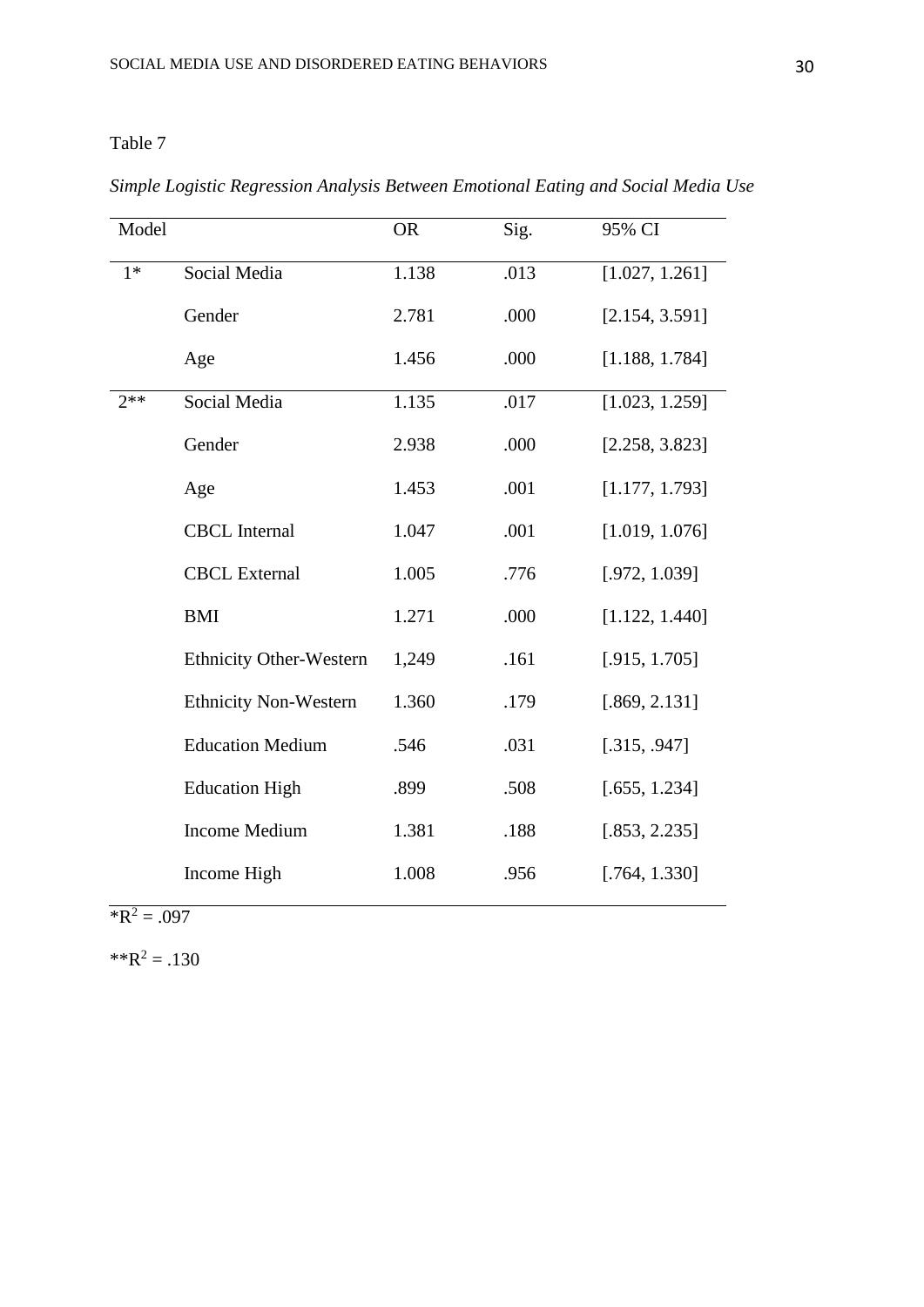Table 7

*Simple Logistic Regression Analysis Between Emotional Eating and Social Media Use*

| Model | | OR | Sig. | 95% CI |
|---|---|---|---|---|
| 1* | Social Media | 1.138 | .013 | [1.027, 1.261] |
| | Gender | 2.781 | .000 | [2.154, 3.591] |
| | Age | 1.456 | .000 | [1.188, 1.784] |
| 2** | Social Media | 1.135 | .017 | [1.023, 1.259] |
| | Gender | 2.938 | .000 | [2.258, 3.823] |
| | Age | 1.453 | .001 | [1.177, 1.793] |
| | CBCL Internal | 1.047 | .001 | [1.019, 1.076] |
| | CBCL External | 1.005 | .776 | [.972, 1.039] |
| | BMI | 1.271 | .000 | [1.122, 1.440] |
| | Ethnicity Other-Western | 1,249 | .161 | [.915, 1.705] |
| | Ethnicity Non-Western | 1.360 | .179 | [.869, 2.131] |
| | Education Medium | .546 | .031 | [.315, .947] |
| | Education High | .899 | .508 | [.655, 1.234] |
| | Income Medium | 1.381 | .188 | [.853, 2.235] |
| | Income High | 1.008 | .956 | [.764, 1.330] |

*$R^2$ = .097

**$R^2$ = .130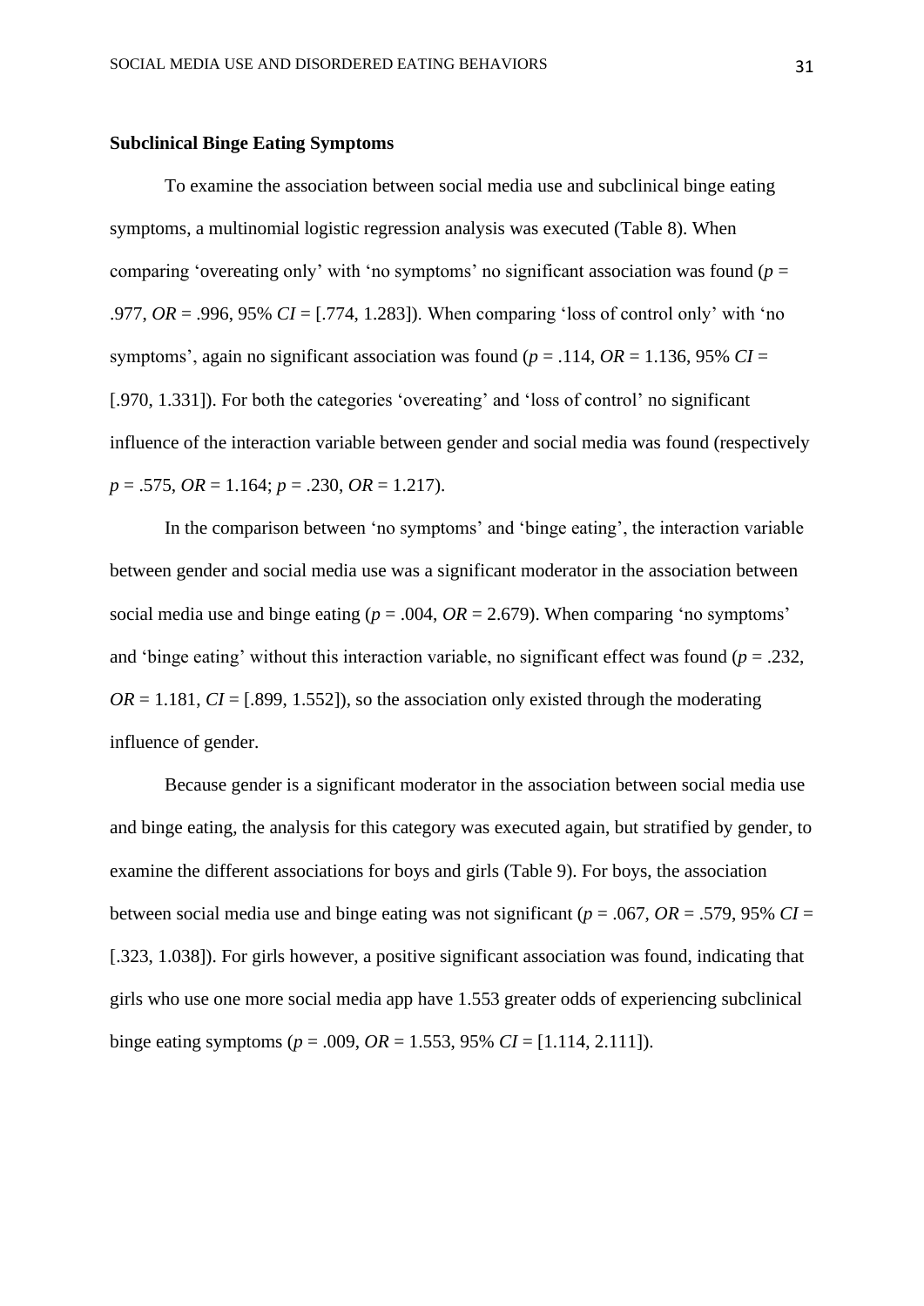**Subclinical Binge Eating Symptoms**

To examine the association between social media use and subclinical binge eating symptoms, a multinomial logistic regression analysis was executed (Table 8). When comparing 'overeating only' with 'no symptoms' no significant association was found ($p$ = .977, $OR$ = .996, 95% $CI$ = [.774, 1.283]). When comparing 'loss of control only' with 'no symptoms', again no significant association was found ($p$ = .114, $OR$ = 1.136, 95% $CI$ = [.970, 1.331]). For both the categories 'overeating' and 'loss of control' no significant influence of the interaction variable between gender and social media was found (respectively $p$ = .575, $OR$ = 1.164; $p$ = .230, $OR$ = 1.217).

In the comparison between 'no symptoms' and 'binge eating', the interaction variable between gender and social media use was a significant moderator in the association between social media use and binge eating ($p$ = .004, $OR$ = 2.679). When comparing 'no symptoms' and 'binge eating' without this interaction variable, no significant effect was found ($p$ = .232, $OR$ = 1.181, $CI$ = [.899, 1.552]), so the association only existed through the moderating influence of gender.

Because gender is a significant moderator in the association between social media use and binge eating, the analysis for this category was executed again, but stratified by gender, to examine the different associations for boys and girls (Table 9). For boys, the association between social media use and binge eating was not significant ($p$ = .067, $OR$ = .579, 95% $CI$ = [.323, 1.038]). For girls however, a positive significant association was found, indicating that girls who use one more social media app have 1.553 greater odds of experiencing subclinical binge eating symptoms ($p$ = .009, $OR$ = 1.553, 95% $CI$ = [1.114, 2.111]).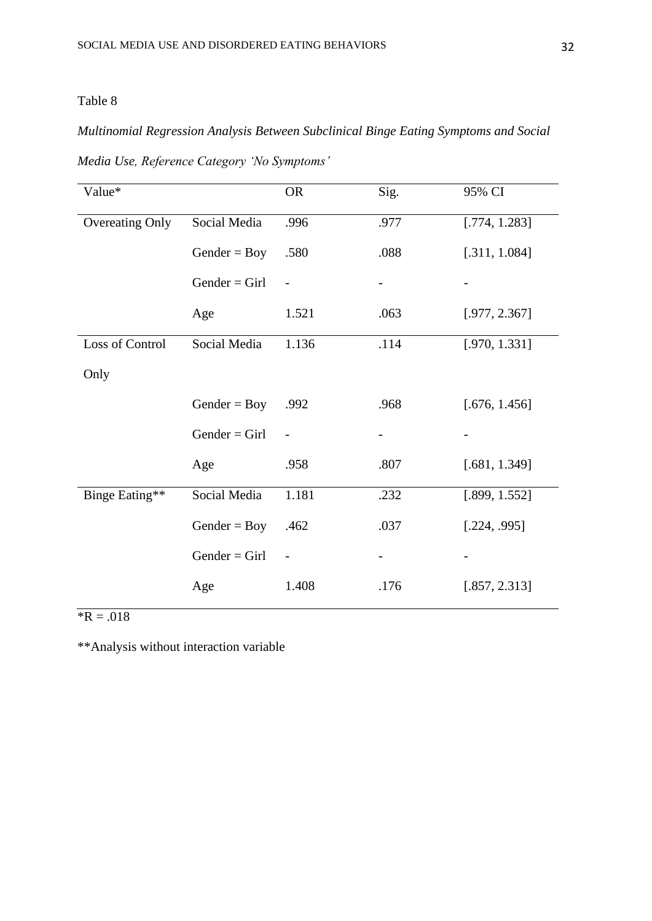Table 8

*Multinomial Regression Analysis Between Subclinical Binge Eating Symptoms and Social Media Use, Reference Category 'No Symptoms'*

| Value* | | OR | Sig. | 95% CI |
|---|---|---|---|---|
| Overeating Only | Social Media | .996 | .977 | [.774, 1.283] |
| | Gender = Boy | .580 | .088 | [.311, 1.084] |
| | Gender = Girl | - | - | - |
| | Age | 1.521 | .063 | [.977, 2.367] |
| Loss of Control Only | Social Media | 1.136 | .114 | [.970, 1.331] |
| | Gender = Boy | .992 | .968 | [.676, 1.456] |
| | Gender = Girl | - | - | - |
| | Age | .958 | .807 | [.681, 1.349] |
| Binge Eating** | Social Media | 1.181 | .232 | [.899, 1.552] |
| | Gender = Boy | .462 | .037 | [.224, .995] |
| | Gender = Girl | - | - | - |
| | Age | 1.408 | .176 | [.857, 2.313] |

*R = .018

**Analysis without interaction variable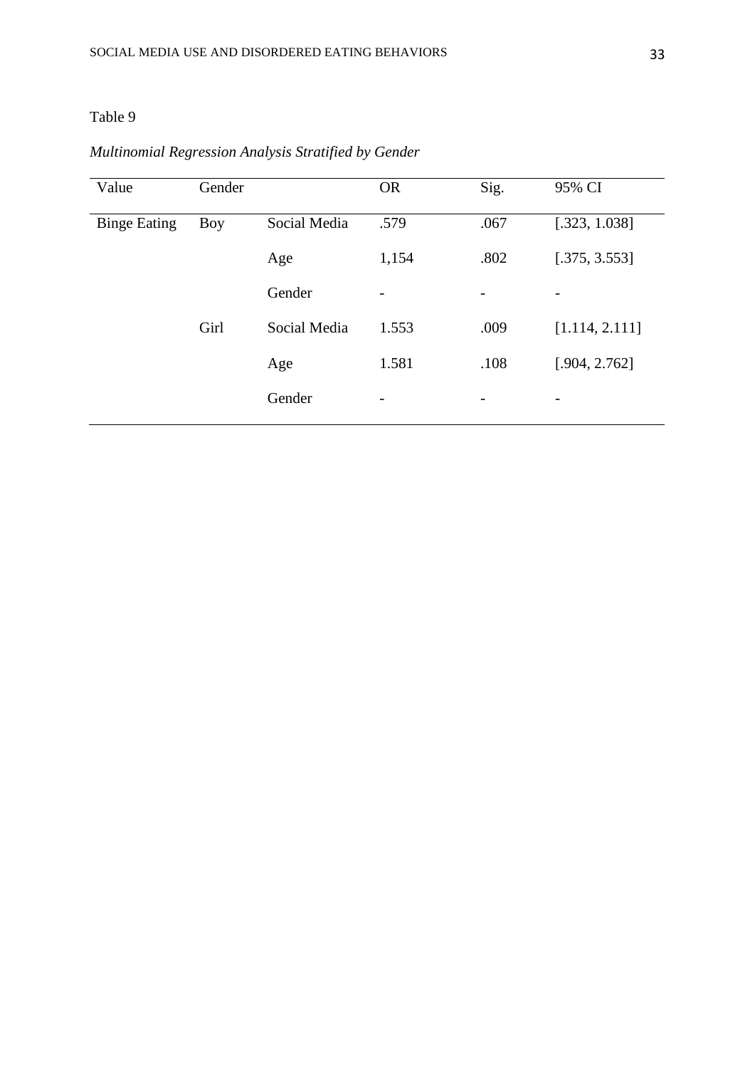Table 9

*Multinomial Regression Analysis Stratified by Gender*

| Value | Gender | | OR | Sig. | 95% CI |
|---|---|---|---|---|---|
| Binge Eating | Boy | Social Media | .579 | .067 | [.323, 1.038] |
| | | Age | 1,154 | .802 | [.375, 3.553] |
| | | Gender | - | - | - |
| | Girl | Social Media | 1.553 | .009 | [1.114, 2.111] |
| | | Age | 1.581 | .108 | [.904, 2.762] |
| | | Gender | - | - | - |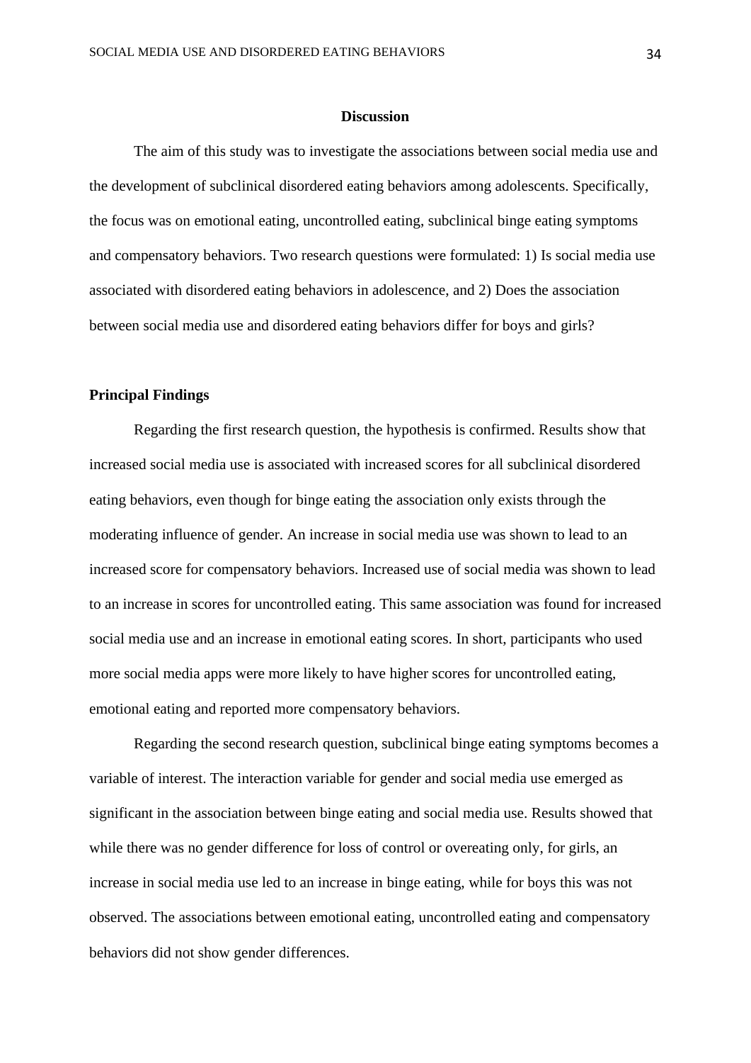## Discussion

The aim of this study was to investigate the associations between social media use and the development of subclinical disordered eating behaviors among adolescents. Specifically, the focus was on emotional eating, uncontrolled eating, subclinical binge eating symptoms and compensatory behaviors. Two research questions were formulated: 1) Is social media use associated with disordered eating behaviors in adolescence, and 2) Does the association between social media use and disordered eating behaviors differ for boys and girls?

### Principal Findings

Regarding the first research question, the hypothesis is confirmed. Results show that increased social media use is associated with increased scores for all subclinical disordered eating behaviors, even though for binge eating the association only exists through the moderating influence of gender. An increase in social media use was shown to lead to an increased score for compensatory behaviors. Increased use of social media was shown to lead to an increase in scores for uncontrolled eating. This same association was found for increased social media use and an increase in emotional eating scores. In short, participants who used more social media apps were more likely to have higher scores for uncontrolled eating, emotional eating and reported more compensatory behaviors.

Regarding the second research question, subclinical binge eating symptoms becomes a variable of interest. The interaction variable for gender and social media use emerged as significant in the association between binge eating and social media use. Results showed that while there was no gender difference for loss of control or overeating only, for girls, an increase in social media use led to an increase in binge eating, while for boys this was not observed. The associations between emotional eating, uncontrolled eating and compensatory behaviors did not show gender differences.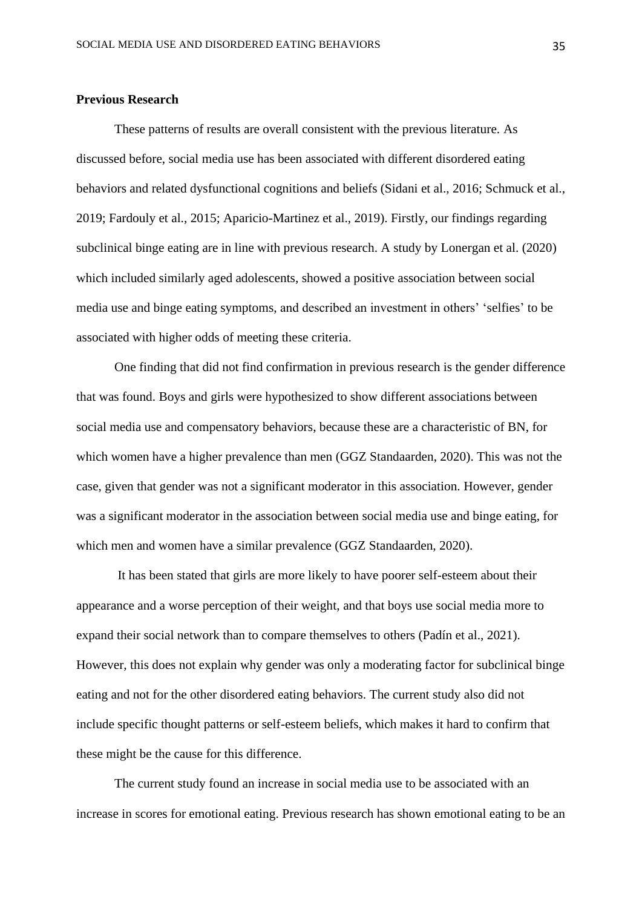**Previous Research**

These patterns of results are overall consistent with the previous literature. As discussed before, social media use has been associated with different disordered eating behaviors and related dysfunctional cognitions and beliefs (Sidani et al., 2016; Schmuck et al., 2019; Fardouly et al., 2015; Aparicio-Martinez et al., 2019). Firstly, our findings regarding subclinical binge eating are in line with previous research. A study by Lonergan et al. (2020) which included similarly aged adolescents, showed a positive association between social media use and binge eating symptoms, and described an investment in others' 'selfies' to be associated with higher odds of meeting these criteria.

One finding that did not find confirmation in previous research is the gender difference that was found. Boys and girls were hypothesized to show different associations between social media use and compensatory behaviors, because these are a characteristic of BN, for which women have a higher prevalence than men (GGZ Standaarden, 2020). This was not the case, given that gender was not a significant moderator in this association. However, gender was a significant moderator in the association between social media use and binge eating, for which men and women have a similar prevalence (GGZ Standaarden, 2020).

It has been stated that girls are more likely to have poorer self-esteem about their appearance and a worse perception of their weight, and that boys use social media more to expand their social network than to compare themselves to others (Padín et al., 2021). However, this does not explain why gender was only a moderating factor for subclinical binge eating and not for the other disordered eating behaviors. The current study also did not include specific thought patterns or self-esteem beliefs, which makes it hard to confirm that these might be the cause for this difference.

The current study found an increase in social media use to be associated with an increase in scores for emotional eating. Previous research has shown emotional eating to be an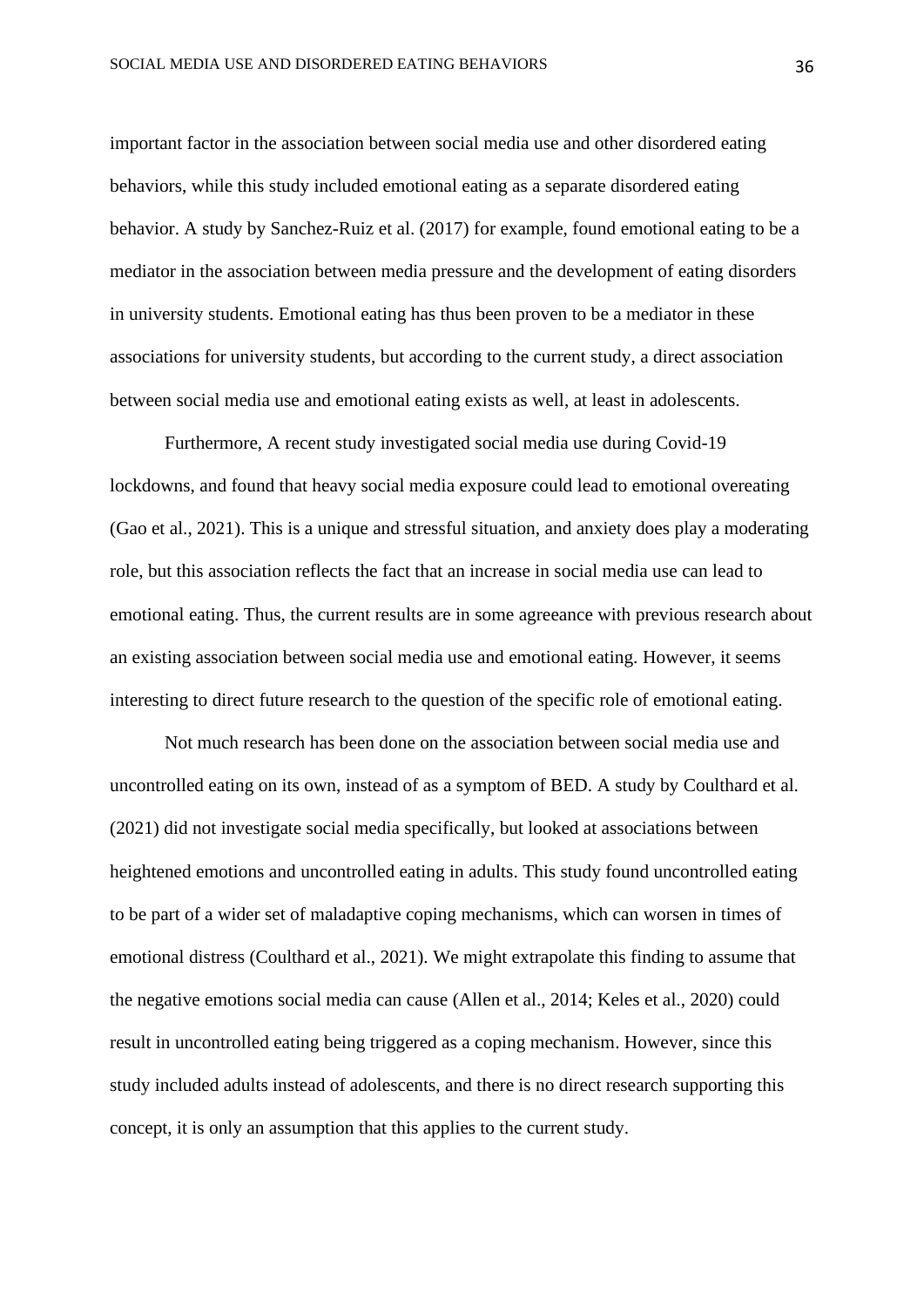important factor in the association between social media use and other disordered eating behaviors, while this study included emotional eating as a separate disordered eating behavior. A study by Sanchez-Ruiz et al. (2017) for example, found emotional eating to be a mediator in the association between media pressure and the development of eating disorders in university students. Emotional eating has thus been proven to be a mediator in these associations for university students, but according to the current study, a direct association between social media use and emotional eating exists as well, at least in adolescents.

Furthermore, A recent study investigated social media use during Covid-19 lockdowns, and found that heavy social media exposure could lead to emotional overeating (Gao et al., 2021). This is a unique and stressful situation, and anxiety does play a moderating role, but this association reflects the fact that an increase in social media use can lead to emotional eating. Thus, the current results are in some agreeance with previous research about an existing association between social media use and emotional eating. However, it seems interesting to direct future research to the question of the specific role of emotional eating.

Not much research has been done on the association between social media use and uncontrolled eating on its own, instead of as a symptom of BED. A study by Coulthard et al. (2021) did not investigate social media specifically, but looked at associations between heightened emotions and uncontrolled eating in adults. This study found uncontrolled eating to be part of a wider set of maladaptive coping mechanisms, which can worsen in times of emotional distress (Coulthard et al., 2021). We might extrapolate this finding to assume that the negative emotions social media can cause (Allen et al., 2014; Keles et al., 2020) could result in uncontrolled eating being triggered as a coping mechanism. However, since this study included adults instead of adolescents, and there is no direct research supporting this concept, it is only an assumption that this applies to the current study.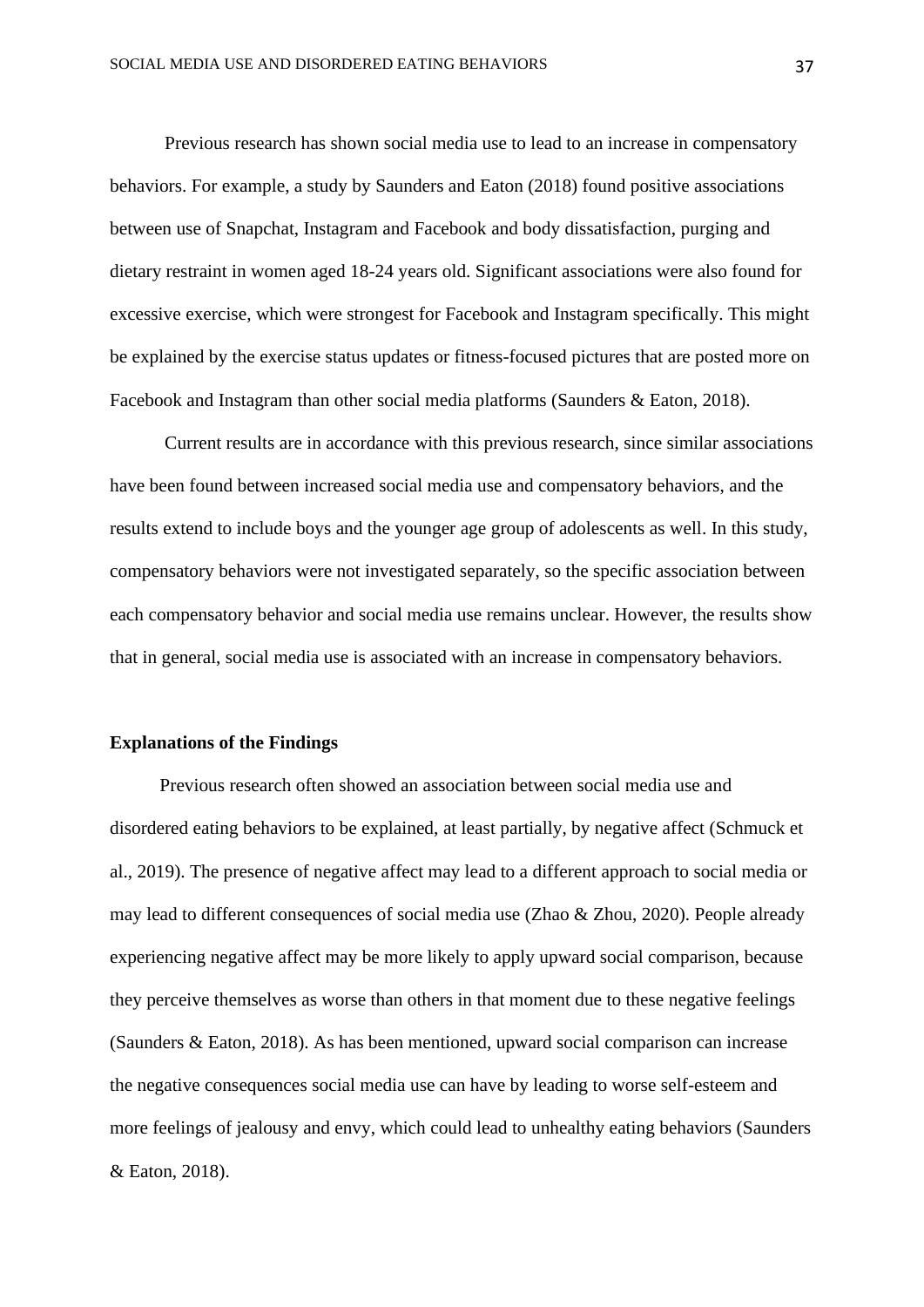Previous research has shown social media use to lead to an increase in compensatory behaviors. For example, a study by Saunders and Eaton (2018) found positive associations between use of Snapchat, Instagram and Facebook and body dissatisfaction, purging and dietary restraint in women aged 18-24 years old. Significant associations were also found for excessive exercise, which were strongest for Facebook and Instagram specifically. This might be explained by the exercise status updates or fitness-focused pictures that are posted more on Facebook and Instagram than other social media platforms (Saunders & Eaton, 2018).

Current results are in accordance with this previous research, since similar associations have been found between increased social media use and compensatory behaviors, and the results extend to include boys and the younger age group of adolescents as well. In this study, compensatory behaviors were not investigated separately, so the specific association between each compensatory behavior and social media use remains unclear. However, the results show that in general, social media use is associated with an increase in compensatory behaviors.

**Explanations of the Findings**

Previous research often showed an association between social media use and disordered eating behaviors to be explained, at least partially, by negative affect (Schmuck et al., 2019). The presence of negative affect may lead to a different approach to social media or may lead to different consequences of social media use (Zhao & Zhou, 2020). People already experiencing negative affect may be more likely to apply upward social comparison, because they perceive themselves as worse than others in that moment due to these negative feelings (Saunders & Eaton, 2018). As has been mentioned, upward social comparison can increase the negative consequences social media use can have by leading to worse self-esteem and more feelings of jealousy and envy, which could lead to unhealthy eating behaviors (Saunders & Eaton, 2018).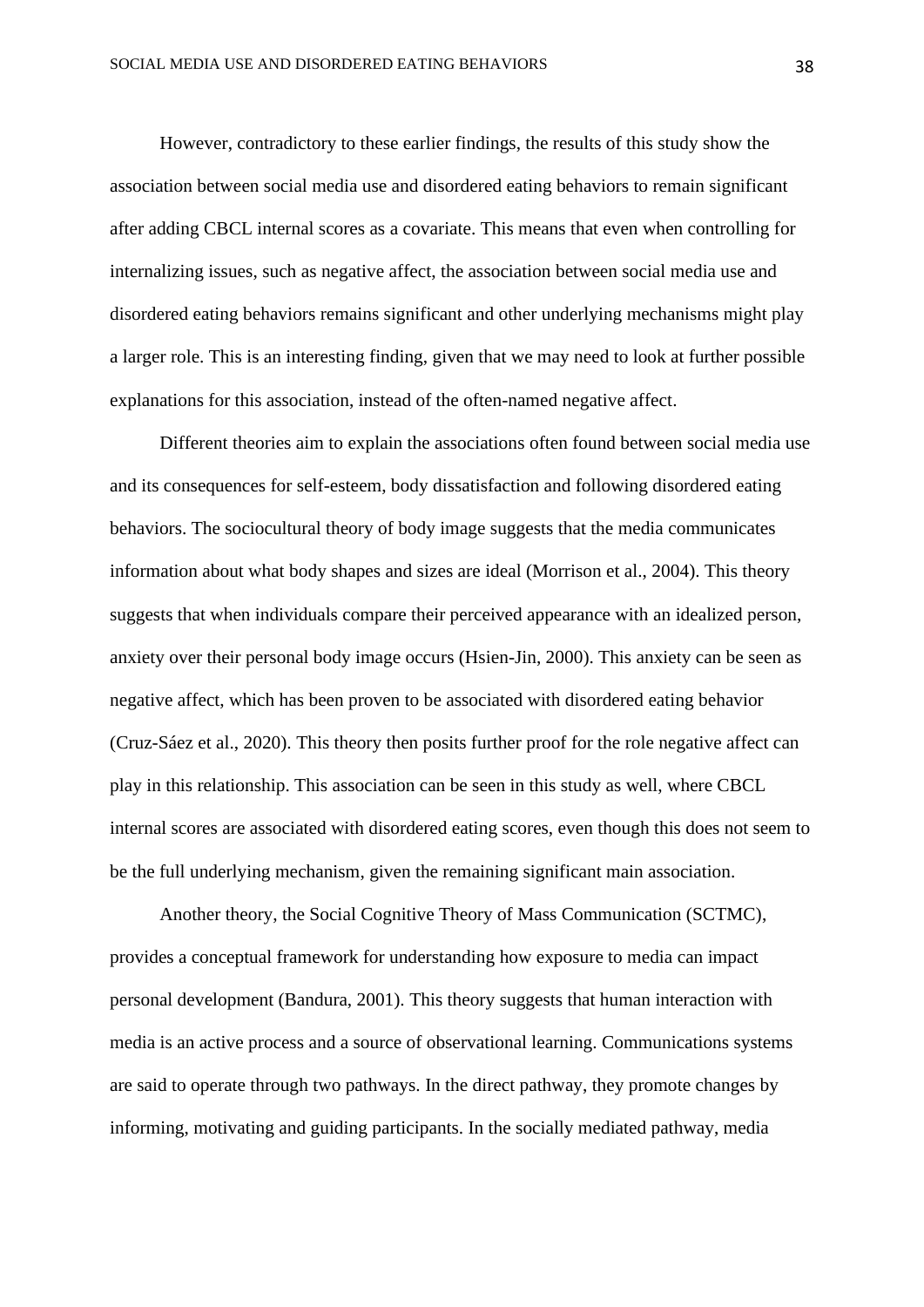However, contradictory to these earlier findings, the results of this study show the association between social media use and disordered eating behaviors to remain significant after adding CBCL internal scores as a covariate. This means that even when controlling for internalizing issues, such as negative affect, the association between social media use and disordered eating behaviors remains significant and other underlying mechanisms might play a larger role. This is an interesting finding, given that we may need to look at further possible explanations for this association, instead of the often-named negative affect.

Different theories aim to explain the associations often found between social media use and its consequences for self-esteem, body dissatisfaction and following disordered eating behaviors. The sociocultural theory of body image suggests that the media communicates information about what body shapes and sizes are ideal (Morrison et al., 2004). This theory suggests that when individuals compare their perceived appearance with an idealized person, anxiety over their personal body image occurs (Hsien-Jin, 2000). This anxiety can be seen as negative affect, which has been proven to be associated with disordered eating behavior (Cruz-Sáez et al., 2020). This theory then posits further proof for the role negative affect can play in this relationship. This association can be seen in this study as well, where CBCL internal scores are associated with disordered eating scores, even though this does not seem to be the full underlying mechanism, given the remaining significant main association.

Another theory, the Social Cognitive Theory of Mass Communication (SCTMC), provides a conceptual framework for understanding how exposure to media can impact personal development (Bandura, 2001). This theory suggests that human interaction with media is an active process and a source of observational learning. Communications systems are said to operate through two pathways. In the direct pathway, they promote changes by informing, motivating and guiding participants. In the socially mediated pathway, media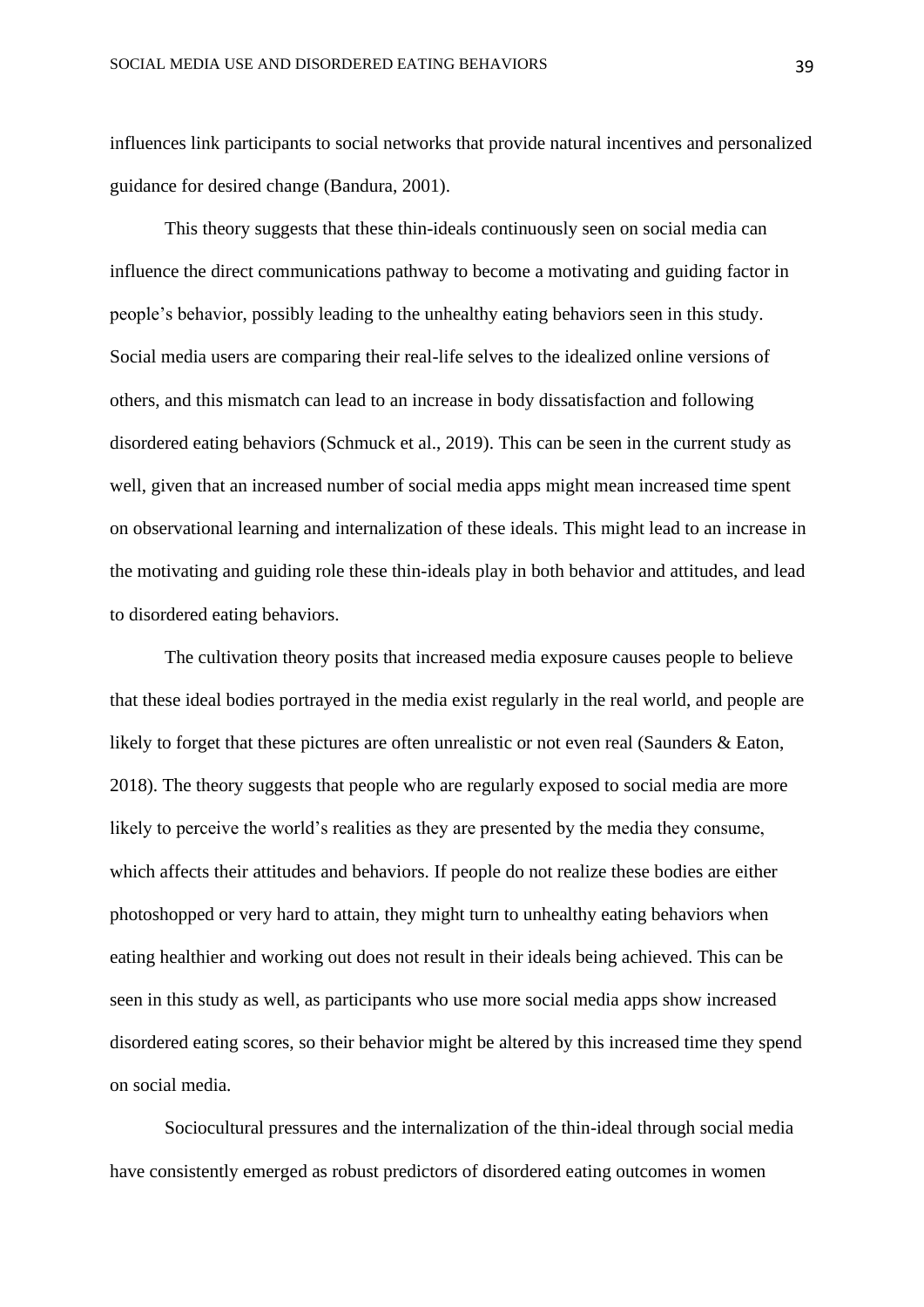influences link participants to social networks that provide natural incentives and personalized guidance for desired change (Bandura, 2001).

This theory suggests that these thin-ideals continuously seen on social media can influence the direct communications pathway to become a motivating and guiding factor in people's behavior, possibly leading to the unhealthy eating behaviors seen in this study. Social media users are comparing their real-life selves to the idealized online versions of others, and this mismatch can lead to an increase in body dissatisfaction and following disordered eating behaviors (Schmuck et al., 2019). This can be seen in the current study as well, given that an increased number of social media apps might mean increased time spent on observational learning and internalization of these ideals. This might lead to an increase in the motivating and guiding role these thin-ideals play in both behavior and attitudes, and lead to disordered eating behaviors.

The cultivation theory posits that increased media exposure causes people to believe that these ideal bodies portrayed in the media exist regularly in the real world, and people are likely to forget that these pictures are often unrealistic or not even real (Saunders & Eaton, 2018). The theory suggests that people who are regularly exposed to social media are more likely to perceive the world's realities as they are presented by the media they consume, which affects their attitudes and behaviors. If people do not realize these bodies are either photoshopped or very hard to attain, they might turn to unhealthy eating behaviors when eating healthier and working out does not result in their ideals being achieved. This can be seen in this study as well, as participants who use more social media apps show increased disordered eating scores, so their behavior might be altered by this increased time they spend on social media.

Sociocultural pressures and the internalization of the thin-ideal through social media have consistently emerged as robust predictors of disordered eating outcomes in women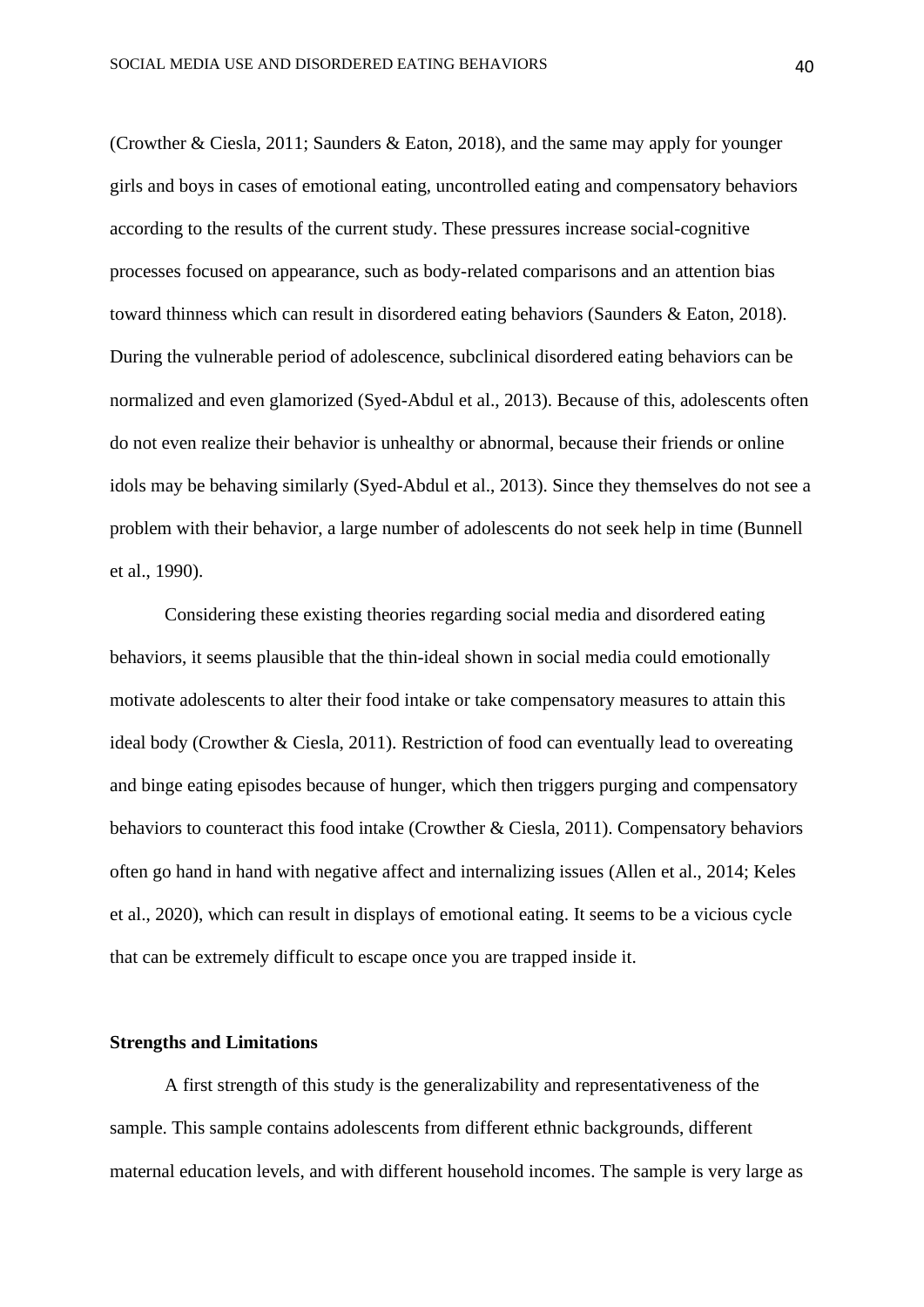(Crowther & Ciesla, 2011; Saunders & Eaton, 2018), and the same may apply for younger girls and boys in cases of emotional eating, uncontrolled eating and compensatory behaviors according to the results of the current study. These pressures increase social-cognitive processes focused on appearance, such as body-related comparisons and an attention bias toward thinness which can result in disordered eating behaviors (Saunders & Eaton, 2018). During the vulnerable period of adolescence, subclinical disordered eating behaviors can be normalized and even glamorized (Syed-Abdul et al., 2013). Because of this, adolescents often do not even realize their behavior is unhealthy or abnormal, because their friends or online idols may be behaving similarly (Syed-Abdul et al., 2013). Since they themselves do not see a problem with their behavior, a large number of adolescents do not seek help in time (Bunnell et al., 1990).

Considering these existing theories regarding social media and disordered eating behaviors, it seems plausible that the thin-ideal shown in social media could emotionally motivate adolescents to alter their food intake or take compensatory measures to attain this ideal body (Crowther & Ciesla, 2011). Restriction of food can eventually lead to overeating and binge eating episodes because of hunger, which then triggers purging and compensatory behaviors to counteract this food intake (Crowther & Ciesla, 2011). Compensatory behaviors often go hand in hand with negative affect and internalizing issues (Allen et al., 2014; Keles et al., 2020), which can result in displays of emotional eating. It seems to be a vicious cycle that can be extremely difficult to escape once you are trapped inside it.

**Strengths and Limitations**

A first strength of this study is the generalizability and representativeness of the sample. This sample contains adolescents from different ethnic backgrounds, different maternal education levels, and with different household incomes. The sample is very large as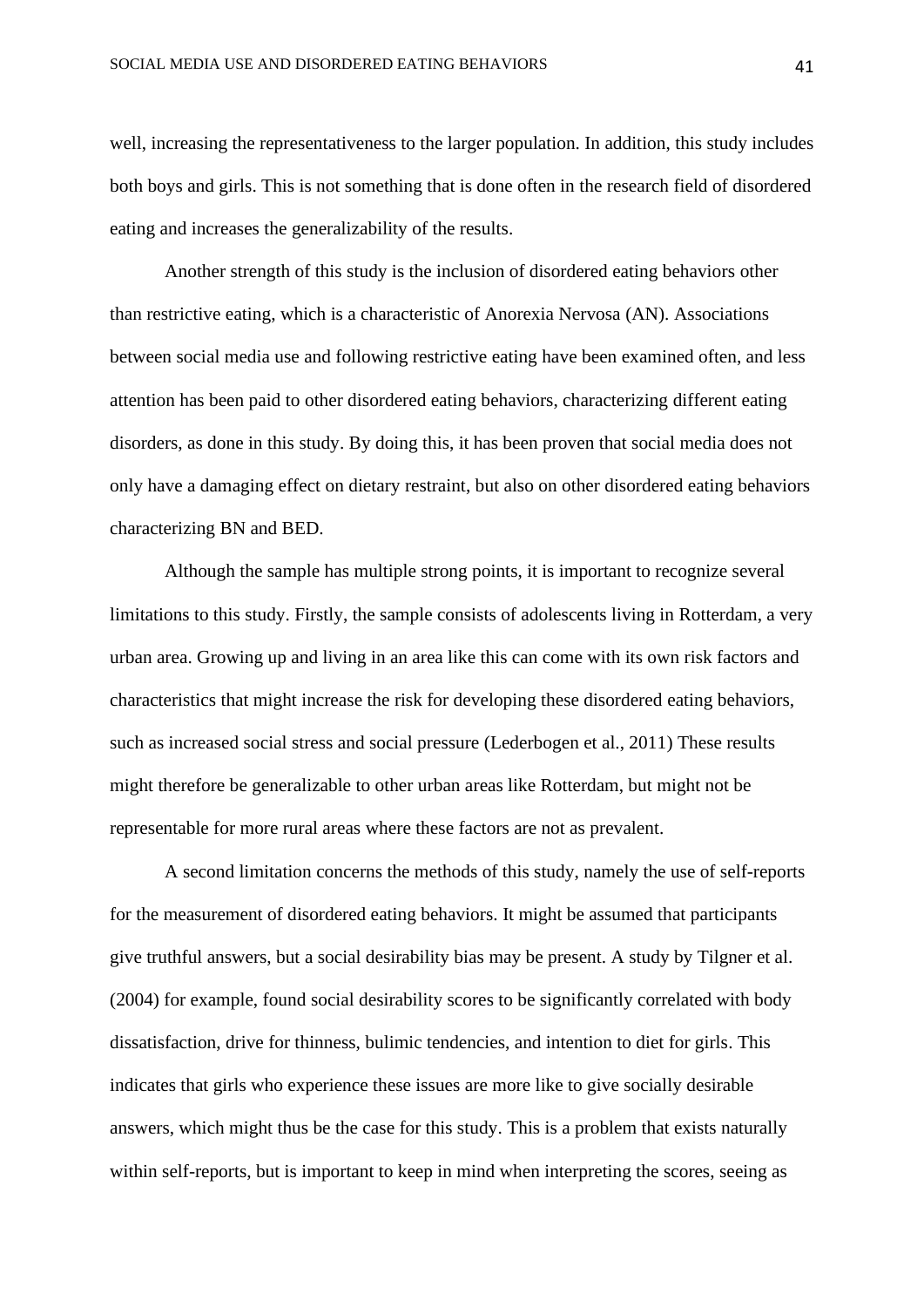well, increasing the representativeness to the larger population. In addition, this study includes both boys and girls. This is not something that is done often in the research field of disordered eating and increases the generalizability of the results.

Another strength of this study is the inclusion of disordered eating behaviors other than restrictive eating, which is a characteristic of Anorexia Nervosa (AN). Associations between social media use and following restrictive eating have been examined often, and less attention has been paid to other disordered eating behaviors, characterizing different eating disorders, as done in this study. By doing this, it has been proven that social media does not only have a damaging effect on dietary restraint, but also on other disordered eating behaviors characterizing BN and BED.

Although the sample has multiple strong points, it is important to recognize several limitations to this study. Firstly, the sample consists of adolescents living in Rotterdam, a very urban area. Growing up and living in an area like this can come with its own risk factors and characteristics that might increase the risk for developing these disordered eating behaviors, such as increased social stress and social pressure (Lederbogen et al., 2011) These results might therefore be generalizable to other urban areas like Rotterdam, but might not be representable for more rural areas where these factors are not as prevalent.

A second limitation concerns the methods of this study, namely the use of self-reports for the measurement of disordered eating behaviors. It might be assumed that participants give truthful answers, but a social desirability bias may be present. A study by Tilgner et al. (2004) for example, found social desirability scores to be significantly correlated with body dissatisfaction, drive for thinness, bulimic tendencies, and intention to diet for girls. This indicates that girls who experience these issues are more like to give socially desirable answers, which might thus be the case for this study. This is a problem that exists naturally within self-reports, but is important to keep in mind when interpreting the scores, seeing as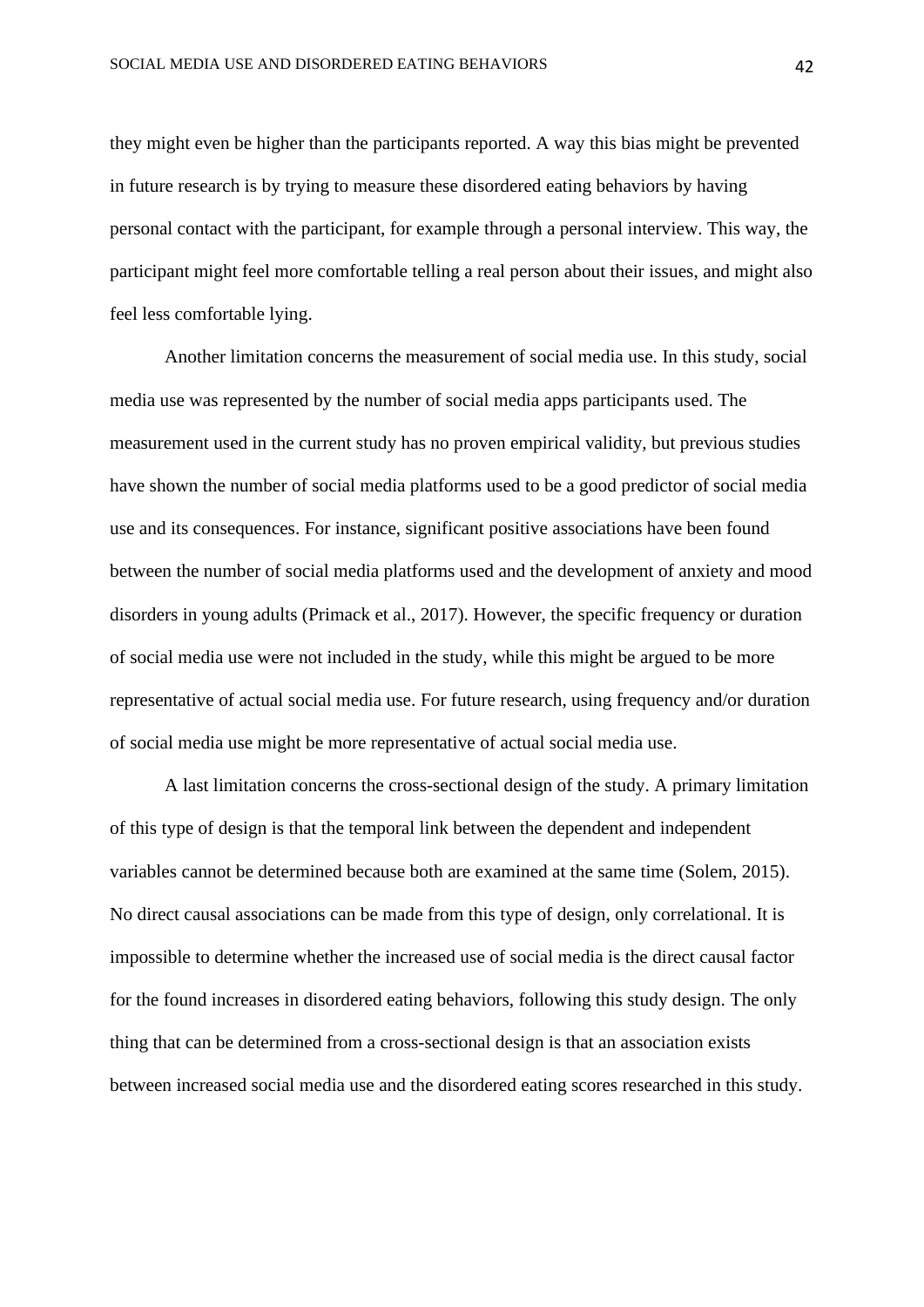they might even be higher than the participants reported. A way this bias might be prevented in future research is by trying to measure these disordered eating behaviors by having personal contact with the participant, for example through a personal interview. This way, the participant might feel more comfortable telling a real person about their issues, and might also feel less comfortable lying.

Another limitation concerns the measurement of social media use. In this study, social media use was represented by the number of social media apps participants used. The measurement used in the current study has no proven empirical validity, but previous studies have shown the number of social media platforms used to be a good predictor of social media use and its consequences. For instance, significant positive associations have been found between the number of social media platforms used and the development of anxiety and mood disorders in young adults (Primack et al., 2017). However, the specific frequency or duration of social media use were not included in the study, while this might be argued to be more representative of actual social media use. For future research, using frequency and/or duration of social media use might be more representative of actual social media use.

A last limitation concerns the cross-sectional design of the study. A primary limitation of this type of design is that the temporal link between the dependent and independent variables cannot be determined because both are examined at the same time (Solem, 2015). No direct causal associations can be made from this type of design, only correlational. It is impossible to determine whether the increased use of social media is the direct causal factor for the found increases in disordered eating behaviors, following this study design. The only thing that can be determined from a cross-sectional design is that an association exists between increased social media use and the disordered eating scores researched in this study.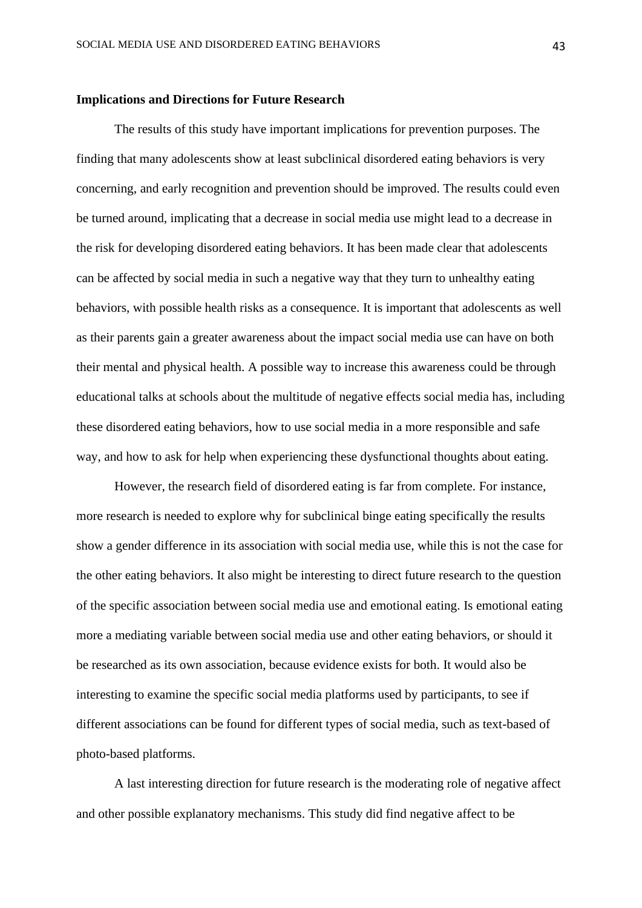**Implications and Directions for Future Research**

The results of this study have important implications for prevention purposes. The finding that many adolescents show at least subclinical disordered eating behaviors is very concerning, and early recognition and prevention should be improved. The results could even be turned around, implicating that a decrease in social media use might lead to a decrease in the risk for developing disordered eating behaviors. It has been made clear that adolescents can be affected by social media in such a negative way that they turn to unhealthy eating behaviors, with possible health risks as a consequence. It is important that adolescents as well as their parents gain a greater awareness about the impact social media use can have on both their mental and physical health. A possible way to increase this awareness could be through educational talks at schools about the multitude of negative effects social media has, including these disordered eating behaviors, how to use social media in a more responsible and safe way, and how to ask for help when experiencing these dysfunctional thoughts about eating.

However, the research field of disordered eating is far from complete. For instance, more research is needed to explore why for subclinical binge eating specifically the results show a gender difference in its association with social media use, while this is not the case for the other eating behaviors. It also might be interesting to direct future research to the question of the specific association between social media use and emotional eating. Is emotional eating more a mediating variable between social media use and other eating behaviors, or should it be researched as its own association, because evidence exists for both. It would also be interesting to examine the specific social media platforms used by participants, to see if different associations can be found for different types of social media, such as text-based of photo-based platforms.

A last interesting direction for future research is the moderating role of negative affect and other possible explanatory mechanisms. This study did find negative affect to be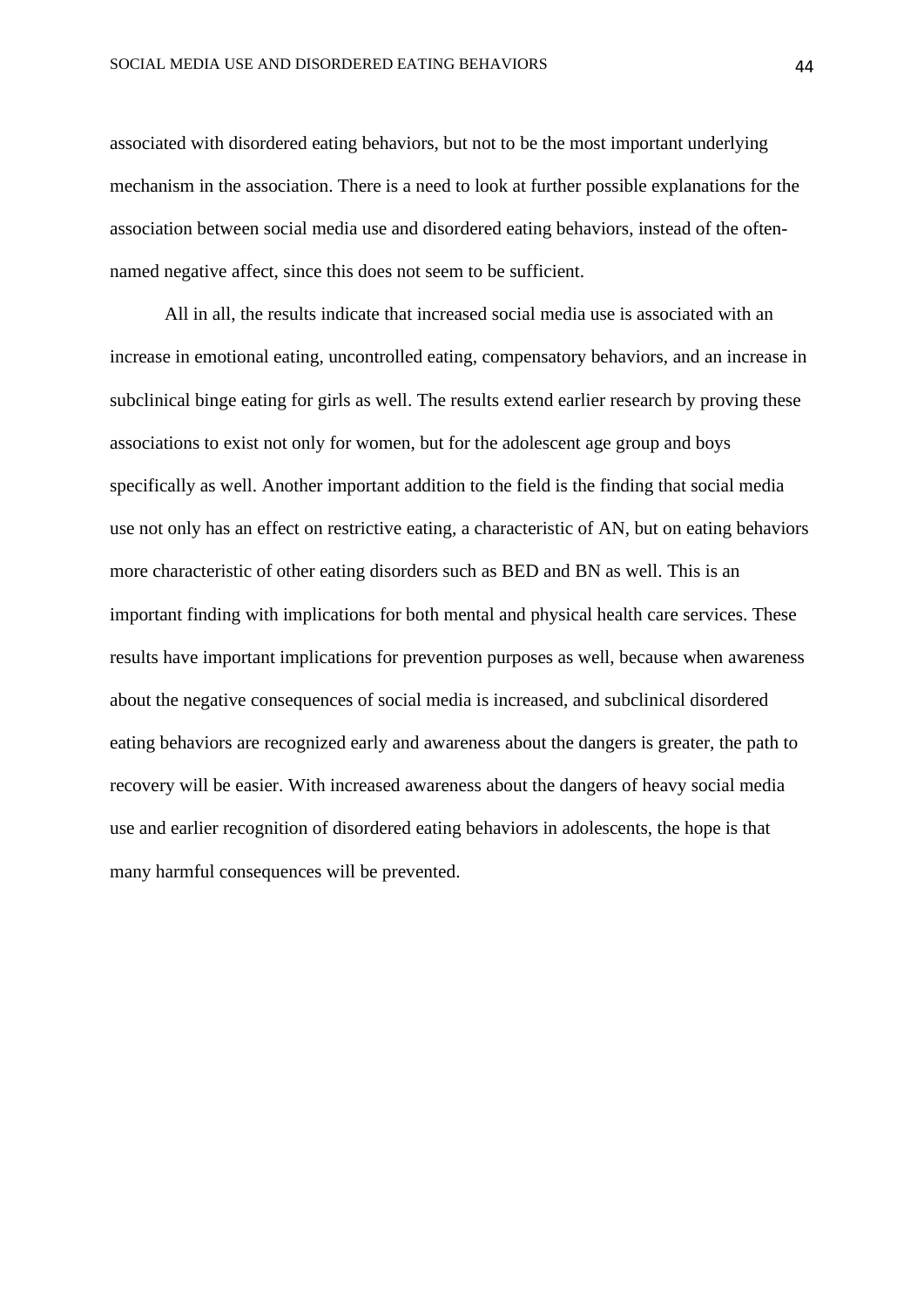associated with disordered eating behaviors, but not to be the most important underlying mechanism in the association. There is a need to look at further possible explanations for the association between social media use and disordered eating behaviors, instead of the often-named negative affect, since this does not seem to be sufficient.

All in all, the results indicate that increased social media use is associated with an increase in emotional eating, uncontrolled eating, compensatory behaviors, and an increase in subclinical binge eating for girls as well. The results extend earlier research by proving these associations to exist not only for women, but for the adolescent age group and boys specifically as well. Another important addition to the field is the finding that social media use not only has an effect on restrictive eating, a characteristic of AN, but on eating behaviors more characteristic of other eating disorders such as BED and BN as well. This is an important finding with implications for both mental and physical health care services. These results have important implications for prevention purposes as well, because when awareness about the negative consequences of social media is increased, and subclinical disordered eating behaviors are recognized early and awareness about the dangers is greater, the path to recovery will be easier. With increased awareness about the dangers of heavy social media use and earlier recognition of disordered eating behaviors in adolescents, the hope is that many harmful consequences will be prevented.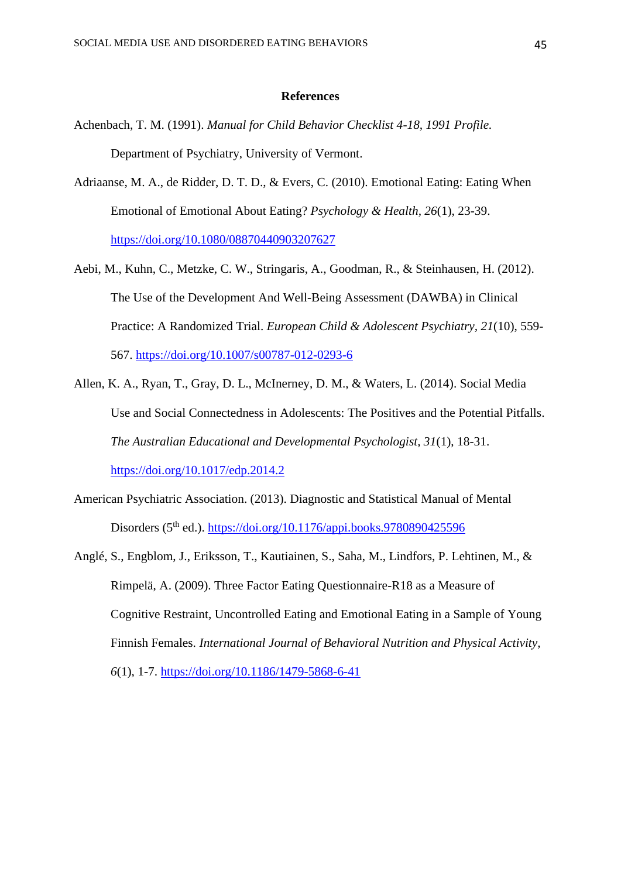# References

Achenbach, T. M. (1991). *Manual for Child Behavior Checklist 4-18, 1991 Profile.* Department of Psychiatry, University of Vermont.

Adriaanse, M. A., de Ridder, D. T. D., & Evers, C. (2010). Emotional Eating: Eating When Emotional of Emotional About Eating? *Psychology & Health*, *26*(1), 23-39. https://doi.org/10.1080/08870440903207627

Aebi, M., Kuhn, C., Metzke, C. W., Stringaris, A., Goodman, R., & Steinhausen, H. (2012). The Use of the Development And Well-Being Assessment (DAWBA) in Clinical Practice: A Randomized Trial. *European Child & Adolescent Psychiatry*, *21*(10), 559-567. https://doi.org/10.1007/s00787-012-0293-6

Allen, K. A., Ryan, T., Gray, D. L., McInerney, D. M., & Waters, L. (2014). Social Media Use and Social Connectedness in Adolescents: The Positives and the Potential Pitfalls. *The Australian Educational and Developmental Psychologist*, *31*(1), 18-31. https://doi.org/10.1017/edp.2014.2

American Psychiatric Association. (2013). Diagnostic and Statistical Manual of Mental Disorders (5th ed.). https://doi.org/10.1176/appi.books.9780890425596

Anglé, S., Engblom, J., Eriksson, T., Kautiainen, S., Saha, M., Lindfors, P. Lehtinen, M., & Rimpelä, A. (2009). Three Factor Eating Questionnaire-R18 as a Measure of Cognitive Restraint, Uncontrolled Eating and Emotional Eating in a Sample of Young Finnish Females. *International Journal of Behavioral Nutrition and Physical Activity*, *6*(1), 1-7. https://doi.org/10.1186/1479-5868-6-41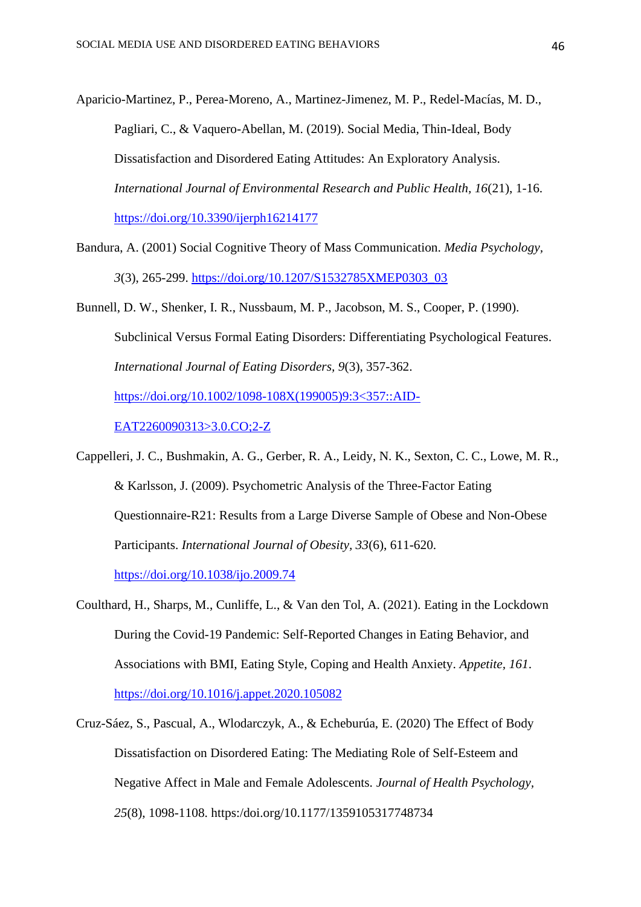Aparicio-Martinez, P., Perea-Moreno, A., Martinez-Jimenez, M. P., Redel-Macías, M. D., Pagliari, C., & Vaquero-Abellan, M. (2019). Social Media, Thin-Ideal, Body Dissatisfaction and Disordered Eating Attitudes: An Exploratory Analysis. *International Journal of Environmental Research and Public Health, 16*(21), 1-16. https://doi.org/10.3390/ijerph16214177

Bandura, A. (2001) Social Cognitive Theory of Mass Communication. *Media Psychology, 3*(3), 265-299. https://doi.org/10.1207/S1532785XMEP0303_03

Bunnell, D. W., Shenker, I. R., Nussbaum, M. P., Jacobson, M. S., Cooper, P. (1990). Subclinical Versus Formal Eating Disorders: Differentiating Psychological Features. *International Journal of Eating Disorders*, *9*(3), 357-362. https://doi.org/10.1002/1098-108X(199005)9:3<357::AID-EAT2260090313>3.0.CO;2-Z

Cappelleri, J. C., Bushmakin, A. G., Gerber, R. A., Leidy, N. K., Sexton, C. C., Lowe, M. R., & Karlsson, J. (2009). Psychometric Analysis of the Three-Factor Eating Questionnaire-R21: Results from a Large Diverse Sample of Obese and Non-Obese Participants. *International Journal of Obesity, 33*(6), 611-620. https://doi.org/10.1038/ijo.2009.74

Coulthard, H., Sharps, M., Cunliffe, L., & Van den Tol, A. (2021). Eating in the Lockdown During the Covid-19 Pandemic: Self-Reported Changes in Eating Behavior, and Associations with BMI, Eating Style, Coping and Health Anxiety. *Appetite, 161*. https://doi.org/10.1016/j.appet.2020.105082

Cruz-Sáez, S., Pascual, A., Wlodarczyk, A., & Echeburúa, E. (2020) The Effect of Body Dissatisfaction on Disordered Eating: The Mediating Role of Self-Esteem and Negative Affect in Male and Female Adolescents. *Journal of Health Psychology, 25*(8), 1098-1108. https:/doi.org/10.1177/1359105317748734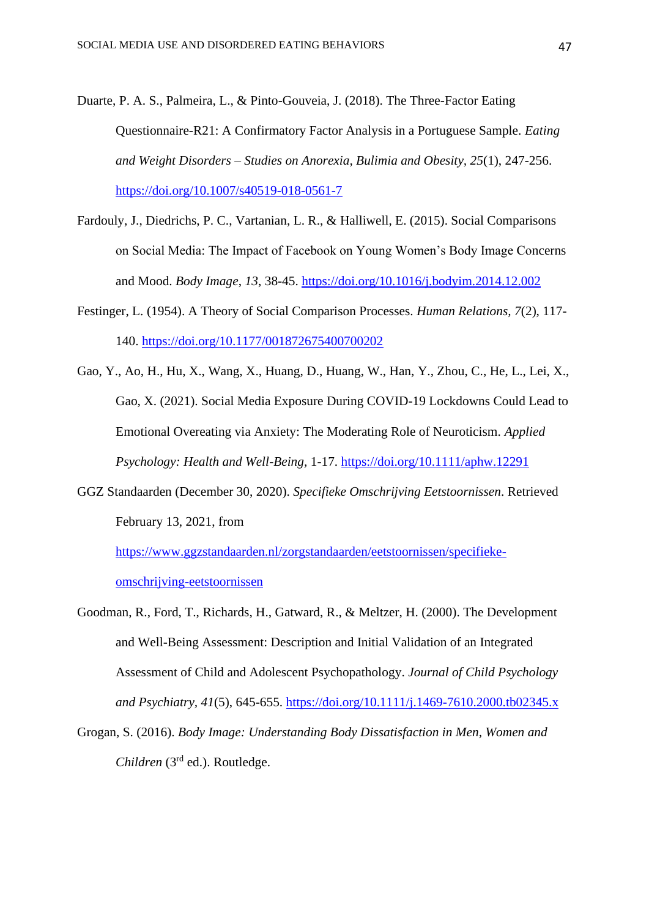Duarte, P. A. S., Palmeira, L., & Pinto-Gouveia, J. (2018). The Three-Factor Eating Questionnaire-R21: A Confirmatory Factor Analysis in a Portuguese Sample. *Eating and Weight Disorders – Studies on Anorexia, Bulimia and Obesity*, *25*(1), 247-256. https://doi.org/10.1007/s40519-018-0561-7

Fardouly, J., Diedrichs, P. C., Vartanian, L. R., & Halliwell, E. (2015). Social Comparisons on Social Media: The Impact of Facebook on Young Women's Body Image Concerns and Mood. *Body Image*, *13*, 38-45. https://doi.org/10.1016/j.bodyim.2014.12.002

Festinger, L. (1954). A Theory of Social Comparison Processes. *Human Relations*, *7*(2), 117-140. https://doi.org/10.1177/001872675400700202

Gao, Y., Ao, H., Hu, X., Wang, X., Huang, D., Huang, W., Han, Y., Zhou, C., He, L., Lei, X., Gao, X. (2021). Social Media Exposure During COVID-19 Lockdowns Could Lead to Emotional Overeating via Anxiety: The Moderating Role of Neuroticism. *Applied Psychology: Health and Well-Being*, 1-17. https://doi.org/10.1111/aphw.12291

GGZ Standaarden (December 30, 2020). *Specifieke Omschrijving Eetstoornissen*. Retrieved February 13, 2021, from https://www.ggzstandaarden.nl/zorgstandaarden/eetstoornissen/specifieke-omschrijving-eetstoornissen

Goodman, R., Ford, T., Richards, H., Gatward, R., & Meltzer, H. (2000). The Development and Well-Being Assessment: Description and Initial Validation of an Integrated Assessment of Child and Adolescent Psychopathology. *Journal of Child Psychology and Psychiatry*, *41*(5), 645-655. https://doi.org/10.1111/j.1469-7610.2000.tb02345.x

Grogan, S. (2016). *Body Image: Understanding Body Dissatisfaction in Men, Women and Children* (3rd ed.). Routledge.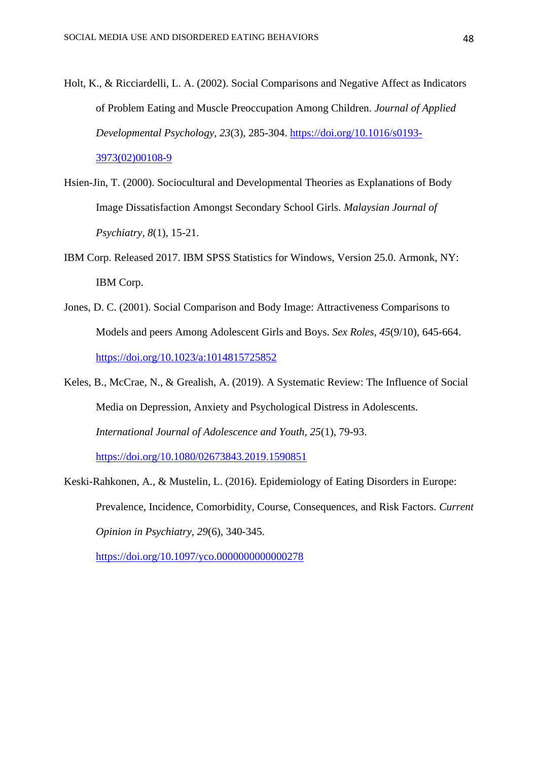Holt, K., & Ricciardelli, L. A. (2002). Social Comparisons and Negative Affect as Indicators of Problem Eating and Muscle Preoccupation Among Children. *Journal of Applied Developmental Psychology*, *23*(3), 285-304. https://doi.org/10.1016/s0193-3973(02)00108-9

Hsien-Jin, T. (2000). Sociocultural and Developmental Theories as Explanations of Body Image Dissatisfaction Amongst Secondary School Girls. *Malaysian Journal of Psychiatry*, *8*(1), 15-21.

IBM Corp. Released 2017. IBM SPSS Statistics for Windows, Version 25.0. Armonk, NY: IBM Corp.

Jones, D. C. (2001). Social Comparison and Body Image: Attractiveness Comparisons to Models and peers Among Adolescent Girls and Boys. *Sex Roles*, *45*(9/10), 645-664. https://doi.org/10.1023/a:1014815725852

Keles, B., McCrae, N., & Grealish, A. (2019). A Systematic Review: The Influence of Social Media on Depression, Anxiety and Psychological Distress in Adolescents. *International Journal of Adolescence and Youth*, *25*(1), 79-93. https://doi.org/10.1080/02673843.2019.1590851

Keski-Rahkonen, A., & Mustelin, L. (2016). Epidemiology of Eating Disorders in Europe: Prevalence, Incidence, Comorbidity, Course, Consequences, and Risk Factors. *Current Opinion in Psychiatry*, *29*(6), 340-345. https://doi.org/10.1097/yco.0000000000000278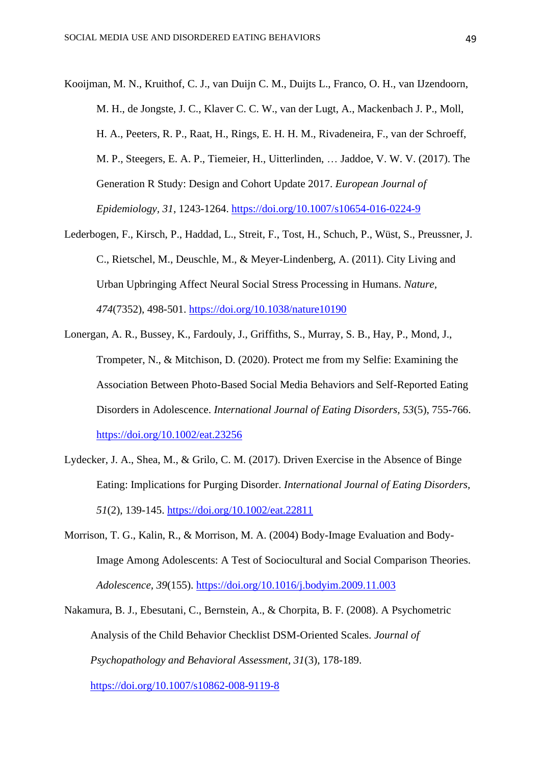Kooijman, M. N., Kruithof, C. J., van Duijn C. M., Duijts L., Franco, O. H., van IJzendoorn, M. H., de Jongste, J. C., Klaver C. C. W., van der Lugt, A., Mackenbach J. P., Moll, H. A., Peeters, R. P., Raat, H., Rings, E. H. H. M., Rivadeneira, F., van der Schroeff, M. P., Steegers, E. A. P., Tiemeier, H., Uitterlinden, … Jaddoe, V. W. V. (2017). The Generation R Study: Design and Cohort Update 2017. *European Journal of Epidemiology*, *31*, 1243-1264. https://doi.org/10.1007/s10654-016-0224-9

Lederbogen, F., Kirsch, P., Haddad, L., Streit, F., Tost, H., Schuch, P., Wüst, S., Preussner, J. C., Rietschel, M., Deuschle, M., & Meyer-Lindenberg, A. (2011). City Living and Urban Upbringing Affect Neural Social Stress Processing in Humans. *Nature*, *474*(7352), 498-501. https://doi.org/10.1038/nature10190

Lonergan, A. R., Bussey, K., Fardouly, J., Griffiths, S., Murray, S. B., Hay, P., Mond, J., Trompeter, N., & Mitchison, D. (2020). Protect me from my Selfie: Examining the Association Between Photo-Based Social Media Behaviors and Self-Reported Eating Disorders in Adolescence. *International Journal of Eating Disorders*, *53*(5), 755-766. https://doi.org/10.1002/eat.23256

Lydecker, J. A., Shea, M., & Grilo, C. M. (2017). Driven Exercise in the Absence of Binge Eating: Implications for Purging Disorder. *International Journal of Eating Disorders*, *51*(2), 139-145. https://doi.org/10.1002/eat.22811

Morrison, T. G., Kalin, R., & Morrison, M. A. (2004) Body-Image Evaluation and Body-Image Among Adolescents: A Test of Sociocultural and Social Comparison Theories. *Adolescence*, *39*(155). https://doi.org/10.1016/j.bodyim.2009.11.003

Nakamura, B. J., Ebesutani, C., Bernstein, A., & Chorpita, B. F. (2008). A Psychometric Analysis of the Child Behavior Checklist DSM-Oriented Scales. *Journal of Psychopathology and Behavioral Assessment*, *31*(3), 178-189. https://doi.org/10.1007/s10862-008-9119-8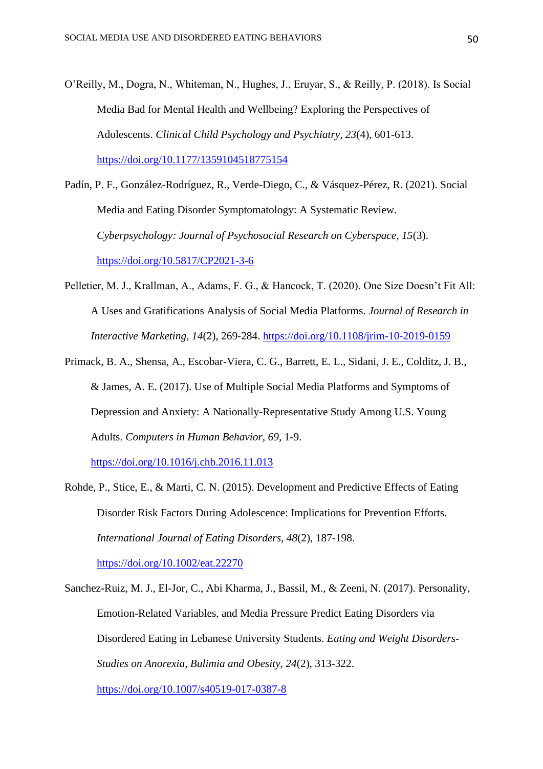O'Reilly, M., Dogra, N., Whiteman, N., Hughes, J., Eruyar, S., & Reilly, P. (2018). Is Social Media Bad for Mental Health and Wellbeing? Exploring the Perspectives of Adolescents. *Clinical Child Psychology and Psychiatry, 23*(4), 601-613. https://doi.org/10.1177/1359104518775154

Padín, P. F., González-Rodríguez, R., Verde-Diego, C., & Vásquez-Pérez, R. (2021). Social Media and Eating Disorder Symptomatology: A Systematic Review. *Cyberpsychology: Journal of Psychosocial Research on Cyberspace, 15*(3). https://doi.org/10.5817/CP2021-3-6

Pelletier, M. J., Krallman, A., Adams, F. G., & Hancock, T. (2020). One Size Doesn't Fit All: A Uses and Gratifications Analysis of Social Media Platforms. *Journal of Research in Interactive Marketing, 14*(2), 269-284. https://doi.org/10.1108/jrim-10-2019-0159

Primack, B. A., Shensa, A., Escobar-Viera, C. G., Barrett, E. L., Sidani, J. E., Colditz, J. B., & James, A. E. (2017). Use of Multiple Social Media Platforms and Symptoms of Depression and Anxiety: A Nationally-Representative Study Among U.S. Young Adults. *Computers in Human Behavior, 69*, 1-9. https://doi.org/10.1016/j.chb.2016.11.013

Rohde, P., Stice, E., & Marti, C. N. (2015). Development and Predictive Effects of Eating Disorder Risk Factors During Adolescence: Implications for Prevention Efforts. *International Journal of Eating Disorders, 48*(2), 187-198. https://doi.org/10.1002/eat.22270

Sanchez-Ruiz, M. J., El-Jor, C., Abi Kharma, J., Bassil, M., & Zeeni, N. (2017). Personality, Emotion-Related Variables, and Media Pressure Predict Eating Disorders via Disordered Eating in Lebanese University Students. *Eating and Weight Disorders-Studies on Anorexia, Bulimia and Obesity, 24*(2), 313-322. https://doi.org/10.1007/s40519-017-0387-8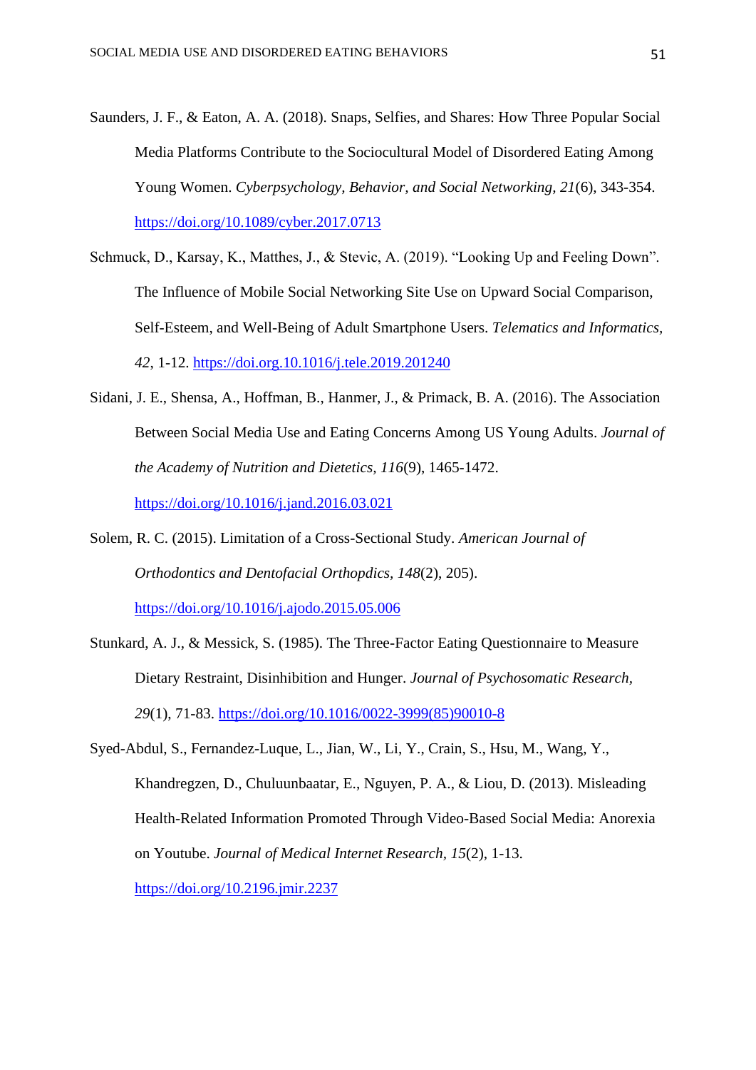Saunders, J. F., & Eaton, A. A. (2018). Snaps, Selfies, and Shares: How Three Popular Social Media Platforms Contribute to the Sociocultural Model of Disordered Eating Among Young Women. *Cyberpsychology, Behavior, and Social Networking, 21*(6), 343-354. https://doi.org/10.1089/cyber.2017.0713

Schmuck, D., Karsay, K., Matthes, J., & Stevic, A. (2019). "Looking Up and Feeling Down". The Influence of Mobile Social Networking Site Use on Upward Social Comparison, Self-Esteem, and Well-Being of Adult Smartphone Users. *Telematics and Informatics, 42*, 1-12. https://doi.org.10.1016/j.tele.2019.201240

Sidani, J. E., Shensa, A., Hoffman, B., Hanmer, J., & Primack, B. A. (2016). The Association Between Social Media Use and Eating Concerns Among US Young Adults. *Journal of the Academy of Nutrition and Dietetics, 116*(9), 1465-1472. https://doi.org/10.1016/j.jand.2016.03.021

Solem, R. C. (2015). Limitation of a Cross-Sectional Study. *American Journal of Orthodontics and Dentofacial Orthopdics, 148*(2), 205). https://doi.org/10.1016/j.ajodo.2015.05.006

Stunkard, A. J., & Messick, S. (1985). The Three-Factor Eating Questionnaire to Measure Dietary Restraint, Disinhibition and Hunger. *Journal of Psychosomatic Research, 29*(1), 71-83. https://doi.org/10.1016/0022-3999(85)90010-8

Syed-Abdul, S., Fernandez-Luque, L., Jian, W., Li, Y., Crain, S., Hsu, M., Wang, Y., Khandregzen, D., Chuluunbaatar, E., Nguyen, P. A., & Liou, D. (2013). Misleading Health-Related Information Promoted Through Video-Based Social Media: Anorexia on Youtube. *Journal of Medical Internet Research, 15*(2), 1-13. https://doi.org/10.2196.jmir.2237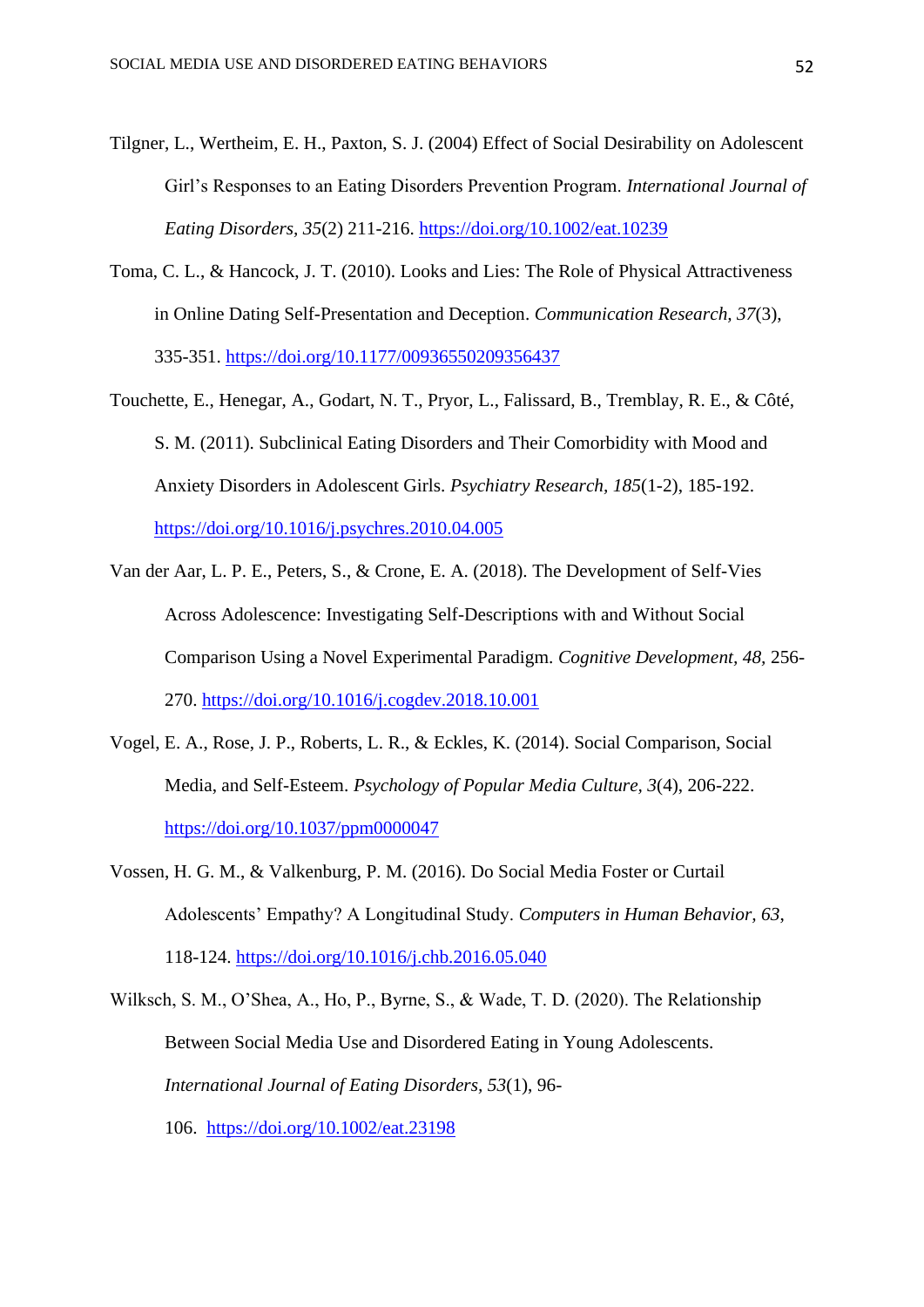Tilgner, L., Wertheim, E. H., Paxton, S. J. (2004) Effect of Social Desirability on Adolescent Girl's Responses to an Eating Disorders Prevention Program. *International Journal of Eating Disorders, 35*(2) 211-216. https://doi.org/10.1002/eat.10239

Toma, C. L., & Hancock, J. T. (2010). Looks and Lies: The Role of Physical Attractiveness in Online Dating Self-Presentation and Deception. *Communication Research, 37*(3), 335-351. https://doi.org/10.1177/00936550209356437

Touchette, E., Henegar, A., Godart, N. T., Pryor, L., Falissard, B., Tremblay, R. E., & Côté, S. M. (2011). Subclinical Eating Disorders and Their Comorbidity with Mood and Anxiety Disorders in Adolescent Girls. *Psychiatry Research, 185*(1-2), 185-192. https://doi.org/10.1016/j.psychres.2010.04.005

Van der Aar, L. P. E., Peters, S., & Crone, E. A. (2018). The Development of Self-Vies Across Adolescence: Investigating Self-Descriptions with and Without Social Comparison Using a Novel Experimental Paradigm. *Cognitive Development, 48,* 256-270. https://doi.org/10.1016/j.cogdev.2018.10.001

Vogel, E. A., Rose, J. P., Roberts, L. R., & Eckles, K. (2014). Social Comparison, Social Media, and Self-Esteem. *Psychology of Popular Media Culture, 3*(4), 206-222. https://doi.org/10.1037/ppm0000047

Vossen, H. G. M., & Valkenburg, P. M. (2016). Do Social Media Foster or Curtail Adolescents' Empathy? A Longitudinal Study. *Computers in Human Behavior, 63,* 118-124. https://doi.org/10.1016/j.chb.2016.05.040

Wilksch, S. M., O'Shea, A., Ho, P., Byrne, S., & Wade, T. D. (2020). The Relationship Between Social Media Use and Disordered Eating in Young Adolescents. *International Journal of Eating Disorders, 53*(1), 96-106. https://doi.org/10.1002/eat.23198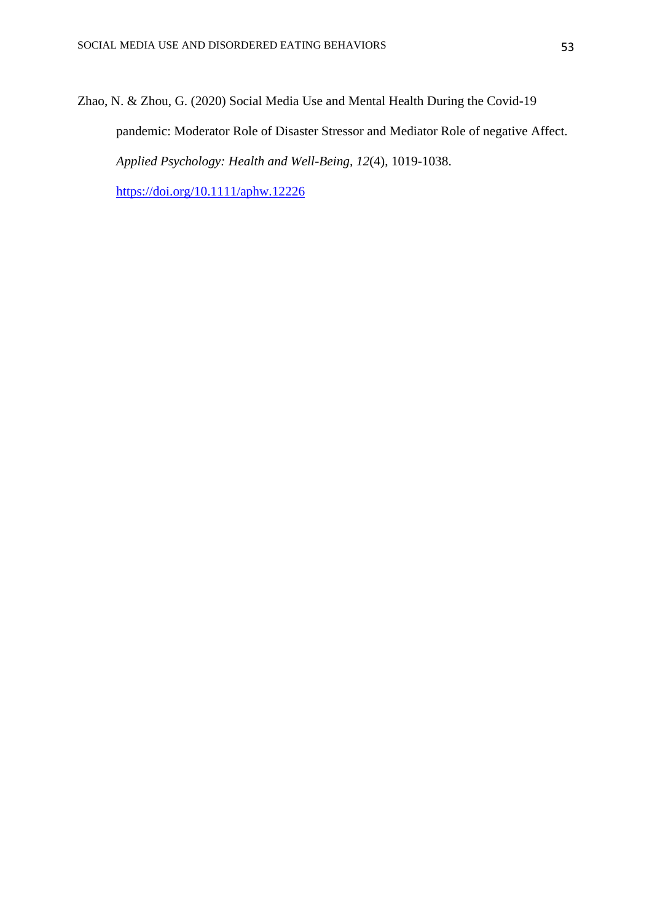Zhao, N. & Zhou, G. (2020) Social Media Use and Mental Health During the Covid-19 pandemic: Moderator Role of Disaster Stressor and Mediator Role of negative Affect. *Applied Psychology: Health and Well-Being, 12*(4), 1019-1038. https://doi.org/10.1111/aphw.12226